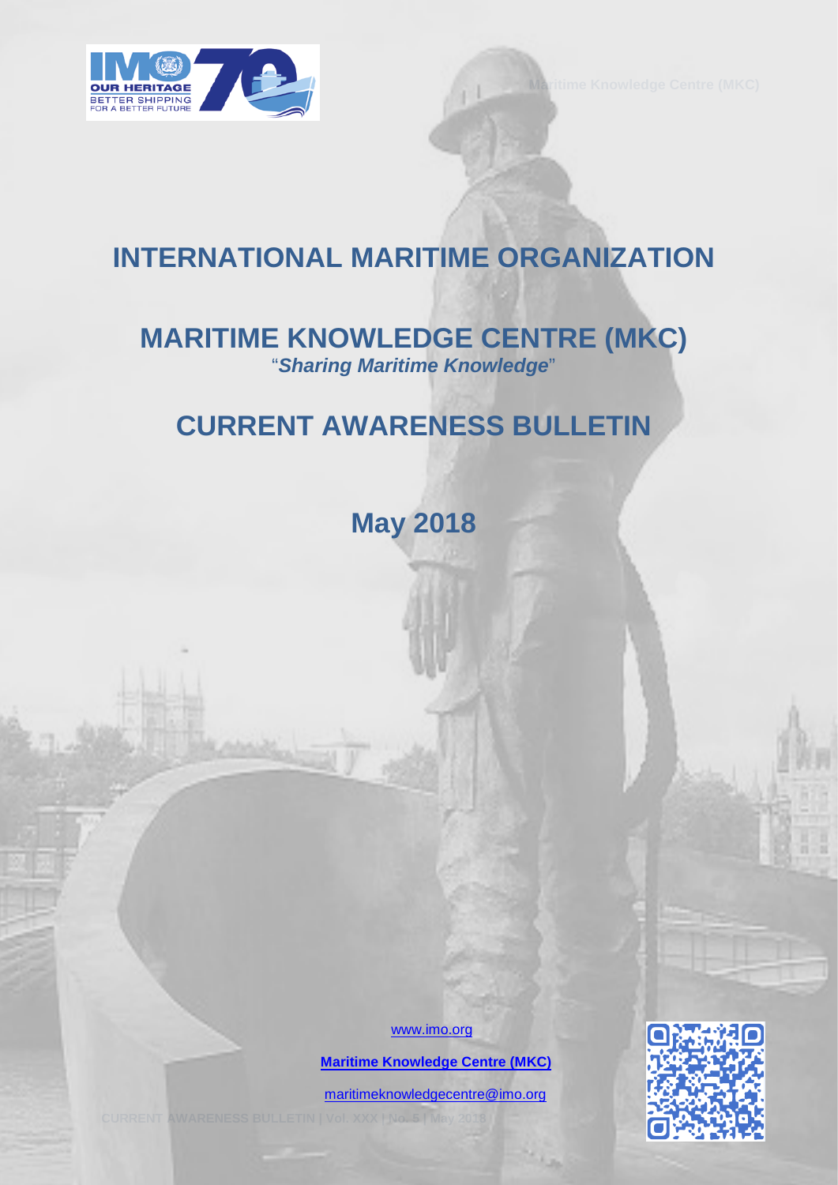# INTERNATIONAL MARITIME ORGANIZATION

## MARITIME KNOWLEDGE CENTRE (MKC)

"*Sharing Maritime Knowledge*"

## CURRENT AWARENESS BULLETIN

### May 2018

www.imo.org

**Maritime Knowledge Centre (MKC)**

maritimeknowledgecentre@imo.org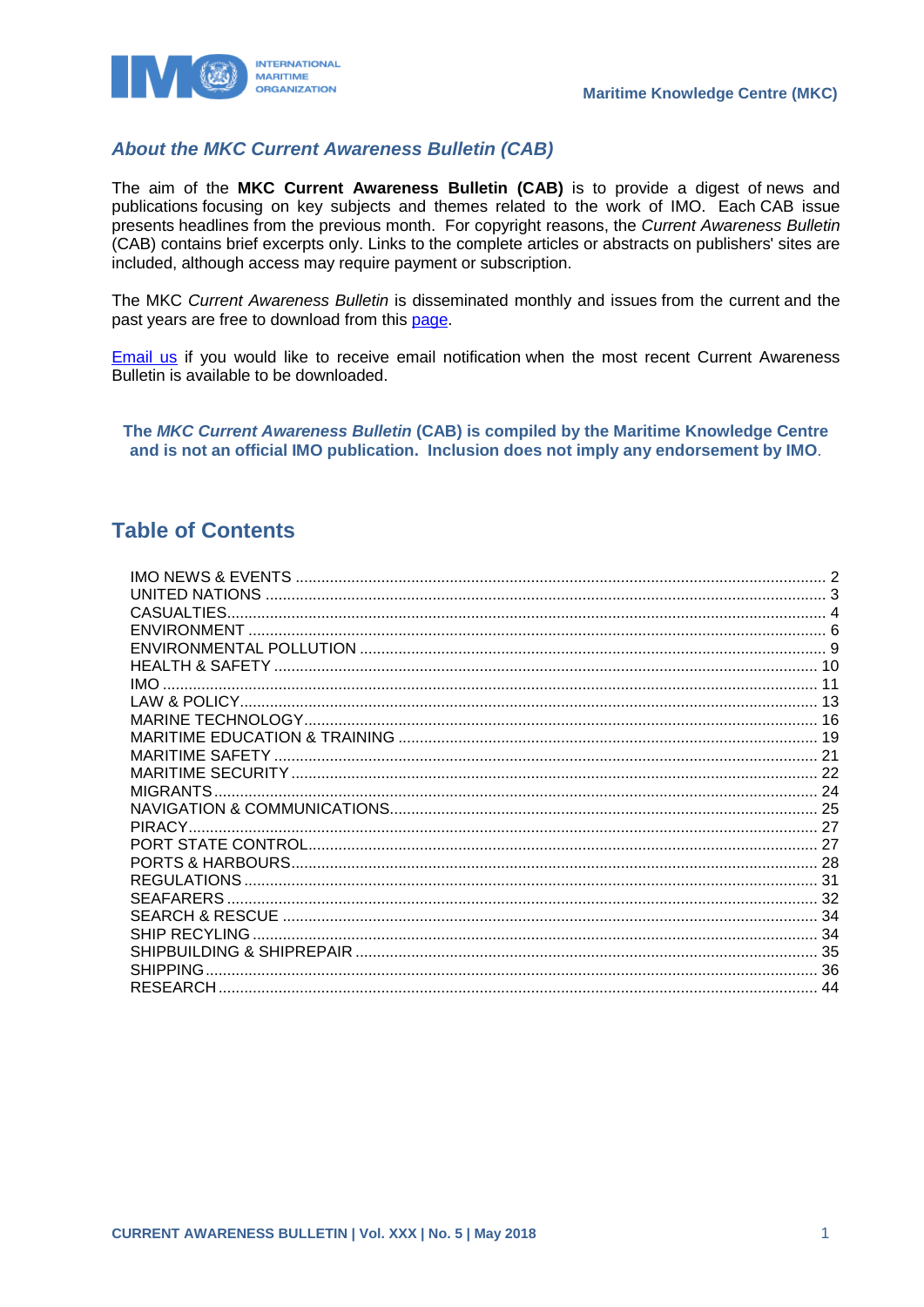## *About the MKC Current Awareness Bulletin (CAB)*

The aim of the **MKC Current Awareness Bulletin (CAB)** is to provide a digest of news and publications focusing on key subjects and themes related to the work of IMO. Each CAB issue presents headlines from the previous month. For copyright reasons, the *Current Awareness Bulletin* (CAB) contains brief excerpts only. Links to the complete articles or abstracts on publishers' sites are included, although access may require payment or subscription.

The MKC *Current Awareness Bulletin* is disseminated monthly and issues from the current and the past years are free to download from this page.

Email us if you would like to receive email notification when the most recent Current Awareness Bulletin is available to be downloaded.

**The *MKC Current Awareness Bulletin* (CAB) is compiled by the Maritime Knowledge Centre and is not an official IMO publication. Inclusion does not imply any endorsement by IMO.**

## Table of Contents

IMO NEWS & EVENTS .......... 2
UNITED NATIONS .......... 3
CASUALTIES .......... 4
ENVIRONMENT .......... 6
ENVIRONMENTAL POLLUTION .......... 9
HEALTH & SAFETY .......... 10
IMO .......... 11
LAW & POLICY .......... 13
MARINE TECHNOLOGY .......... 16
MARITIME EDUCATION & TRAINING .......... 19
MARITIME SAFETY .......... 21
MARITIME SECURITY .......... 22
MIGRANTS .......... 24
NAVIGATION & COMMUNICATIONS .......... 25
PIRACY .......... 27
PORT STATE CONTROL .......... 27
PORTS & HARBOURS .......... 28
REGULATIONS .......... 31
SEAFARERS .......... 32
SEARCH & RESCUE .......... 34
SHIP RECYLING .......... 34
SHIPBUILDING & SHIPREPAIR .......... 35
SHIPPING .......... 36
RESEARCH .......... 44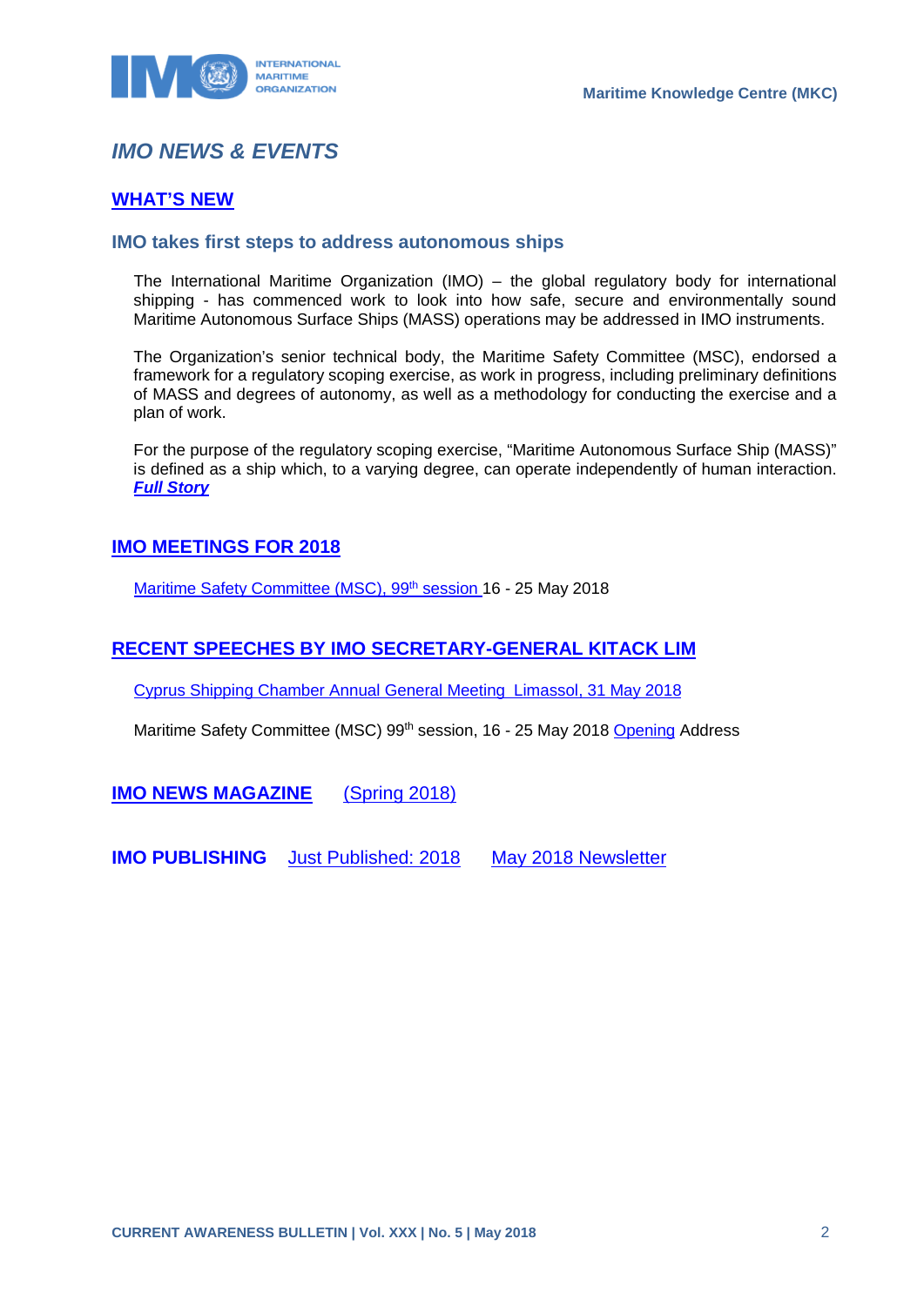# IMO NEWS & EVENTS

## WHAT'S NEW

### IMO takes first steps to address autonomous ships

The International Maritime Organization (IMO) – the global regulatory body for international shipping - has commenced work to look into how safe, secure and environmentally sound Maritime Autonomous Surface Ships (MASS) operations may be addressed in IMO instruments.

The Organization's senior technical body, the Maritime Safety Committee (MSC), endorsed a framework for a regulatory scoping exercise, as work in progress, including preliminary definitions of MASS and degrees of autonomy, as well as a methodology for conducting the exercise and a plan of work.

For the purpose of the regulatory scoping exercise, "Maritime Autonomous Surface Ship (MASS)" is defined as a ship which, to a varying degree, can operate independently of human interaction. ***Full Story***

## IMO MEETINGS FOR 2018

Maritime Safety Committee (MSC), 99th session 16 - 25 May 2018

## RECENT SPEECHES BY IMO SECRETARY-GENERAL KITACK LIM

Cyprus Shipping Chamber Annual General Meeting Limassol, 31 May 2018

Maritime Safety Committee (MSC) 99th session, 16 - 25 May 2018 Opening Address

**IMO NEWS MAGAZINE** (Spring 2018)

**IMO PUBLISHING** Just Published: 2018 May 2018 Newsletter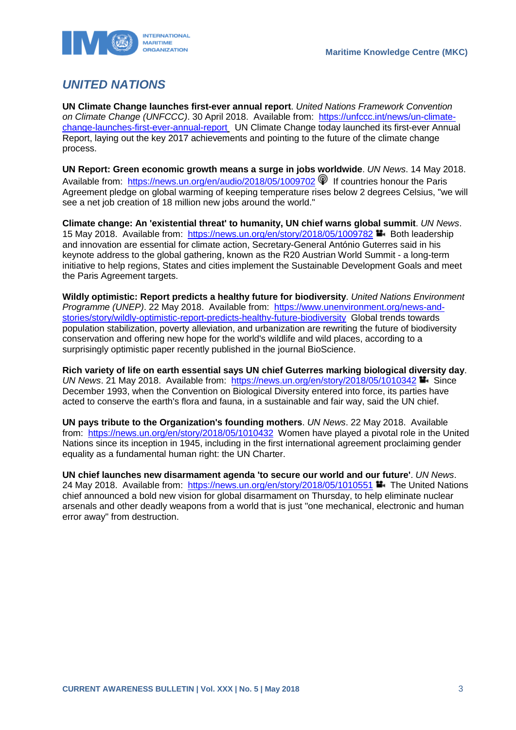## *UNITED NATIONS*

**UN Climate Change launches first-ever annual report**. *United Nations Framework Convention on Climate Change (UNFCCC)*. 30 April 2018. Available from: https://unfccc.int/news/un-climate-change-launches-first-ever-annual-report UN Climate Change today launched its first-ever Annual Report, laying out the key 2017 achievements and pointing to the future of the climate change process.

**UN Report: Green economic growth means a surge in jobs worldwide**. *UN News*. 14 May 2018. Available from: https://news.un.org/en/audio/2018/05/1009702 If countries honour the Paris Agreement pledge on global warming of keeping temperature rises below 2 degrees Celsius, "we will see a net job creation of 18 million new jobs around the world."

**Climate change: An 'existential threat' to humanity, UN chief warns global summit**. *UN News*. 15 May 2018. Available from: https://news.un.org/en/story/2018/05/1009782 Both leadership and innovation are essential for climate action, Secretary-General António Guterres said in his keynote address to the global gathering, known as the R20 Austrian World Summit - a long-term initiative to help regions, States and cities implement the Sustainable Development Goals and meet the Paris Agreement targets.

**Wildly optimistic: Report predicts a healthy future for biodiversity**. *United Nations Environment Programme (UNEP)*. 22 May 2018. Available from: https://www.unenvironment.org/news-and-stories/story/wildly-optimistic-report-predicts-healthy-future-biodiversity Global trends towards population stabilization, poverty alleviation, and urbanization are rewriting the future of biodiversity conservation and offering new hope for the world's wildlife and wild places, according to a surprisingly optimistic paper recently published in the journal BioScience.

**Rich variety of life on earth essential says UN chief Guterres marking biological diversity day**. *UN News*. 21 May 2018. Available from: https://news.un.org/en/story/2018/05/1010342 Since December 1993, when the Convention on Biological Diversity entered into force, its parties have acted to conserve the earth's flora and fauna, in a sustainable and fair way, said the UN chief.

**UN pays tribute to the Organization's founding mothers**. *UN News*. 22 May 2018. Available from: https://news.un.org/en/story/2018/05/1010432 Women have played a pivotal role in the United Nations since its inception in 1945, including in the first international agreement proclaiming gender equality as a fundamental human right: the UN Charter.

**UN chief launches new disarmament agenda 'to secure our world and our future'**. *UN News*. 24 May 2018. Available from: https://news.un.org/en/story/2018/05/1010551 The United Nations chief announced a bold new vision for global disarmament on Thursday, to help eliminate nuclear arsenals and other deadly weapons from a world that is just "one mechanical, electronic and human error away" from destruction.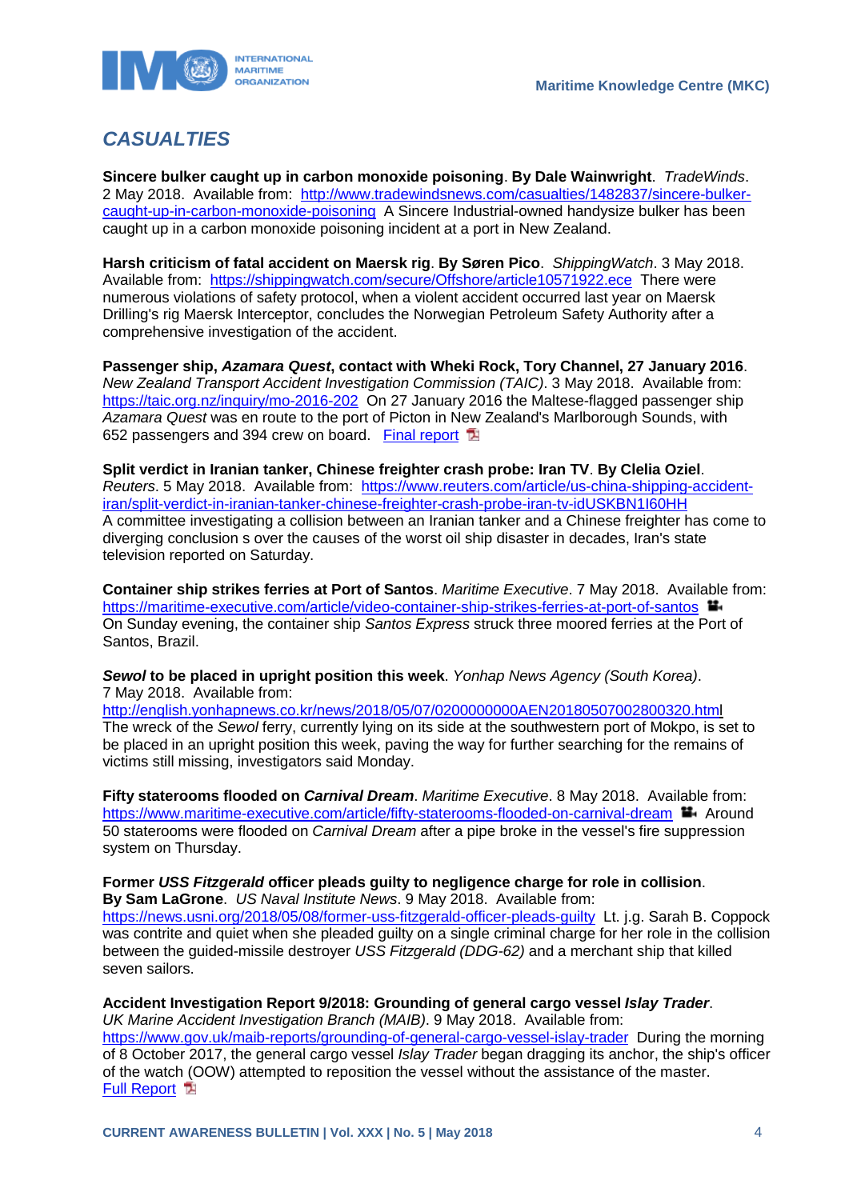## *CASUALTIES*

**Sincere bulker caught up in carbon monoxide poisoning**. **By Dale Wainwright**. *TradeWinds*. 2 May 2018. Available from: [http://www.tradewindsnews.com/casualties/1482837/sincere-bulker-caught-up-in-carbon-monoxide-poisoning](http://www.tradewindsnews.com/casualties/1482837/sincere-bulker-caught-up-in-carbon-monoxide-poisoning) A Sincere Industrial-owned handysize bulker has been caught up in a carbon monoxide poisoning incident at a port in New Zealand.

**Harsh criticism of fatal accident on Maersk rig**. **By Søren Pico**. *ShippingWatch*. 3 May 2018. Available from: [https://shippingwatch.com/secure/Offshore/article10571922.ece](https://shippingwatch.com/secure/Offshore/article10571922.ece) There were numerous violations of safety protocol, when a violent accident occurred last year on Maersk Drilling's rig Maersk Interceptor, concludes the Norwegian Petroleum Safety Authority after a comprehensive investigation of the accident.

**Passenger ship, *Azamara Quest*, contact with Wheki Rock, Tory Channel, 27 January 2016**. *New Zealand Transport Accident Investigation Commission (TAIC)*. 3 May 2018. Available from: [https://taic.org.nz/inquiry/mo-2016-202](https://taic.org.nz/inquiry/mo-2016-202) On 27 January 2016 the Maltese-flagged passenger ship *Azamara Quest* was en route to the port of Picton in New Zealand's Marlborough Sounds, with 652 passengers and 394 crew on board. Final report

**Split verdict in Iranian tanker, Chinese freighter crash probe: Iran TV**. **By Clelia Oziel**. *Reuters*. 5 May 2018. Available from: [https://www.reuters.com/article/us-china-shipping-accident-iran/split-verdict-in-iranian-tanker-chinese-freighter-crash-probe-iran-tv-idUSKBN1I60HH](https://www.reuters.com/article/us-china-shipping-accident-iran/split-verdict-in-iranian-tanker-chinese-freighter-crash-probe-iran-tv-idUSKBN1I60HH) A committee investigating a collision between an Iranian tanker and a Chinese freighter has come to diverging conclusion s over the causes of the worst oil ship disaster in decades, Iran's state television reported on Saturday.

**Container ship strikes ferries at Port of Santos**. *Maritime Executive*. 7 May 2018. Available from: [https://maritime-executive.com/article/video-container-ship-strikes-ferries-at-port-of-santos](https://maritime-executive.com/article/video-container-ship-strikes-ferries-at-port-of-santos) On Sunday evening, the container ship *Santos Express* struck three moored ferries at the Port of Santos, Brazil.

***Sewol* to be placed in upright position this week**. *Yonhap News Agency (South Korea)*. 7 May 2018. Available from: [http://english.yonhapnews.co.kr/news/2018/05/07/0200000000AEN20180507002800320.html](http://english.yonhapnews.co.kr/news/2018/05/07/0200000000AEN20180507002800320.html) The wreck of the *Sewol* ferry, currently lying on its side at the southwestern port of Mokpo, is set to be placed in an upright position this week, paving the way for further searching for the remains of victims still missing, investigators said Monday.

**Fifty staterooms flooded on *Carnival Dream***. *Maritime Executive*. 8 May 2018. Available from: [https://www.maritime-executive.com/article/fifty-staterooms-flooded-on-carnival-dream](https://www.maritime-executive.com/article/fifty-staterooms-flooded-on-carnival-dream) Around 50 staterooms were flooded on *Carnival Dream* after a pipe broke in the vessel's fire suppression system on Thursday.

**Former *USS Fitzgerald* officer pleads guilty to negligence charge for role in collision**. **By Sam LaGrone**. *US Naval Institute News*. 9 May 2018. Available from: [https://news.usni.org/2018/05/08/former-uss-fitzgerald-officer-pleads-guilty](https://news.usni.org/2018/05/08/former-uss-fitzgerald-officer-pleads-guilty) Lt. j.g. Sarah B. Coppock was contrite and quiet when she pleaded guilty on a single criminal charge for her role in the collision between the guided-missile destroyer *USS Fitzgerald (DDG-62)* and a merchant ship that killed seven sailors.

**Accident Investigation Report 9/2018: Grounding of general cargo vessel *Islay Trader***. *UK Marine Accident Investigation Branch (MAIB)*. 9 May 2018. Available from: [https://www.gov.uk/maib-reports/grounding-of-general-cargo-vessel-islay-trader](https://www.gov.uk/maib-reports/grounding-of-general-cargo-vessel-islay-trader) During the morning of 8 October 2017, the general cargo vessel *Islay Trader* began dragging its anchor, the ship's officer of the watch (OOW) attempted to reposition the vessel without the assistance of the master.
Full Report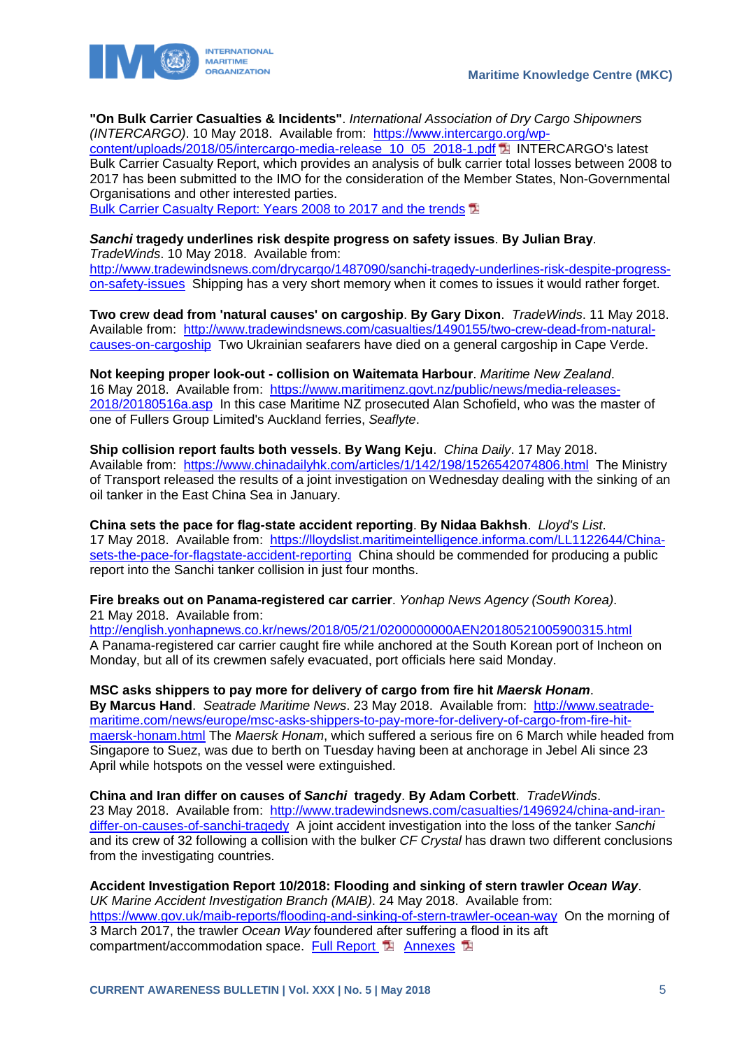**"On Bulk Carrier Casualties & Incidents"**. *International Association of Dry Cargo Shipowners (INTERCARGO)*. 10 May 2018. Available from: [https://www.intercargo.org/wp-content/uploads/2018/05/intercargo-media-release_10_05_2018-1.pdf](https://www.intercargo.org/wp-content/uploads/2018/05/intercargo-media-release_10_05_2018-1.pdf) INTERCARGO's latest Bulk Carrier Casualty Report, which provides an analysis of bulk carrier total losses between 2008 to 2017 has been submitted to the IMO for the consideration of the Member States, Non-Governmental Organisations and other interested parties.
[Bulk Carrier Casualty Report: Years 2008 to 2017 and the trends]()

***Sanchi* tragedy underlines risk despite progress on safety issues**. **By Julian Bray**. *TradeWinds*. 10 May 2018. Available from: [http://www.tradewindsnews.com/drycargo/1487090/sanchi-tragedy-underlines-risk-despite-progress-on-safety-issues](http://www.tradewindsnews.com/drycargo/1487090/sanchi-tragedy-underlines-risk-despite-progress-on-safety-issues) Shipping has a very short memory when it comes to issues it would rather forget.

**Two crew dead from 'natural causes' on cargoship**. **By Gary Dixon**. *TradeWinds*. 11 May 2018. Available from: [http://www.tradewindsnews.com/casualties/1490155/two-crew-dead-from-natural-causes-on-cargoship](http://www.tradewindsnews.com/casualties/1490155/two-crew-dead-from-natural-causes-on-cargoship) Two Ukrainian seafarers have died on a general cargoship in Cape Verde.

**Not keeping proper look-out - collision on Waitemata Harbour**. *Maritime New Zealand*. 16 May 2018. Available from: [https://www.maritimenz.govt.nz/public/news/media-releases-2018/20180516a.asp](https://www.maritimenz.govt.nz/public/news/media-releases-2018/20180516a.asp) In this case Maritime NZ prosecuted Alan Schofield, who was the master of one of Fullers Group Limited's Auckland ferries, *Seaflyte*.

**Ship collision report faults both vessels**. **By Wang Keju**. *China Daily*. 17 May 2018. Available from: [https://www.chinadailyhk.com/articles/1/142/198/1526542074806.html](https://www.chinadailyhk.com/articles/1/142/198/1526542074806.html) The Ministry of Transport released the results of a joint investigation on Wednesday dealing with the sinking of an oil tanker in the East China Sea in January.

**China sets the pace for flag-state accident reporting**. **By Nidaa Bakhsh**. *Lloyd's List*. 17 May 2018. Available from: [https://lloydslist.maritimeintelligence.informa.com/LL1122644/China-sets-the-pace-for-flagstate-accident-reporting](https://lloydslist.maritimeintelligence.informa.com/LL1122644/China-sets-the-pace-for-flagstate-accident-reporting) China should be commended for producing a public report into the Sanchi tanker collision in just four months.

**Fire breaks out on Panama-registered car carrier**. *Yonhap News Agency (South Korea)*. 21 May 2018. Available from: [http://english.yonhapnews.co.kr/news/2018/05/21/0200000000AEN20180521005900315.html](http://english.yonhapnews.co.kr/news/2018/05/21/0200000000AEN20180521005900315.html)
A Panama-registered car carrier caught fire while anchored at the South Korean port of Incheon on Monday, but all of its crewmen safely evacuated, port officials here said Monday.

**MSC asks shippers to pay more for delivery of cargo from fire hit *Maersk Honam***. **By Marcus Hand**. *Seatrade Maritime News*. 23 May 2018. Available from: [http://www.seatrade-maritime.com/news/europe/msc-asks-shippers-to-pay-more-for-delivery-of-cargo-from-fire-hit-maersk-honam.html](http://www.seatrade-maritime.com/news/europe/msc-asks-shippers-to-pay-more-for-delivery-of-cargo-from-fire-hit-maersk-honam.html) The *Maersk Honam*, which suffered a serious fire on 6 March while headed from Singapore to Suez, was due to berth on Tuesday having been at anchorage in Jebel Ali since 23 April while hotspots on the vessel were extinguished.

**China and Iran differ on causes of *Sanchi* tragedy**. **By Adam Corbett**. *TradeWinds*. 23 May 2018. Available from: [http://www.tradewindsnews.com/casualties/1496924/china-and-iran-differ-on-causes-of-sanchi-tragedy](http://www.tradewindsnews.com/casualties/1496924/china-and-iran-differ-on-causes-of-sanchi-tragedy) A joint accident investigation into the loss of the tanker *Sanchi* and its crew of 32 following a collision with the bulker *CF Crystal* has drawn two different conclusions from the investigating countries.

**Accident Investigation Report 10/2018: Flooding and sinking of stern trawler *Ocean Way***. *UK Marine Accident Investigation Branch (MAIB)*. 24 May 2018. Available from: [https://www.gov.uk/maib-reports/flooding-and-sinking-of-stern-trawler-ocean-way](https://www.gov.uk/maib-reports/flooding-and-sinking-of-stern-trawler-ocean-way) On the morning of 3 March 2017, the trawler *Ocean Way* foundered after suffering a flood in its aft compartment/accommodation space. [Full Report]() [Annexes]()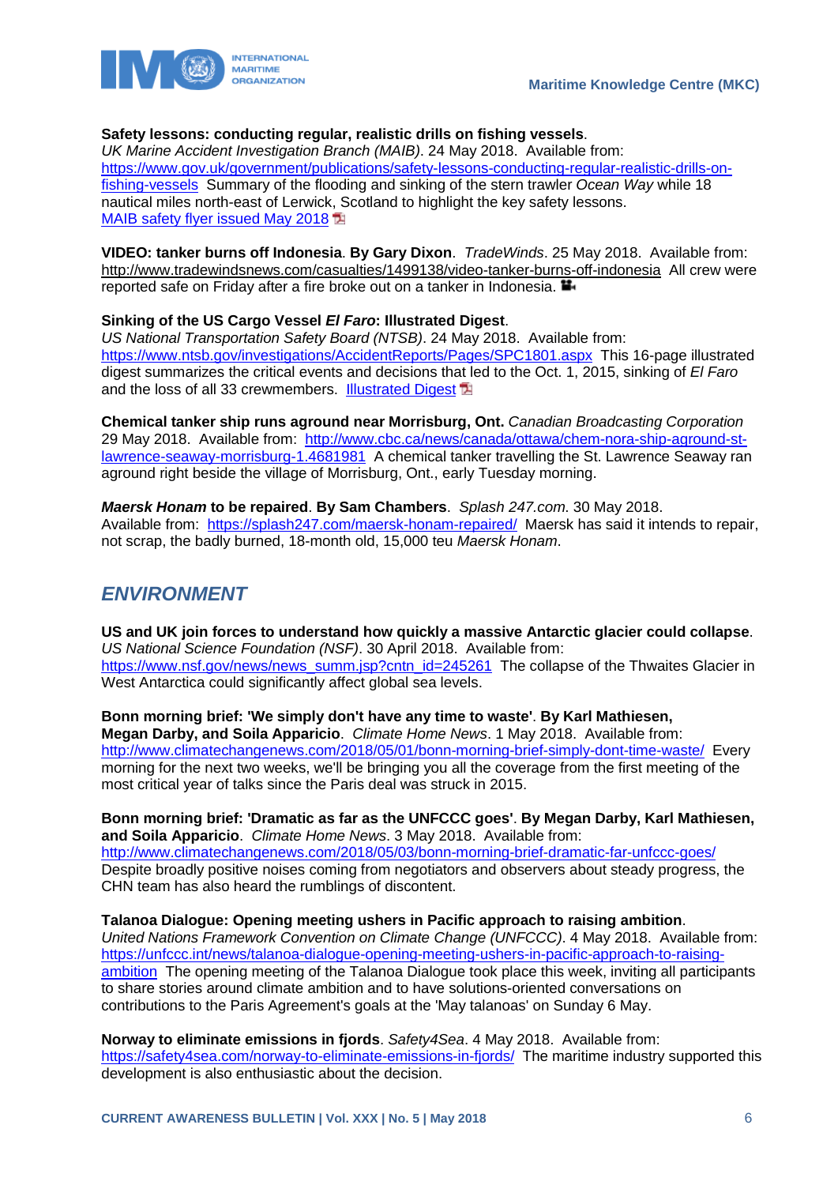**Safety lessons: conducting regular, realistic drills on fishing vessels**.
*UK Marine Accident Investigation Branch (MAIB)*. 24 May 2018. Available from: https://www.gov.uk/government/publications/safety-lessons-conducting-regular-realistic-drills-on-fishing-vessels Summary of the flooding and sinking of the stern trawler *Ocean Way* while 18 nautical miles north-east of Lerwick, Scotland to highlight the key safety lessons.
MAIB safety flyer issued May 2018

**VIDEO: tanker burns off Indonesia**. **By Gary Dixon**. *TradeWinds*. 25 May 2018. Available from: http://www.tradewindsnews.com/casualties/1499138/video-tanker-burns-off-indonesia All crew were reported safe on Friday after a fire broke out on a tanker in Indonesia.

**Sinking of the US Cargo Vessel *El Faro*: Illustrated Digest**.
*US National Transportation Safety Board (NTSB)*. 24 May 2018. Available from: https://www.ntsb.gov/investigations/AccidentReports/Pages/SPC1801.aspx This 16-page illustrated digest summarizes the critical events and decisions that led to the Oct. 1, 2015, sinking of *El Faro* and the loss of all 33 crewmembers. Illustrated Digest

**Chemical tanker ship runs aground near Morrisburg, Ont.** *Canadian Broadcasting Corporation* 29 May 2018. Available from: http://www.cbc.ca/news/canada/ottawa/chem-nora-ship-aground-st-lawrence-seaway-morrisburg-1.4681981 A chemical tanker travelling the St. Lawrence Seaway ran aground right beside the village of Morrisburg, Ont., early Tuesday morning.

***Maersk Honam* to be repaired**. **By Sam Chambers**. *Splash 247.com*. 30 May 2018. Available from: https://splash247.com/maersk-honam-repaired/ Maersk has said it intends to repair, not scrap, the badly burned, 18-month old, 15,000 teu *Maersk Honam*.

## *ENVIRONMENT*

**US and UK join forces to understand how quickly a massive Antarctic glacier could collapse**. *US National Science Foundation (NSF)*. 30 April 2018. Available from: https://www.nsf.gov/news/news_summ.jsp?cntn_id=245261 The collapse of the Thwaites Glacier in West Antarctica could significantly affect global sea levels.

**Bonn morning brief: 'We simply don't have any time to waste'**. **By Karl Mathiesen, Megan Darby, and Soila Apparicio**. *Climate Home News*. 1 May 2018. Available from: http://www.climatechangenews.com/2018/05/01/bonn-morning-brief-simply-dont-time-waste/ Every morning for the next two weeks, we'll be bringing you all the coverage from the first meeting of the most critical year of talks since the Paris deal was struck in 2015.

**Bonn morning brief: 'Dramatic as far as the UNFCCC goes'**. **By Megan Darby, Karl Mathiesen, and Soila Apparicio**. *Climate Home News*. 3 May 2018. Available from: http://www.climatechangenews.com/2018/05/03/bonn-morning-brief-dramatic-far-unfccc-goes/ Despite broadly positive noises coming from negotiators and observers about steady progress, the CHN team has also heard the rumblings of discontent.

**Talanoa Dialogue: Opening meeting ushers in Pacific approach to raising ambition**. *United Nations Framework Convention on Climate Change (UNFCCC)*. 4 May 2018. Available from: https://unfccc.int/news/talanoa-dialogue-opening-meeting-ushers-in-pacific-approach-to-raising-ambition The opening meeting of the Talanoa Dialogue took place this week, inviting all participants to share stories around climate ambition and to have solutions-oriented conversations on contributions to the Paris Agreement's goals at the 'May talanoas' on Sunday 6 May.

**Norway to eliminate emissions in fjords**. *Safety4Sea*. 4 May 2018. Available from: https://safety4sea.com/norway-to-eliminate-emissions-in-fjords/ The maritime industry supported this development is also enthusiastic about the decision.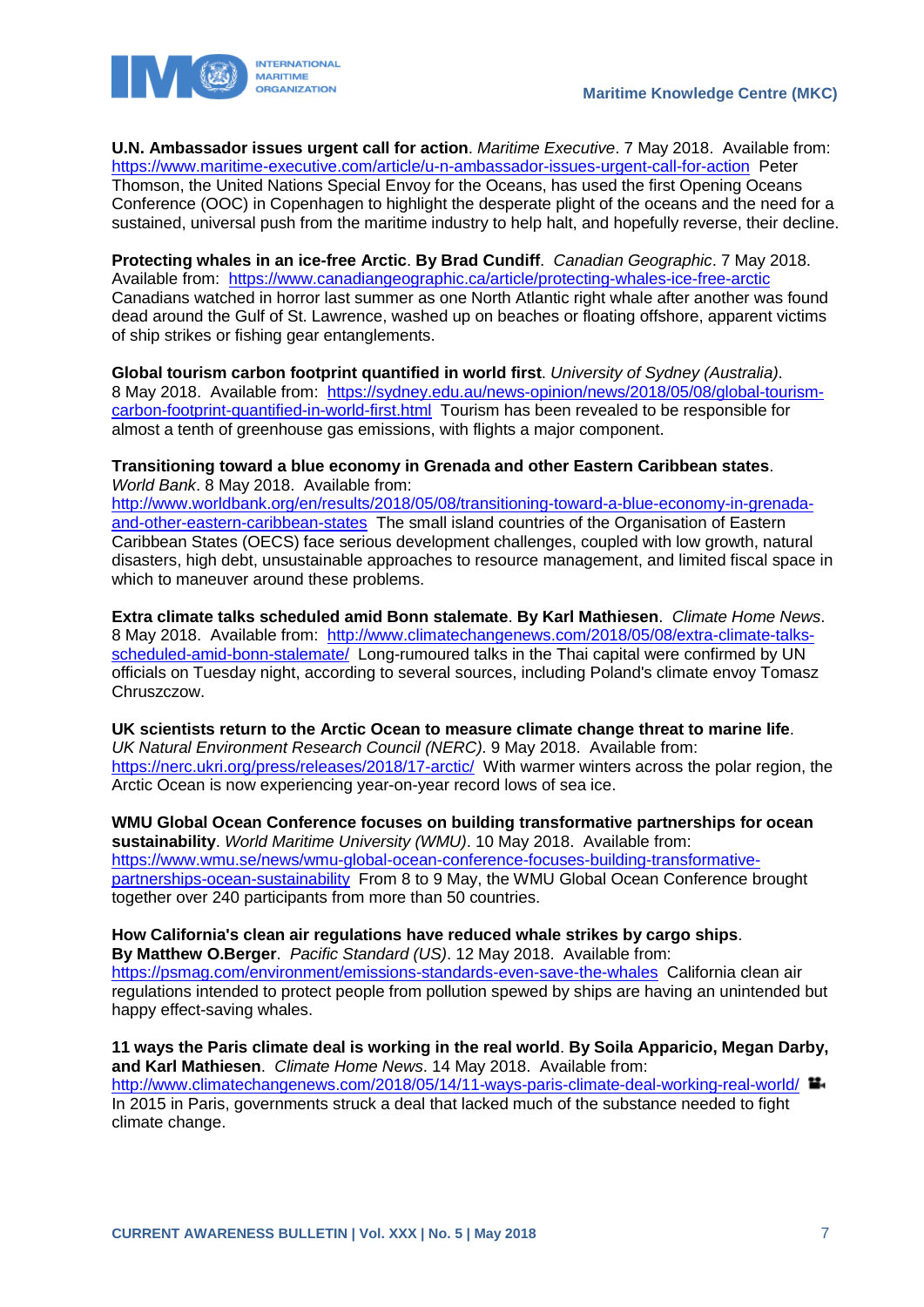**U.N. Ambassador issues urgent call for action**. *Maritime Executive*. 7 May 2018. Available from: https://www.maritime-executive.com/article/u-n-ambassador-issues-urgent-call-for-action Peter Thomson, the United Nations Special Envoy for the Oceans, has used the first Opening Oceans Conference (OOC) in Copenhagen to highlight the desperate plight of the oceans and the need for a sustained, universal push from the maritime industry to help halt, and hopefully reverse, their decline.

**Protecting whales in an ice-free Arctic**. **By Brad Cundiff**. *Canadian Geographic*. 7 May 2018. Available from: https://www.canadiangeographic.ca/article/protecting-whales-ice-free-arctic Canadians watched in horror last summer as one North Atlantic right whale after another was found dead around the Gulf of St. Lawrence, washed up on beaches or floating offshore, apparent victims of ship strikes or fishing gear entanglements.

**Global tourism carbon footprint quantified in world first**. *University of Sydney (Australia)*. 8 May 2018. Available from: https://sydney.edu.au/news-opinion/news/2018/05/08/global-tourism-carbon-footprint-quantified-in-world-first.html Tourism has been revealed to be responsible for almost a tenth of greenhouse gas emissions, with flights a major component.

**Transitioning toward a blue economy in Grenada and other Eastern Caribbean states**. *World Bank*. 8 May 2018. Available from: http://www.worldbank.org/en/results/2018/05/08/transitioning-toward-a-blue-economy-in-grenada-and-other-eastern-caribbean-states The small island countries of the Organisation of Eastern Caribbean States (OECS) face serious development challenges, coupled with low growth, natural disasters, high debt, unsustainable approaches to resource management, and limited fiscal space in which to maneuver around these problems.

**Extra climate talks scheduled amid Bonn stalemate**. **By Karl Mathiesen**. *Climate Home News*. 8 May 2018. Available from: http://www.climatechangenews.com/2018/05/08/extra-climate-talks-scheduled-amid-bonn-stalemate/ Long-rumoured talks in the Thai capital were confirmed by UN officials on Tuesday night, according to several sources, including Poland's climate envoy Tomasz Chruszczow.

**UK scientists return to the Arctic Ocean to measure climate change threat to marine life**. *UK Natural Environment Research Council (NERC)*. 9 May 2018. Available from: https://nerc.ukri.org/press/releases/2018/17-arctic/ With warmer winters across the polar region, the Arctic Ocean is now experiencing year-on-year record lows of sea ice.

**WMU Global Ocean Conference focuses on building transformative partnerships for ocean sustainability**. *World Maritime University (WMU)*. 10 May 2018. Available from: https://www.wmu.se/news/wmu-global-ocean-conference-focuses-building-transformative-partnerships-ocean-sustainability From 8 to 9 May, the WMU Global Ocean Conference brought together over 240 participants from more than 50 countries.

**How California's clean air regulations have reduced whale strikes by cargo ships**. **By Matthew O.Berger**. *Pacific Standard (US)*. 12 May 2018. Available from: https://psmag.com/environment/emissions-standards-even-save-the-whales California clean air regulations intended to protect people from pollution spewed by ships are having an unintended but happy effect-saving whales.

**11 ways the Paris climate deal is working in the real world**. **By Soila Apparicio, Megan Darby, and Karl Mathiesen**. *Climate Home News*. 14 May 2018. Available from: http://www.climatechangenews.com/2018/05/14/11-ways-paris-climate-deal-working-real-world/ In 2015 in Paris, governments struck a deal that lacked much of the substance needed to fight climate change.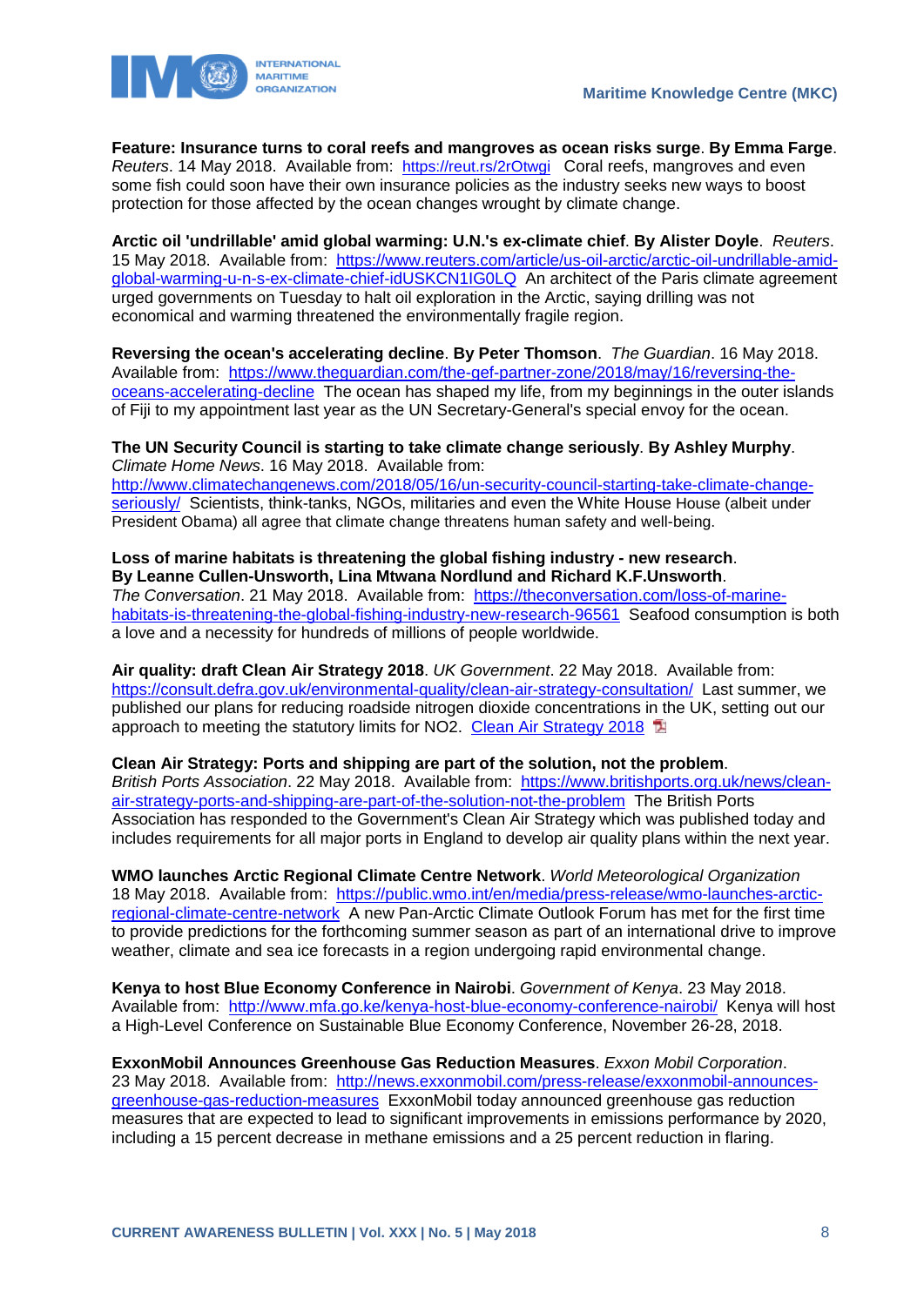**Feature: Insurance turns to coral reefs and mangroves as ocean risks surge**. **By Emma Farge**. *Reuters*. 14 May 2018. Available from: https://reut.rs/2rOtwgi Coral reefs, mangroves and even some fish could soon have their own insurance policies as the industry seeks new ways to boost protection for those affected by the ocean changes wrought by climate change.

**Arctic oil 'undrillable' amid global warming: U.N.'s ex-climate chief**. **By Alister Doyle**. *Reuters*. 15 May 2018. Available from: https://www.reuters.com/article/us-oil-arctic/arctic-oil-undrillable-amid-global-warming-u-n-s-ex-climate-chief-idUSKCN1IG0LQ An architect of the Paris climate agreement urged governments on Tuesday to halt oil exploration in the Arctic, saying drilling was not economical and warming threatened the environmentally fragile region.

**Reversing the ocean's accelerating decline**. **By Peter Thomson**. *The Guardian*. 16 May 2018. Available from: https://www.theguardian.com/the-gef-partner-zone/2018/may/16/reversing-the-oceans-accelerating-decline The ocean has shaped my life, from my beginnings in the outer islands of Fiji to my appointment last year as the UN Secretary-General's special envoy for the ocean.

**The UN Security Council is starting to take climate change seriously**. **By Ashley Murphy**. *Climate Home News*. 16 May 2018. Available from: http://www.climatechangenews.com/2018/05/16/un-security-council-starting-take-climate-change-seriously/ Scientists, think-tanks, NGOs, militaries and even the White House House (albeit under President Obama) all agree that climate change threatens human safety and well-being.

**Loss of marine habitats is threatening the global fishing industry - new research**. **By Leanne Cullen-Unsworth, Lina Mtwana Nordlund and Richard K.F.Unsworth**. *The Conversation*. 21 May 2018. Available from: https://theconversation.com/loss-of-marine-habitats-is-threatening-the-global-fishing-industry-new-research-96561 Seafood consumption is both a love and a necessity for hundreds of millions of people worldwide.

**Air quality: draft Clean Air Strategy 2018**. *UK Government*. 22 May 2018. Available from: https://consult.defra.gov.uk/environmental-quality/clean-air-strategy-consultation/ Last summer, we published our plans for reducing roadside nitrogen dioxide concentrations in the UK, setting out our approach to meeting the statutory limits for NO2. Clean Air Strategy 2018

**Clean Air Strategy: Ports and shipping are part of the solution, not the problem**. *British Ports Association*. 22 May 2018. Available from: https://www.britishports.org.uk/news/clean-air-strategy-ports-and-shipping-are-part-of-the-solution-not-the-problem The British Ports Association has responded to the Government's Clean Air Strategy which was published today and includes requirements for all major ports in England to develop air quality plans within the next year.

**WMO launches Arctic Regional Climate Centre Network**. *World Meteorological Organization* 18 May 2018. Available from: https://public.wmo.int/en/media/press-release/wmo-launches-arctic-regional-climate-centre-network A new Pan-Arctic Climate Outlook Forum has met for the first time to provide predictions for the forthcoming summer season as part of an international drive to improve weather, climate and sea ice forecasts in a region undergoing rapid environmental change.

**Kenya to host Blue Economy Conference in Nairobi**. *Government of Kenya*. 23 May 2018. Available from: http://www.mfa.go.ke/kenya-host-blue-economy-conference-nairobi/ Kenya will host a High-Level Conference on Sustainable Blue Economy Conference, November 26-28, 2018.

**ExxonMobil Announces Greenhouse Gas Reduction Measures**. *Exxon Mobil Corporation*. 23 May 2018. Available from: http://news.exxonmobil.com/press-release/exxonmobil-announces-greenhouse-gas-reduction-measures ExxonMobil today announced greenhouse gas reduction measures that are expected to lead to significant improvements in emissions performance by 2020, including a 15 percent decrease in methane emissions and a 25 percent reduction in flaring.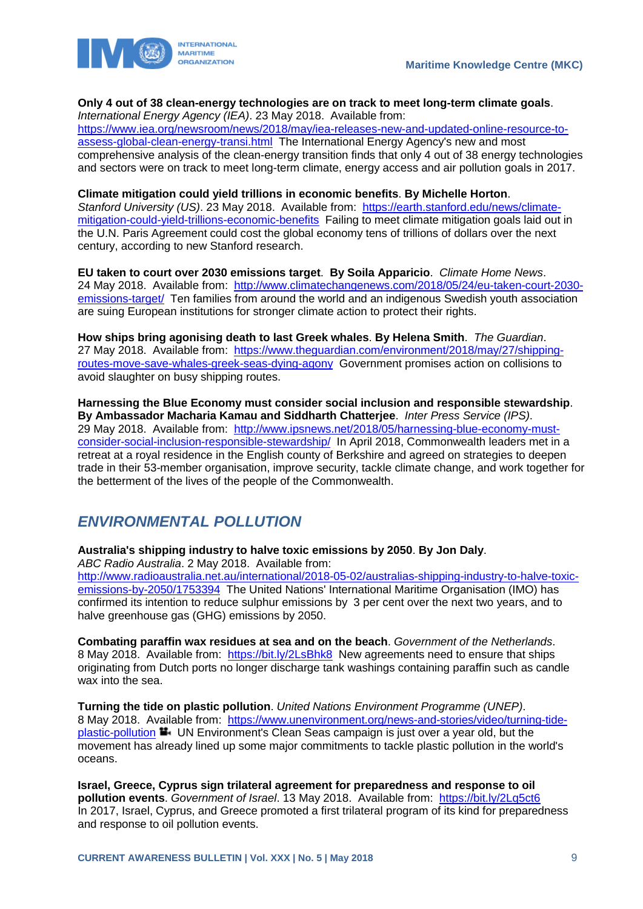**Only 4 out of 38 clean-energy technologies are on track to meet long-term climate goals**. *International Energy Agency (IEA)*. 23 May 2018. Available from: https://www.iea.org/newsroom/news/2018/may/iea-releases-new-and-updated-online-resource-to-assess-global-clean-energy-transi.html The International Energy Agency's new and most comprehensive analysis of the clean-energy transition finds that only 4 out of 38 energy technologies and sectors were on track to meet long-term climate, energy access and air pollution goals in 2017.

**Climate mitigation could yield trillions in economic benefits**. **By Michelle Horton**. *Stanford University (US)*. 23 May 2018. Available from: https://earth.stanford.edu/news/climate-mitigation-could-yield-trillions-economic-benefits Failing to meet climate mitigation goals laid out in the U.N. Paris Agreement could cost the global economy tens of trillions of dollars over the next century, according to new Stanford research.

**EU taken to court over 2030 emissions target**. **By Soila Apparicio**. *Climate Home News*. 24 May 2018. Available from: http://www.climatechangenews.com/2018/05/24/eu-taken-court-2030-emissions-target/ Ten families from around the world and an indigenous Swedish youth association are suing European institutions for stronger climate action to protect their rights.

**How ships bring agonising death to last Greek whales**. **By Helena Smith**. *The Guardian*. 27 May 2018. Available from: https://www.theguardian.com/environment/2018/may/27/shipping-routes-move-save-whales-greek-seas-dying-agony Government promises action on collisions to avoid slaughter on busy shipping routes.

**Harnessing the Blue Economy must consider social inclusion and responsible stewardship**. **By Ambassador Macharia Kamau and Siddharth Chatterjee**. *Inter Press Service (IPS)*. 29 May 2018. Available from: http://www.ipsnews.net/2018/05/harnessing-blue-economy-must-consider-social-inclusion-responsible-stewardship/ In April 2018, Commonwealth leaders met in a retreat at a royal residence in the English county of Berkshire and agreed on strategies to deepen trade in their 53-member organisation, improve security, tackle climate change, and work together for the betterment of the lives of the people of the Commonwealth.

## *ENVIRONMENTAL POLLUTION*

**Australia's shipping industry to halve toxic emissions by 2050**. **By Jon Daly**. *ABC Radio Australia*. 2 May 2018. Available from: http://www.radioaustralia.net.au/international/2018-05-02/australias-shipping-industry-to-halve-toxic-emissions-by-2050/1753394 The United Nations' International Maritime Organisation (IMO) has confirmed its intention to reduce sulphur emissions by 3 per cent over the next two years, and to halve greenhouse gas (GHG) emissions by 2050.

**Combating paraffin wax residues at sea and on the beach**. *Government of the Netherlands*. 8 May 2018. Available from: https://bit.ly/2LsBhk8 New agreements need to ensure that ships originating from Dutch ports no longer discharge tank washings containing paraffin such as candle wax into the sea.

**Turning the tide on plastic pollution**. *United Nations Environment Programme (UNEP)*. 8 May 2018. Available from: https://www.unenvironment.org/news-and-stories/video/turning-tide-plastic-pollution UN Environment's Clean Seas campaign is just over a year old, but the movement has already lined up some major commitments to tackle plastic pollution in the world's oceans.

**Israel, Greece, Cyprus sign trilateral agreement for preparedness and response to oil pollution events**. *Government of Israel*. 13 May 2018. Available from: https://bit.ly/2Lq5ct6 In 2017, Israel, Cyprus, and Greece promoted a first trilateral program of its kind for preparedness and response to oil pollution events.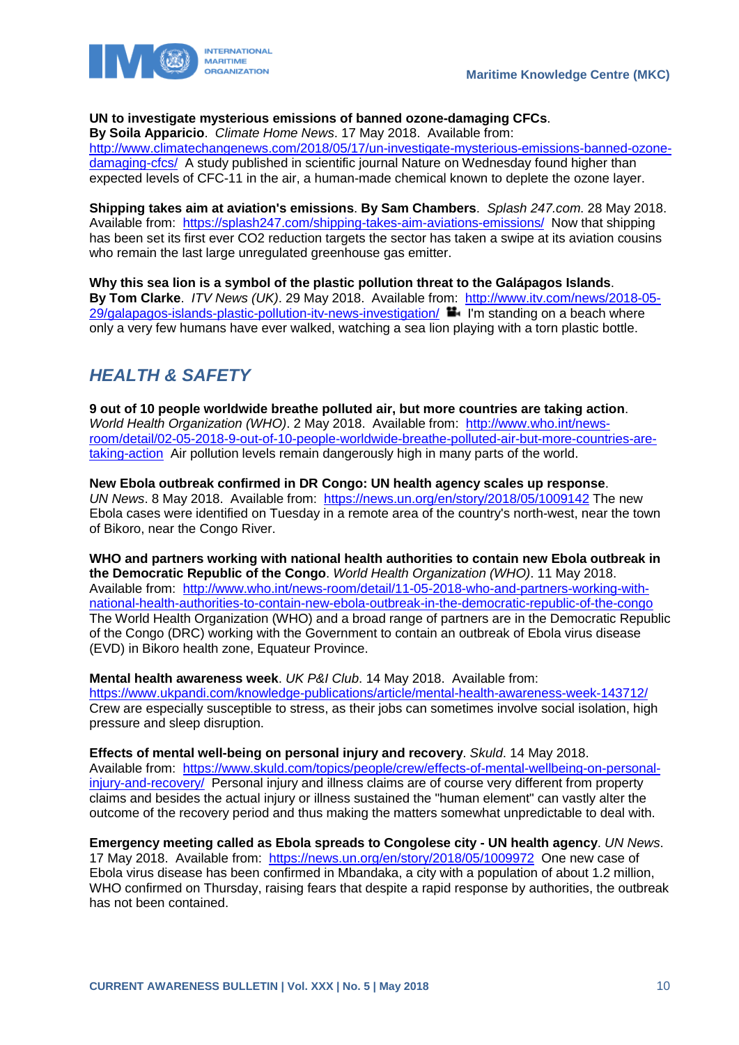**UN to investigate mysterious emissions of banned ozone-damaging CFCs**. **By Soila Apparicio**. *Climate Home News*. 17 May 2018. Available from: http://www.climatechangenews.com/2018/05/17/un-investigate-mysterious-emissions-banned-ozone-damaging-cfcs/ A study published in scientific journal Nature on Wednesday found higher than expected levels of CFC-11 in the air, a human-made chemical known to deplete the ozone layer.

**Shipping takes aim at aviation's emissions**. **By Sam Chambers**. *Splash 247.com*. 28 May 2018. Available from: https://splash247.com/shipping-takes-aim-aviations-emissions/ Now that shipping has been set its first ever CO2 reduction targets the sector has taken a swipe at its aviation cousins who remain the last large unregulated greenhouse gas emitter.

**Why this sea lion is a symbol of the plastic pollution threat to the Galápagos Islands**. **By Tom Clarke**. *ITV News (UK)*. 29 May 2018. Available from: http://www.itv.com/news/2018-05-29/galapagos-islands-plastic-pollution-itv-news-investigation/ I'm standing on a beach where only a very few humans have ever walked, watching a sea lion playing with a torn plastic bottle.

## *HEALTH & SAFETY*

**9 out of 10 people worldwide breathe polluted air, but more countries are taking action**. *World Health Organization (WHO)*. 2 May 2018. Available from: http://www.who.int/news-room/detail/02-05-2018-9-out-of-10-people-worldwide-breathe-polluted-air-but-more-countries-are-taking-action Air pollution levels remain dangerously high in many parts of the world.

**New Ebola outbreak confirmed in DR Congo: UN health agency scales up response**. *UN News*. 8 May 2018. Available from: https://news.un.org/en/story/2018/05/1009142 The new Ebola cases were identified on Tuesday in a remote area of the country's north-west, near the town of Bikoro, near the Congo River.

**WHO and partners working with national health authorities to contain new Ebola outbreak in the Democratic Republic of the Congo**. *World Health Organization (WHO)*. 11 May 2018. Available from: http://www.who.int/news-room/detail/11-05-2018-who-and-partners-working-with-national-health-authorities-to-contain-new-ebola-outbreak-in-the-democratic-republic-of-the-congo The World Health Organization (WHO) and a broad range of partners are in the Democratic Republic of the Congo (DRC) working with the Government to contain an outbreak of Ebola virus disease (EVD) in Bikoro health zone, Equateur Province.

**Mental health awareness week**. *UK P&I Club*. 14 May 2018. Available from: https://www.ukpandi.com/knowledge-publications/article/mental-health-awareness-week-143712/ Crew are especially susceptible to stress, as their jobs can sometimes involve social isolation, high pressure and sleep disruption.

**Effects of mental well-being on personal injury and recovery**. *Skuld*. 14 May 2018. Available from: https://www.skuld.com/topics/people/crew/effects-of-mental-wellbeing-on-personal-injury-and-recovery/ Personal injury and illness claims are of course very different from property claims and besides the actual injury or illness sustained the "human element" can vastly alter the outcome of the recovery period and thus making the matters somewhat unpredictable to deal with.

**Emergency meeting called as Ebola spreads to Congolese city - UN health agency**. *UN News*. 17 May 2018. Available from: https://news.un.org/en/story/2018/05/1009972 One new case of Ebola virus disease has been confirmed in Mbandaka, a city with a population of about 1.2 million, WHO confirmed on Thursday, raising fears that despite a rapid response by authorities, the outbreak has not been contained.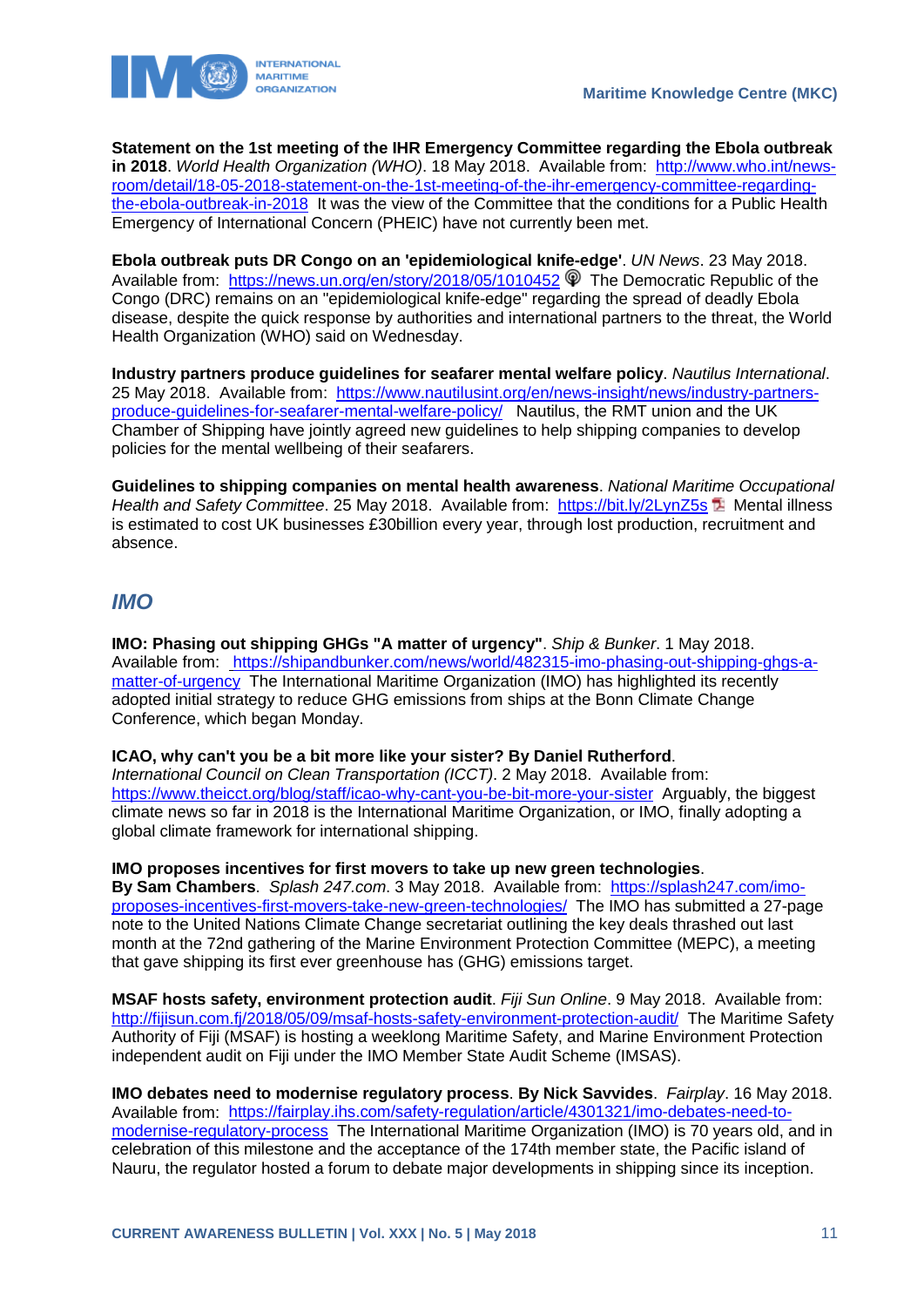**Statement on the 1st meeting of the IHR Emergency Committee regarding the Ebola outbreak in 2018**. *World Health Organization (WHO)*. 18 May 2018. Available from: [http://www.who.int/news-room/detail/18-05-2018-statement-on-the-1st-meeting-of-the-ihr-emergency-committee-regarding-the-ebola-outbreak-in-2018](http://www.who.int/news-room/detail/18-05-2018-statement-on-the-1st-meeting-of-the-ihr-emergency-committee-regarding-the-ebola-outbreak-in-2018) It was the view of the Committee that the conditions for a Public Health Emergency of International Concern (PHEIC) have not currently been met.

**Ebola outbreak puts DR Congo on an 'epidemiological knife-edge'**. *UN News*. 23 May 2018. Available from: [https://news.un.org/en/story/2018/05/1010452](https://news.un.org/en/story/2018/05/1010452) The Democratic Republic of the Congo (DRC) remains on an "epidemiological knife-edge" regarding the spread of deadly Ebola disease, despite the quick response by authorities and international partners to the threat, the World Health Organization (WHO) said on Wednesday.

**Industry partners produce guidelines for seafarer mental welfare policy**. *Nautilus International*. 25 May 2018. Available from: [https://www.nautilusint.org/en/news-insight/news/industry-partners-produce-guidelines-for-seafarer-mental-welfare-policy/](https://www.nautilusint.org/en/news-insight/news/industry-partners-produce-guidelines-for-seafarer-mental-welfare-policy/) Nautilus, the RMT union and the UK Chamber of Shipping have jointly agreed new guidelines to help shipping companies to develop policies for the mental wellbeing of their seafarers.

**Guidelines to shipping companies on mental health awareness**. *National Maritime Occupational Health and Safety Committee*. 25 May 2018. Available from: [https://bit.ly/2LynZ5s](https://bit.ly/2LynZ5s) Mental illness is estimated to cost UK businesses £30billion every year, through lost production, recruitment and absence.

## *IMO*

**IMO: Phasing out shipping GHGs "A matter of urgency"**. *Ship & Bunker*. 1 May 2018. Available from: [https://shipandbunker.com/news/world/482315-imo-phasing-out-shipping-ghgs-a-matter-of-urgency](https://shipandbunker.com/news/world/482315-imo-phasing-out-shipping-ghgs-a-matter-of-urgency) The International Maritime Organization (IMO) has highlighted its recently adopted initial strategy to reduce GHG emissions from ships at the Bonn Climate Change Conference, which began Monday.

**ICAO, why can't you be a bit more like your sister? By Daniel Rutherford**. *International Council on Clean Transportation (ICCT)*. 2 May 2018. Available from: [https://www.theicct.org/blog/staff/icao-why-cant-you-be-bit-more-your-sister](https://www.theicct.org/blog/staff/icao-why-cant-you-be-bit-more-your-sister) Arguably, the biggest climate news so far in 2018 is the International Maritime Organization, or IMO, finally adopting a global climate framework for international shipping.

**IMO proposes incentives for first movers to take up new green technologies**. **By Sam Chambers**. *Splash 247.com*. 3 May 2018. Available from: [https://splash247.com/imo-proposes-incentives-first-movers-take-new-green-technologies/](https://splash247.com/imo-proposes-incentives-first-movers-take-new-green-technologies/) The IMO has submitted a 27-page note to the United Nations Climate Change secretariat outlining the key deals thrashed out last month at the 72nd gathering of the Marine Environment Protection Committee (MEPC), a meeting that gave shipping its first ever greenhouse has (GHG) emissions target.

**MSAF hosts safety, environment protection audit**. *Fiji Sun Online*. 9 May 2018. Available from: [http://fijisun.com.fj/2018/05/09/msaf-hosts-safety-environment-protection-audit/](http://fijisun.com.fj/2018/05/09/msaf-hosts-safety-environment-protection-audit/) The Maritime Safety Authority of Fiji (MSAF) is hosting a weeklong Maritime Safety, and Marine Environment Protection independent audit on Fiji under the IMO Member State Audit Scheme (IMSAS).

**IMO debates need to modernise regulatory process**. **By Nick Savvides**. *Fairplay*. 16 May 2018. Available from: [https://fairplay.ihs.com/safety-regulation/article/4301321/imo-debates-need-to-modernise-regulatory-process](https://fairplay.ihs.com/safety-regulation/article/4301321/imo-debates-need-to-modernise-regulatory-process) The International Maritime Organization (IMO) is 70 years old, and in celebration of this milestone and the acceptance of the 174th member state, the Pacific island of Nauru, the regulator hosted a forum to debate major developments in shipping since its inception.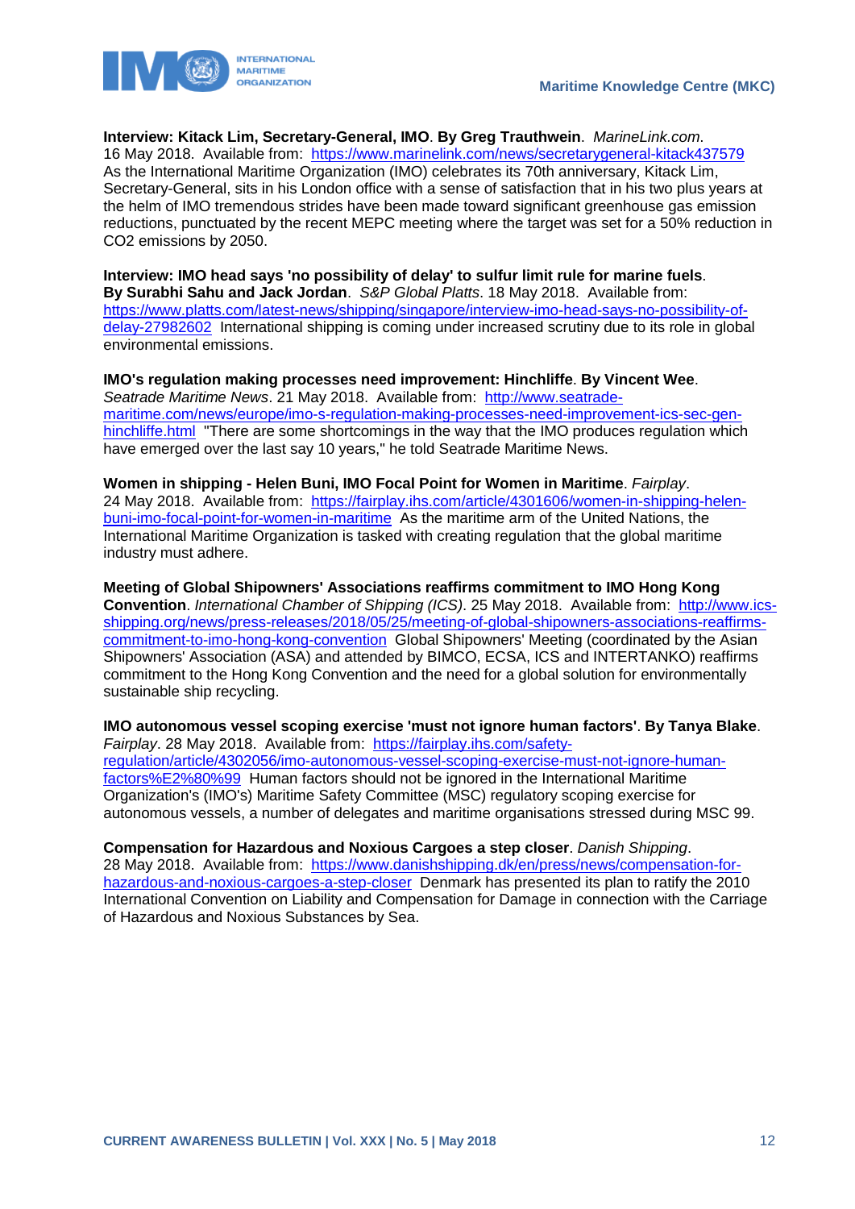**Interview: Kitack Lim, Secretary-General, IMO**. **By Greg Trauthwein**. *MarineLink.com*. 16 May 2018. Available from: [https://www.marinelink.com/news/secretarygeneral-kitack437579](https://www.marinelink.com/news/secretarygeneral-kitack437579) As the International Maritime Organization (IMO) celebrates its 70th anniversary, Kitack Lim, Secretary-General, sits in his London office with a sense of satisfaction that in his two plus years at the helm of IMO tremendous strides have been made toward significant greenhouse gas emission reductions, punctuated by the recent MEPC meeting where the target was set for a 50% reduction in CO2 emissions by 2050.

**Interview: IMO head says 'no possibility of delay' to sulfur limit rule for marine fuels**. **By Surabhi Sahu and Jack Jordan**. *S&P Global Platts*. 18 May 2018. Available from: [https://www.platts.com/latest-news/shipping/singapore/interview-imo-head-says-no-possibility-of-delay-27982602](https://www.platts.com/latest-news/shipping/singapore/interview-imo-head-says-no-possibility-of-delay-27982602) International shipping is coming under increased scrutiny due to its role in global environmental emissions.

**IMO's regulation making processes need improvement: Hinchliffe**. **By Vincent Wee**. *Seatrade Maritime News*. 21 May 2018. Available from: [http://www.seatrade-maritime.com/news/europe/imo-s-regulation-making-processes-need-improvement-ics-sec-gen-hinchliffe.html](http://www.seatrade-maritime.com/news/europe/imo-s-regulation-making-processes-need-improvement-ics-sec-gen-hinchliffe.html) "There are some shortcomings in the way that the IMO produces regulation which have emerged over the last say 10 years," he told Seatrade Maritime News.

**Women in shipping - Helen Buni, IMO Focal Point for Women in Maritime**. *Fairplay*. 24 May 2018. Available from: [https://fairplay.ihs.com/article/4301606/women-in-shipping-helen-buni-imo-focal-point-for-women-in-maritime](https://fairplay.ihs.com/article/4301606/women-in-shipping-helen-buni-imo-focal-point-for-women-in-maritime) As the maritime arm of the United Nations, the International Maritime Organization is tasked with creating regulation that the global maritime industry must adhere.

**Meeting of Global Shipowners' Associations reaffirms commitment to IMO Hong Kong Convention**. *International Chamber of Shipping (ICS)*. 25 May 2018. Available from: [http://www.ics-shipping.org/news/press-releases/2018/05/25/meeting-of-global-shipowners-associations-reaffirms-commitment-to-imo-hong-kong-convention](http://www.ics-shipping.org/news/press-releases/2018/05/25/meeting-of-global-shipowners-associations-reaffirms-commitment-to-imo-hong-kong-convention) Global Shipowners' Meeting (coordinated by the Asian Shipowners' Association (ASA) and attended by BIMCO, ECSA, ICS and INTERTANKO) reaffirms commitment to the Hong Kong Convention and the need for a global solution for environmentally sustainable ship recycling.

**IMO autonomous vessel scoping exercise 'must not ignore human factors'**. **By Tanya Blake**. *Fairplay*. 28 May 2018. Available from: [https://fairplay.ihs.com/safety-regulation/article/4302056/imo-autonomous-vessel-scoping-exercise-must-not-ignore-human-factors%E2%80%99](https://fairplay.ihs.com/safety-regulation/article/4302056/imo-autonomous-vessel-scoping-exercise-must-not-ignore-human-factors%E2%80%99) Human factors should not be ignored in the International Maritime Organization's (IMO's) Maritime Safety Committee (MSC) regulatory scoping exercise for autonomous vessels, a number of delegates and maritime organisations stressed during MSC 99.

**Compensation for Hazardous and Noxious Cargoes a step closer**. *Danish Shipping*. 28 May 2018. Available from: [https://www.danishshipping.dk/en/press/news/compensation-for-hazardous-and-noxious-cargoes-a-step-closer](https://www.danishshipping.dk/en/press/news/compensation-for-hazardous-and-noxious-cargoes-a-step-closer) Denmark has presented its plan to ratify the 2010 International Convention on Liability and Compensation for Damage in connection with the Carriage of Hazardous and Noxious Substances by Sea.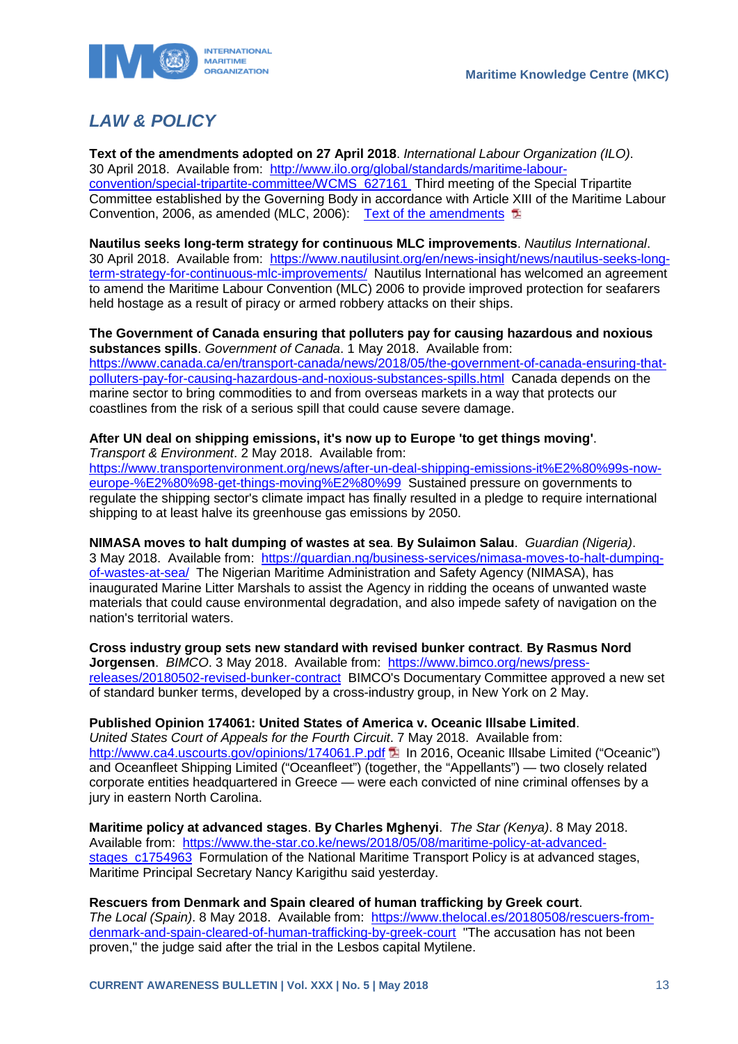## *LAW & POLICY*

**Text of the amendments adopted on 27 April 2018**. *International Labour Organization (ILO)*. 30 April 2018. Available from: http://www.ilo.org/global/standards/maritime-labour-convention/special-tripartite-committee/WCMS_627161 Third meeting of the Special Tripartite Committee established by the Governing Body in accordance with Article XIII of the Maritime Labour Convention, 2006, as amended (MLC, 2006): Text of the amendments

**Nautilus seeks long-term strategy for continuous MLC improvements**. *Nautilus International*. 30 April 2018. Available from: https://www.nautilusint.org/en/news-insight/news/nautilus-seeks-long-term-strategy-for-continuous-mlc-improvements/ Nautilus International has welcomed an agreement to amend the Maritime Labour Convention (MLC) 2006 to provide improved protection for seafarers held hostage as a result of piracy or armed robbery attacks on their ships.

**The Government of Canada ensuring that polluters pay for causing hazardous and noxious substances spills**. *Government of Canada*. 1 May 2018. Available from: https://www.canada.ca/en/transport-canada/news/2018/05/the-government-of-canada-ensuring-that-polluters-pay-for-causing-hazardous-and-noxious-substances-spills.html Canada depends on the marine sector to bring commodities to and from overseas markets in a way that protects our coastlines from the risk of a serious spill that could cause severe damage.

**After UN deal on shipping emissions, it's now up to Europe 'to get things moving'**. *Transport & Environment*. 2 May 2018. Available from: https://www.transportenvironment.org/news/after-un-deal-shipping-emissions-it%E2%80%99s-now-europe-%E2%80%98-get-things-moving%E2%80%99 Sustained pressure on governments to regulate the shipping sector's climate impact has finally resulted in a pledge to require international shipping to at least halve its greenhouse gas emissions by 2050.

**NIMASA moves to halt dumping of wastes at sea**. **By Sulaimon Salau**. *Guardian (Nigeria)*. 3 May 2018. Available from: https://guardian.ng/business-services/nimasa-moves-to-halt-dumping-of-wastes-at-sea/ The Nigerian Maritime Administration and Safety Agency (NIMASA), has inaugurated Marine Litter Marshals to assist the Agency in ridding the oceans of unwanted waste materials that could cause environmental degradation, and also impede safety of navigation on the nation's territorial waters.

**Cross industry group sets new standard with revised bunker contract**. **By Rasmus Nord Jorgensen**. *BIMCO*. 3 May 2018. Available from: https://www.bimco.org/news/press-releases/20180502-revised-bunker-contract BIMCO's Documentary Committee approved a new set of standard bunker terms, developed by a cross-industry group, in New York on 2 May.

**Published Opinion 174061: United States of America v. Oceanic Illsabe Limited**. *United States Court of Appeals for the Fourth Circuit*. 7 May 2018. Available from: http://www.ca4.uscourts.gov/opinions/174061.P.pdf In 2016, Oceanic Illsabe Limited ("Oceanic") and Oceanfleet Shipping Limited ("Oceanfleet") (together, the "Appellants") — two closely related corporate entities headquartered in Greece — were each convicted of nine criminal offenses by a jury in eastern North Carolina.

**Maritime policy at advanced stages**. **By Charles Mghenyi**. *The Star (Kenya)*. 8 May 2018. Available from: https://www.the-star.co.ke/news/2018/05/08/maritime-policy-at-advanced-stages_c1754963 Formulation of the National Maritime Transport Policy is at advanced stages, Maritime Principal Secretary Nancy Karigithu said yesterday.

**Rescuers from Denmark and Spain cleared of human trafficking by Greek court**. *The Local (Spain)*. 8 May 2018. Available from: https://www.thelocal.es/20180508/rescuers-from-denmark-and-spain-cleared-of-human-trafficking-by-greek-court "The accusation has not been proven," the judge said after the trial in the Lesbos capital Mytilene.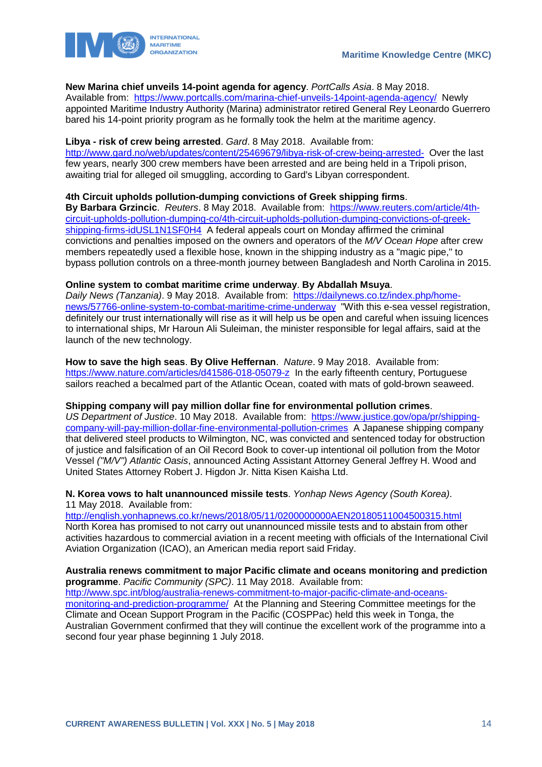**New Marina chief unveils 14-point agenda for agency**. *PortCalls Asia*. 8 May 2018. Available from: https://www.portcalls.com/marina-chief-unveils-14point-agenda-agency/ Newly appointed Maritime Industry Authority (Marina) administrator retired General Rey Leonardo Guerrero bared his 14-point priority program as he formally took the helm at the maritime agency.

**Libya - risk of crew being arrested**. *Gard*. 8 May 2018. Available from: http://www.gard.no/web/updates/content/25469679/libya-risk-of-crew-being-arrested- Over the last few years, nearly 300 crew members have been arrested and are being held in a Tripoli prison, awaiting trial for alleged oil smuggling, according to Gard's Libyan correspondent.

**4th Circuit upholds pollution-dumping convictions of Greek shipping firms**. **By Barbara Grzincic**. *Reuters*. 8 May 2018. Available from: https://www.reuters.com/article/4th-circuit-upholds-pollution-dumping-co/4th-circuit-upholds-pollution-dumping-convictions-of-greek-shipping-firms-idUSL1N1SF0H4 A federal appeals court on Monday affirmed the criminal convictions and penalties imposed on the owners and operators of the *M/V Ocean Hope* after crew members repeatedly used a flexible hose, known in the shipping industry as a "magic pipe," to bypass pollution controls on a three-month journey between Bangladesh and North Carolina in 2015.

**Online system to combat maritime crime underway**. **By Abdallah Msuya**. *Daily News (Tanzania)*. 9 May 2018. Available from: https://dailynews.co.tz/index.php/home-news/57766-online-system-to-combat-maritime-crime-underway "With this e-sea vessel registration, definitely our trust internationally will rise as it will help us be open and careful when issuing licences to international ships, Mr Haroun Ali Suleiman, the minister responsible for legal affairs, said at the launch of the new technology.

**How to save the high seas**. **By Olive Heffernan**. *Nature*. 9 May 2018. Available from: https://www.nature.com/articles/d41586-018-05079-z In the early fifteenth century, Portuguese sailors reached a becalmed part of the Atlantic Ocean, coated with mats of gold-brown seaweed.

**Shipping company will pay million dollar fine for environmental pollution crimes**. *US Department of Justice*. 10 May 2018. Available from: https://www.justice.gov/opa/pr/shipping-company-will-pay-million-dollar-fine-environmental-pollution-crimes A Japanese shipping company that delivered steel products to Wilmington, NC, was convicted and sentenced today for obstruction of justice and falsification of an Oil Record Book to cover-up intentional oil pollution from the Motor Vessel *("M/V") Atlantic Oasis*, announced Acting Assistant Attorney General Jeffrey H. Wood and United States Attorney Robert J. Higdon Jr. Nitta Kisen Kaisha Ltd.

**N. Korea vows to halt unannounced missile tests**. *Yonhap News Agency (South Korea)*. 11 May 2018. Available from: http://english.yonhapnews.co.kr/news/2018/05/11/0200000000AEN20180511004500315.html North Korea has promised to not carry out unannounced missile tests and to abstain from other activities hazardous to commercial aviation in a recent meeting with officials of the International Civil Aviation Organization (ICAO), an American media report said Friday.

**Australia renews commitment to major Pacific climate and oceans monitoring and prediction programme**. *Pacific Community (SPC)*. 11 May 2018. Available from: http://www.spc.int/blog/australia-renews-commitment-to-major-pacific-climate-and-oceans-monitoring-and-prediction-programme/ At the Planning and Steering Committee meetings for the Climate and Ocean Support Program in the Pacific (COSPPac) held this week in Tonga, the Australian Government confirmed that they will continue the excellent work of the programme into a second four year phase beginning 1 July 2018.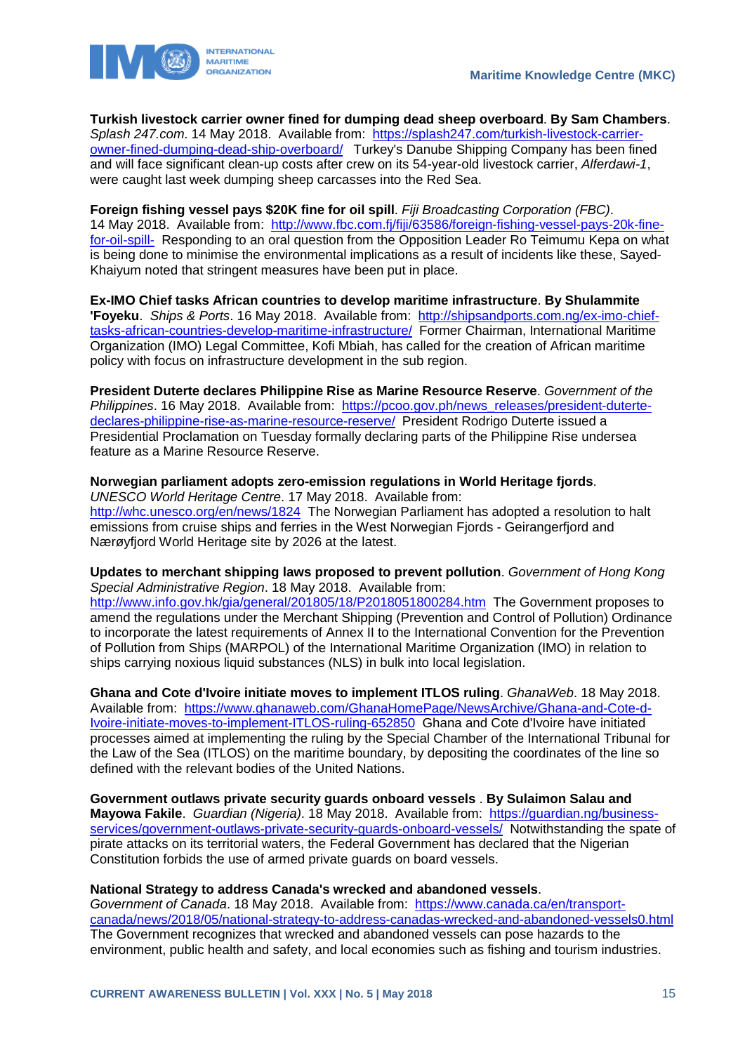**Turkish livestock carrier owner fined for dumping dead sheep overboard**. **By Sam Chambers**. *Splash 247.com*. 14 May 2018. Available from: https://splash247.com/turkish-livestock-carrier-owner-fined-dumping-dead-ship-overboard/ Turkey's Danube Shipping Company has been fined and will face significant clean-up costs after crew on its 54-year-old livestock carrier, *Alferdawi-1*, were caught last week dumping sheep carcasses into the Red Sea.

**Foreign fishing vessel pays $20K fine for oil spill**. *Fiji Broadcasting Corporation (FBC)*. 14 May 2018. Available from: http://www.fbc.com.fj/fiji/63586/foreign-fishing-vessel-pays-20k-fine-for-oil-spill- Responding to an oral question from the Opposition Leader Ro Teimumu Kepa on what is being done to minimise the environmental implications as a result of incidents like these, Sayed-Khaiyum noted that stringent measures have been put in place.

**Ex-IMO Chief tasks African countries to develop maritime infrastructure**. **By Shulammite 'Foyeku**. *Ships & Ports*. 16 May 2018. Available from: http://shipsandports.com.ng/ex-imo-chief-tasks-african-countries-develop-maritime-infrastructure/ Former Chairman, International Maritime Organization (IMO) Legal Committee, Kofi Mbiah, has called for the creation of African maritime policy with focus on infrastructure development in the sub region.

**President Duterte declares Philippine Rise as Marine Resource Reserve**. *Government of the Philippines*. 16 May 2018. Available from: https://pcoo.gov.ph/news_releases/president-duterte-declares-philippine-rise-as-marine-resource-reserve/ President Rodrigo Duterte issued a Presidential Proclamation on Tuesday formally declaring parts of the Philippine Rise undersea feature as a Marine Resource Reserve.

**Norwegian parliament adopts zero-emission regulations in World Heritage fjords**. *UNESCO World Heritage Centre*. 17 May 2018. Available from: http://whc.unesco.org/en/news/1824 The Norwegian Parliament has adopted a resolution to halt emissions from cruise ships and ferries in the West Norwegian Fjords - Geirangerfjord and Nærøyfjord World Heritage site by 2026 at the latest.

**Updates to merchant shipping laws proposed to prevent pollution**. *Government of Hong Kong Special Administrative Region*. 18 May 2018. Available from: http://www.info.gov.hk/gia/general/201805/18/P2018051800284.htm The Government proposes to amend the regulations under the Merchant Shipping (Prevention and Control of Pollution) Ordinance to incorporate the latest requirements of Annex II to the International Convention for the Prevention of Pollution from Ships (MARPOL) of the International Maritime Organization (IMO) in relation to ships carrying noxious liquid substances (NLS) in bulk into local legislation.

**Ghana and Cote d'Ivoire initiate moves to implement ITLOS ruling**. *GhanaWeb*. 18 May 2018. Available from: https://www.ghanaweb.com/GhanaHomePage/NewsArchive/Ghana-and-Cote-d-Ivoire-initiate-moves-to-implement-ITLOS-ruling-652850 Ghana and Cote d'Ivoire have initiated processes aimed at implementing the ruling by the Special Chamber of the International Tribunal for the Law of the Sea (ITLOS) on the maritime boundary, by depositing the coordinates of the line so defined with the relevant bodies of the United Nations.

**Government outlaws private security guards onboard vessels** . **By Sulaimon Salau and Mayowa Fakile**. *Guardian (Nigeria)*. 18 May 2018. Available from: https://guardian.ng/business-services/government-outlaws-private-security-guards-onboard-vessels/ Notwithstanding the spate of pirate attacks on its territorial waters, the Federal Government has declared that the Nigerian Constitution forbids the use of armed private guards on board vessels.

**National Strategy to address Canada's wrecked and abandoned vessels**. *Government of Canada*. 18 May 2018. Available from: https://www.canada.ca/en/transport-canada/news/2018/05/national-strategy-to-address-canadas-wrecked-and-abandoned-vessels0.html The Government recognizes that wrecked and abandoned vessels can pose hazards to the environment, public health and safety, and local economies such as fishing and tourism industries.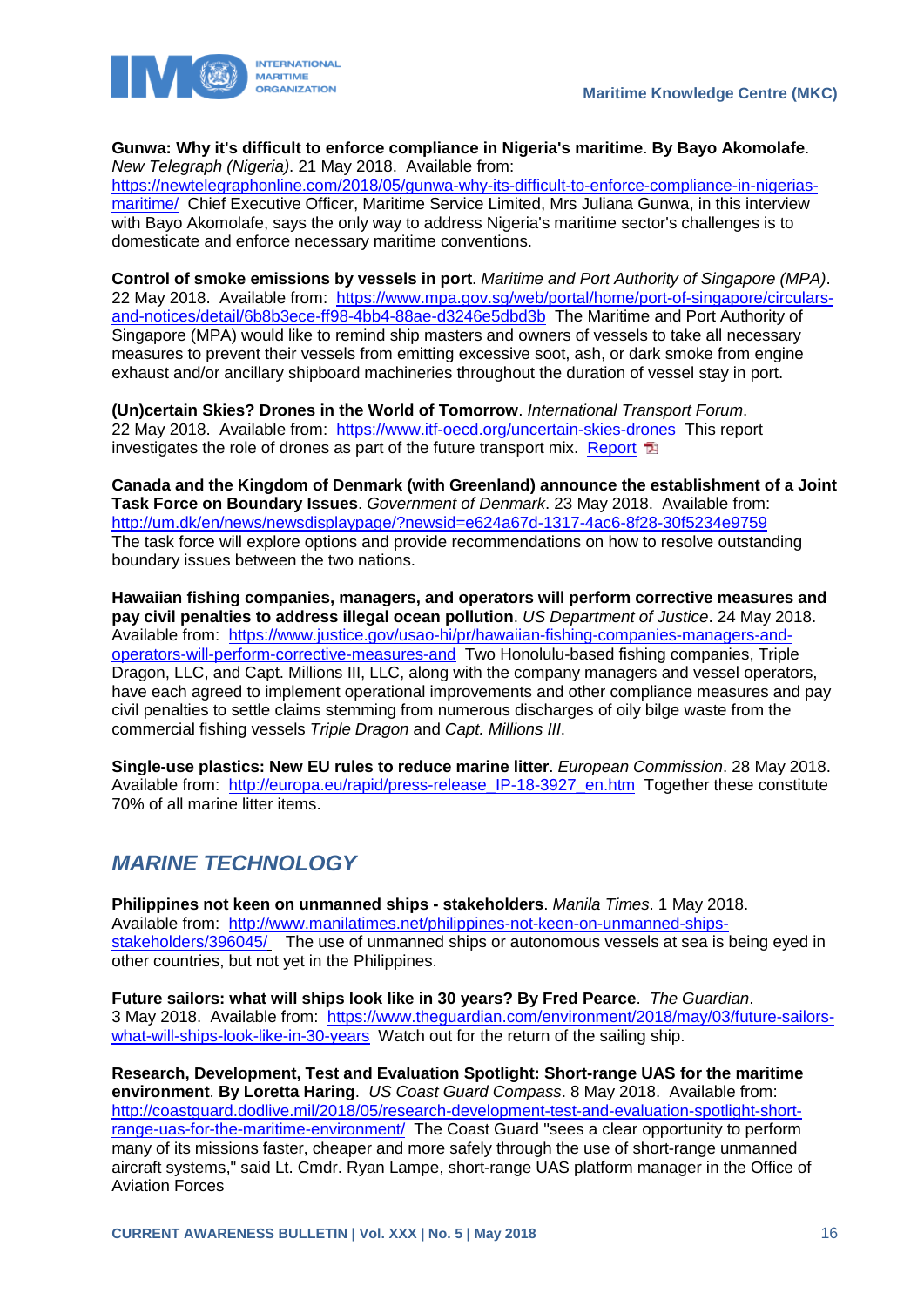**Gunwa: Why it's difficult to enforce compliance in Nigeria's maritime**. **By Bayo Akomolafe**. *New Telegraph (Nigeria)*. 21 May 2018. Available from: https://newtelegraphonline.com/2018/05/gunwa-why-its-difficult-to-enforce-compliance-in-nigerias-maritime/ Chief Executive Officer, Maritime Service Limited, Mrs Juliana Gunwa, in this interview with Bayo Akomolafe, says the only way to address Nigeria's maritime sector's challenges is to domesticate and enforce necessary maritime conventions.

**Control of smoke emissions by vessels in port**. *Maritime and Port Authority of Singapore (MPA)*. 22 May 2018. Available from: https://www.mpa.gov.sg/web/portal/home/port-of-singapore/circulars-and-notices/detail/6b8b3ece-ff98-4bb4-88ae-d3246e5dbd3b The Maritime and Port Authority of Singapore (MPA) would like to remind ship masters and owners of vessels to take all necessary measures to prevent their vessels from emitting excessive soot, ash, or dark smoke from engine exhaust and/or ancillary shipboard machineries throughout the duration of vessel stay in port.

**(Un)certain Skies? Drones in the World of Tomorrow**. *International Transport Forum*. 22 May 2018. Available from: https://www.itf-oecd.org/uncertain-skies-drones This report investigates the role of drones as part of the future transport mix. Report

**Canada and the Kingdom of Denmark (with Greenland) announce the establishment of a Joint Task Force on Boundary Issues**. *Government of Denmark*. 23 May 2018. Available from: http://um.dk/en/news/newsdisplaypage/?newsid=e624a67d-1317-4ac6-8f28-30f5234e9759 The task force will explore options and provide recommendations on how to resolve outstanding boundary issues between the two nations.

**Hawaiian fishing companies, managers, and operators will perform corrective measures and pay civil penalties to address illegal ocean pollution**. *US Department of Justice*. 24 May 2018. Available from: https://www.justice.gov/usao-hi/pr/hawaiian-fishing-companies-managers-and-operators-will-perform-corrective-measures-and Two Honolulu-based fishing companies, Triple Dragon, LLC, and Capt. Millions III, LLC, along with the company managers and vessel operators, have each agreed to implement operational improvements and other compliance measures and pay civil penalties to settle claims stemming from numerous discharges of oily bilge waste from the commercial fishing vessels *Triple Dragon* and *Capt. Millions III*.

**Single-use plastics: New EU rules to reduce marine litter**. *European Commission*. 28 May 2018. Available from: http://europa.eu/rapid/press-release_IP-18-3927_en.htm Together these constitute 70% of all marine litter items.

## *MARINE TECHNOLOGY*

**Philippines not keen on unmanned ships - stakeholders**. *Manila Times*. 1 May 2018. Available from: http://www.manilatimes.net/philippines-not-keen-on-unmanned-ships-stakeholders/396045/ The use of unmanned ships or autonomous vessels at sea is being eyed in other countries, but not yet in the Philippines.

**Future sailors: what will ships look like in 30 years? By Fred Pearce**. *The Guardian*. 3 May 2018. Available from: https://www.theguardian.com/environment/2018/may/03/future-sailors-what-will-ships-look-like-in-30-years Watch out for the return of the sailing ship.

**Research, Development, Test and Evaluation Spotlight: Short-range UAS for the maritime environment**. **By Loretta Haring**. *US Coast Guard Compass*. 8 May 2018. Available from: http://coastguard.dodlive.mil/2018/05/research-development-test-and-evaluation-spotlight-short-range-uas-for-the-maritime-environment/ The Coast Guard "sees a clear opportunity to perform many of its missions faster, cheaper and more safely through the use of short-range unmanned aircraft systems," said Lt. Cmdr. Ryan Lampe, short-range UAS platform manager in the Office of Aviation Forces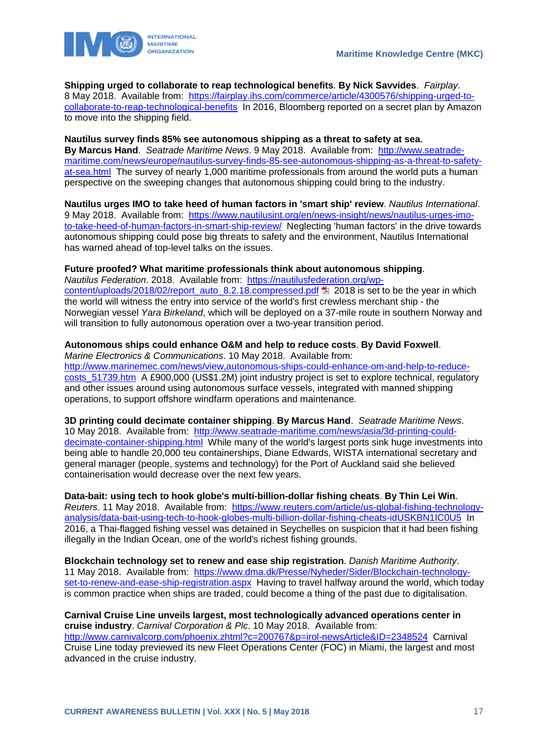**Shipping urged to collaborate to reap technological benefits**. **By Nick Savvides**. *Fairplay*. 8 May 2018. Available from: [https://fairplay.ihs.com/commerce/article/4300576/shipping-urged-to-collaborate-to-reap-technological-benefits](https://fairplay.ihs.com/commerce/article/4300576/shipping-urged-to-collaborate-to-reap-technological-benefits) In 2016, Bloomberg reported on a secret plan by Amazon to move into the shipping field.

**Nautilus survey finds 85% see autonomous shipping as a threat to safety at sea**. **By Marcus Hand**. *Seatrade Maritime News*. 9 May 2018. Available from: [http://www.seatrade-maritime.com/news/europe/nautilus-survey-finds-85-see-autonomous-shipping-as-a-threat-to-safety-at-sea.html](http://www.seatrade-maritime.com/news/europe/nautilus-survey-finds-85-see-autonomous-shipping-as-a-threat-to-safety-at-sea.html) The survey of nearly 1,000 maritime professionals from around the world puts a human perspective on the sweeping changes that autonomous shipping could bring to the industry.

**Nautilus urges IMO to take heed of human factors in 'smart ship' review**. *Nautilus International*. 9 May 2018. Available from: [https://www.nautilusint.org/en/news-insight/news/nautilus-urges-imo-to-take-heed-of-human-factors-in-smart-ship-review/](https://www.nautilusint.org/en/news-insight/news/nautilus-urges-imo-to-take-heed-of-human-factors-in-smart-ship-review/) Neglecting 'human factors' in the drive towards autonomous shipping could pose big threats to safety and the environment, Nautilus International has warned ahead of top-level talks on the issues.

**Future proofed? What maritime professionals think about autonomous shipping**. *Nautilus Federation*. 2018. Available from: [https://nautilusfederation.org/wp-content/uploads/2018/02/report_auto_8.2.18.compressed.pdf](https://nautilusfederation.org/wp-content/uploads/2018/02/report_auto_8.2.18.compressed.pdf) 2018 is set to be the year in which the world will witness the entry into service of the world's first crewless merchant ship - the Norwegian vessel *Yara Birkeland*, which will be deployed on a 37-mile route in southern Norway and will transition to fully autonomous operation over a two-year transition period.

**Autonomous ships could enhance O&M and help to reduce costs**. **By David Foxwell**. *Marine Electronics & Communications*. 10 May 2018. Available from: [http://www.marinemec.com/news/view,autonomous-ships-could-enhance-om-and-help-to-reduce-costs_51739.htm](http://www.marinemec.com/news/view,autonomous-ships-could-enhance-om-and-help-to-reduce-costs_51739.htm) A £900,000 (US$1.2M) joint industry project is set to explore technical, regulatory and other issues around using autonomous surface vessels, integrated with manned shipping operations, to support offshore windfarm operations and maintenance.

**3D printing could decimate container shipping**. **By Marcus Hand**. *Seatrade Maritime News*. 10 May 2018. Available from: [http://www.seatrade-maritime.com/news/asia/3d-printing-could-decimate-container-shipping.html](http://www.seatrade-maritime.com/news/asia/3d-printing-could-decimate-container-shipping.html) While many of the world's largest ports sink huge investments into being able to handle 20,000 teu containerships, Diane Edwards, WISTA international secretary and general manager (people, systems and technology) for the Port of Auckland said she believed containerisation would decrease over the next few years.

**Data-bait: using tech to hook globe's multi-billion-dollar fishing cheats**. **By Thin Lei Win**. *Reuters*. 11 May 2018. Available from: [https://www.reuters.com/article/us-global-fishing-technology-analysis/data-bait-using-tech-to-hook-globes-multi-billion-dollar-fishing-cheats-idUSKBN1IC0U5](https://www.reuters.com/article/us-global-fishing-technology-analysis/data-bait-using-tech-to-hook-globes-multi-billion-dollar-fishing-cheats-idUSKBN1IC0U5) In 2016, a Thai-flagged fishing vessel was detained in Seychelles on suspicion that it had been fishing illegally in the Indian Ocean, one of the world's richest fishing grounds.

**Blockchain technology set to renew and ease ship registration**. *Danish Maritime Authority*. 11 May 2018. Available from: [https://www.dma.dk/Presse/Nyheder/Sider/Blockchain-technology-set-to-renew-and-ease-ship-registration.aspx](https://www.dma.dk/Presse/Nyheder/Sider/Blockchain-technology-set-to-renew-and-ease-ship-registration.aspx) Having to travel halfway around the world, which today is common practice when ships are traded, could become a thing of the past due to digitalisation.

**Carnival Cruise Line unveils largest, most technologically advanced operations center in cruise industry**. *Carnival Corporation & Plc*. 10 May 2018. Available from: [http://www.carnivalcorp.com/phoenix.zhtml?c=200767&p=irol-newsArticle&ID=2348524](http://www.carnivalcorp.com/phoenix.zhtml?c=200767&p=irol-newsArticle&ID=2348524) Carnival Cruise Line today previewed its new Fleet Operations Center (FOC) in Miami, the largest and most advanced in the cruise industry.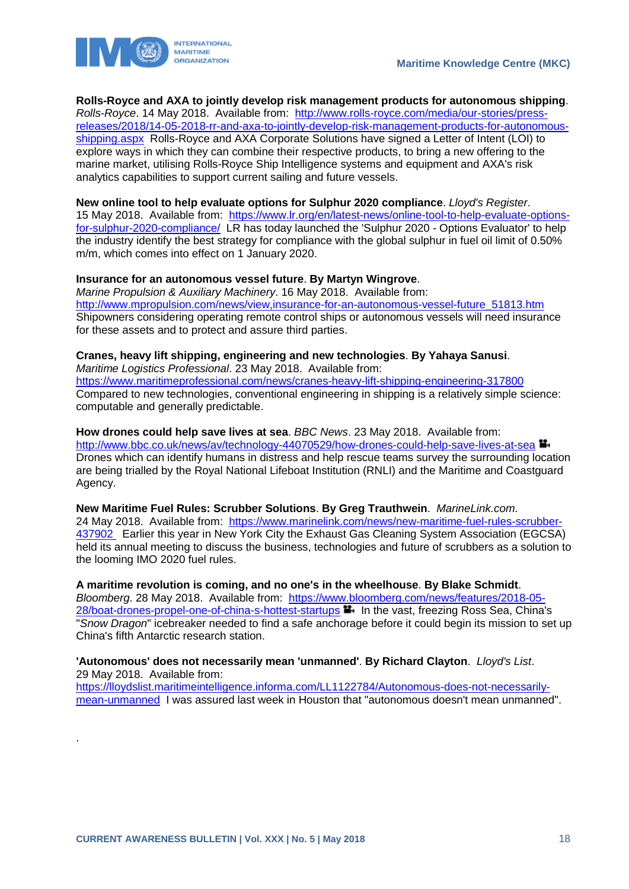**Rolls-Royce and AXA to jointly develop risk management products for autonomous shipping**. *Rolls-Royce*. 14 May 2018. Available from: http://www.rolls-royce.com/media/our-stories/press-releases/2018/14-05-2018-rr-and-axa-to-jointly-develop-risk-management-products-for-autonomous-shipping.aspx Rolls-Royce and AXA Corporate Solutions have signed a Letter of Intent (LOI) to explore ways in which they can combine their respective products, to bring a new offering to the marine market, utilising Rolls-Royce Ship Intelligence systems and equipment and AXA's risk analytics capabilities to support current sailing and future vessels.

**New online tool to help evaluate options for Sulphur 2020 compliance**. *Lloyd's Register*. 15 May 2018. Available from: https://www.lr.org/en/latest-news/online-tool-to-help-evaluate-options-for-sulphur-2020-compliance/ LR has today launched the 'Sulphur 2020 - Options Evaluator' to help the industry identify the best strategy for compliance with the global sulphur in fuel oil limit of 0.50% m/m, which comes into effect on 1 January 2020.

**Insurance for an autonomous vessel future**. **By Martyn Wingrove**. *Marine Propulsion & Auxiliary Machinery*. 16 May 2018. Available from: http://www.mpropulsion.com/news/view,insurance-for-an-autonomous-vessel-future_51813.htm Shipowners considering operating remote control ships or autonomous vessels will need insurance for these assets and to protect and assure third parties.

**Cranes, heavy lift shipping, engineering and new technologies**. **By Yahaya Sanusi**. *Maritime Logistics Professional*. 23 May 2018. Available from: https://www.maritimeprofessional.com/news/cranes-heavy-lift-shipping-engineering-317800 Compared to new technologies, conventional engineering in shipping is a relatively simple science: computable and generally predictable.

**How drones could help save lives at sea**. *BBC News*. 23 May 2018. Available from: http://www.bbc.co.uk/news/av/technology-44070529/how-drones-could-help-save-lives-at-sea Drones which can identify humans in distress and help rescue teams survey the surrounding location are being trialled by the Royal National Lifeboat Institution (RNLI) and the Maritime and Coastguard Agency.

**New Maritime Fuel Rules: Scrubber Solutions**. **By Greg Trauthwein**. *MarineLink.com*. 24 May 2018. Available from: https://www.marinelink.com/news/new-maritime-fuel-rules-scrubber-437902 Earlier this year in New York City the Exhaust Gas Cleaning System Association (EGCSA) held its annual meeting to discuss the business, technologies and future of scrubbers as a solution to the looming IMO 2020 fuel rules.

**A maritime revolution is coming, and no one's in the wheelhouse**. **By Blake Schmidt**. *Bloomberg*. 28 May 2018. Available from: https://www.bloomberg.com/news/features/2018-05-28/boat-drones-propel-one-of-china-s-hottest-startups In the vast, freezing Ross Sea, China's "*Snow Dragon*" icebreaker needed to find a safe anchorage before it could begin its mission to set up China's fifth Antarctic research station.

**'Autonomous' does not necessarily mean 'unmanned'**. **By Richard Clayton**. *Lloyd's List*. 29 May 2018. Available from: https://lloydslist.maritimeintelligence.informa.com/LL1122784/Autonomous-does-not-necessarily-mean-unmanned I was assured last week in Houston that "autonomous doesn't mean unmanned".

.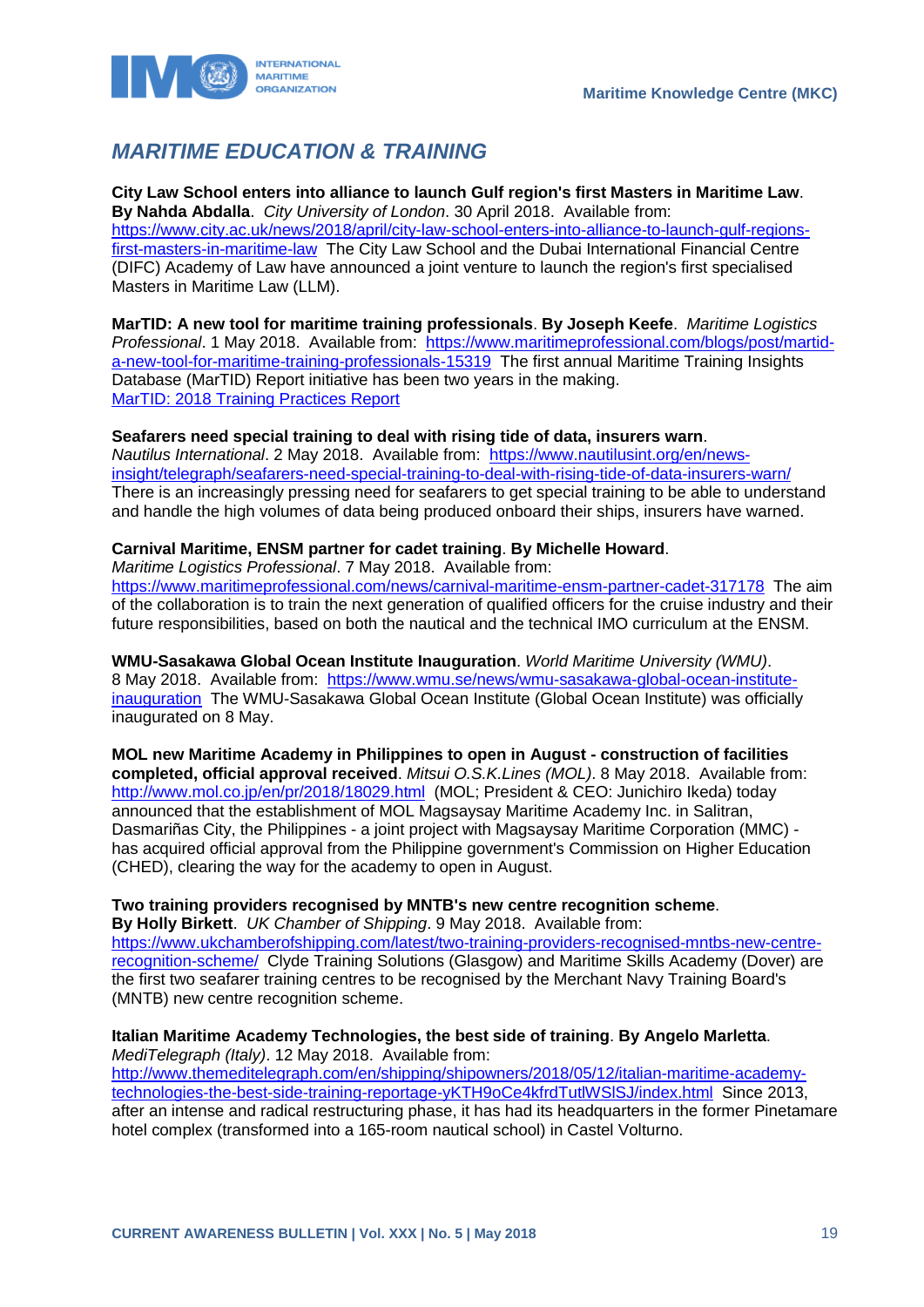# MARITIME EDUCATION & TRAINING

**City Law School enters into alliance to launch Gulf region's first Masters in Maritime Law**. **By Nahda Abdalla**. *City University of London*. 30 April 2018. Available from: https://www.city.ac.uk/news/2018/april/city-law-school-enters-into-alliance-to-launch-gulf-regions-first-masters-in-maritime-law The City Law School and the Dubai International Financial Centre (DIFC) Academy of Law have announced a joint venture to launch the region's first specialised Masters in Maritime Law (LLM).

**MarTID: A new tool for maritime training professionals**. **By Joseph Keefe**. *Maritime Logistics Professional*. 1 May 2018. Available from: https://www.maritimeprofessional.com/blogs/post/martid-a-new-tool-for-maritime-training-professionals-15319 The first annual Maritime Training Insights Database (MarTID) Report initiative has been two years in the making.
MarTID: 2018 Training Practices Report

**Seafarers need special training to deal with rising tide of data, insurers warn**. *Nautilus International*. 2 May 2018. Available from: https://www.nautilusint.org/en/news-insight/telegraph/seafarers-need-special-training-to-deal-with-rising-tide-of-data-insurers-warn/ There is an increasingly pressing need for seafarers to get special training to be able to understand and handle the high volumes of data being produced onboard their ships, insurers have warned.

**Carnival Maritime, ENSM partner for cadet training**. **By Michelle Howard**. *Maritime Logistics Professional*. 7 May 2018. Available from: https://www.maritimeprofessional.com/news/carnival-maritime-ensm-partner-cadet-317178 The aim of the collaboration is to train the next generation of qualified officers for the cruise industry and their future responsibilities, based on both the nautical and the technical IMO curriculum at the ENSM.

**WMU-Sasakawa Global Ocean Institute Inauguration**. *World Maritime University (WMU)*. 8 May 2018. Available from: https://www.wmu.se/news/wmu-sasakawa-global-ocean-institute-inauguration The WMU-Sasakawa Global Ocean Institute (Global Ocean Institute) was officially inaugurated on 8 May.

**MOL new Maritime Academy in Philippines to open in August - construction of facilities completed, official approval received**. *Mitsui O.S.K.Lines (MOL)*. 8 May 2018. Available from: http://www.mol.co.jp/en/pr/2018/18029.html (MOL; President & CEO: Junichiro Ikeda) today announced that the establishment of MOL Magsaysay Maritime Academy Inc. in Salitran, Dasmariñas City, the Philippines - a joint project with Magsaysay Maritime Corporation (MMC) - has acquired official approval from the Philippine government's Commission on Higher Education (CHED), clearing the way for the academy to open in August.

**Two training providers recognised by MNTB's new centre recognition scheme**. **By Holly Birkett**. *UK Chamber of Shipping*. 9 May 2018. Available from: https://www.ukchamberofshipping.com/latest/two-training-providers-recognised-mntbs-new-centre-recognition-scheme/ Clyde Training Solutions (Glasgow) and Maritime Skills Academy (Dover) are the first two seafarer training centres to be recognised by the Merchant Navy Training Board's (MNTB) new centre recognition scheme.

**Italian Maritime Academy Technologies, the best side of training**. **By Angelo Marletta**. *MediTelegraph (Italy)*. 12 May 2018. Available from: http://www.themeditelegraph.com/en/shipping/shipowners/2018/05/12/italian-maritime-academy-technologies-the-best-side-training-reportage-yKTH9oCe4kfrdTutlWSlSJ/index.html Since 2013, after an intense and radical restructuring phase, it has had its headquarters in the former Pinetamare hotel complex (transformed into a 165-room nautical school) in Castel Volturno.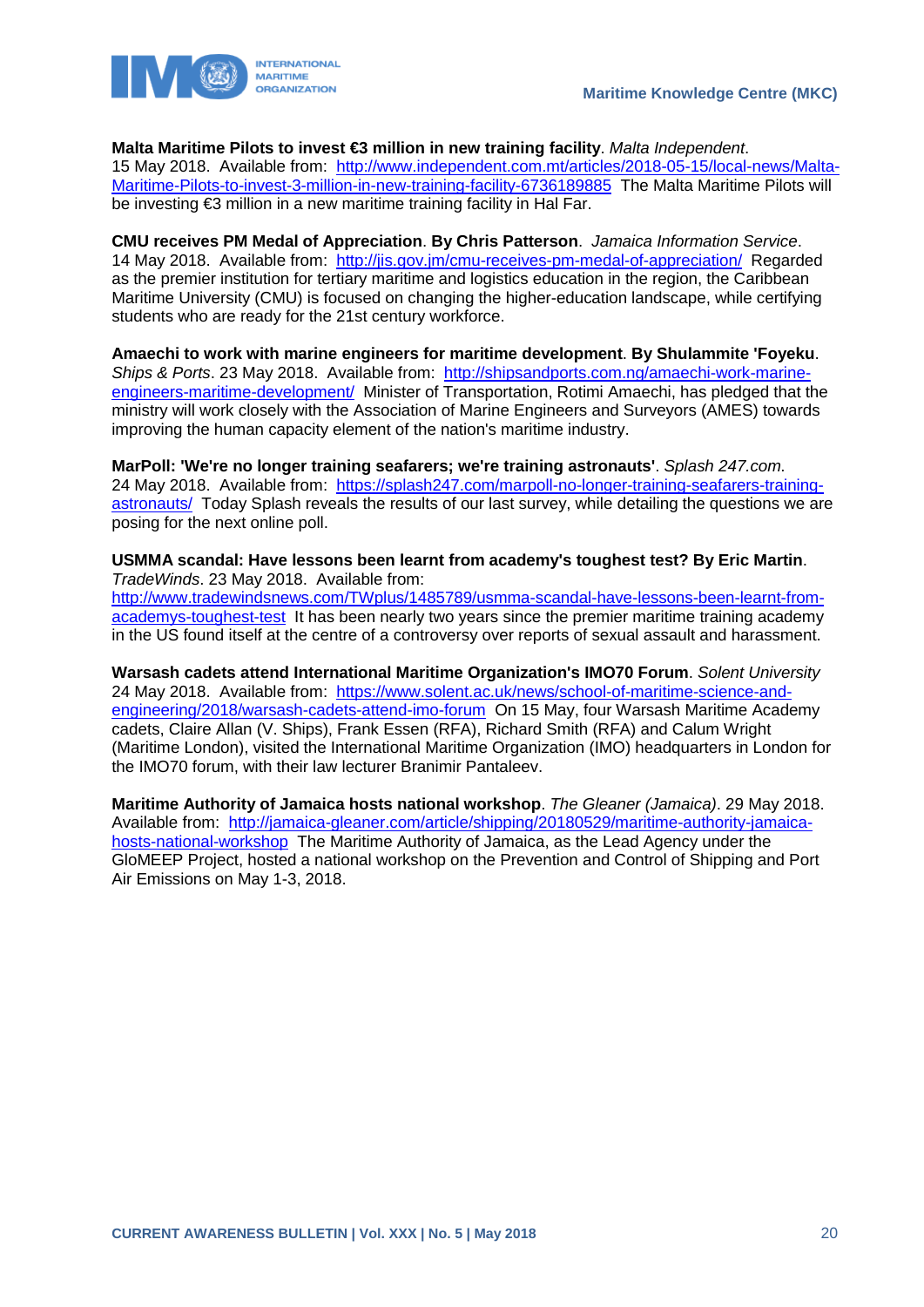**Malta Maritime Pilots to invest €3 million in new training facility**. *Malta Independent*. 15 May 2018. Available from: http://www.independent.com.mt/articles/2018-05-15/local-news/Malta-Maritime-Pilots-to-invest-3-million-in-new-training-facility-6736189885 The Malta Maritime Pilots will be investing €3 million in a new maritime training facility in Hal Far.

**CMU receives PM Medal of Appreciation**. **By Chris Patterson**. *Jamaica Information Service*. 14 May 2018. Available from: http://jis.gov.jm/cmu-receives-pm-medal-of-appreciation/ Regarded as the premier institution for tertiary maritime and logistics education in the region, the Caribbean Maritime University (CMU) is focused on changing the higher-education landscape, while certifying students who are ready for the 21st century workforce.

**Amaechi to work with marine engineers for maritime development**. **By Shulammite 'Foyeku**. *Ships & Ports*. 23 May 2018. Available from: http://shipsandports.com.ng/amaechi-work-marine-engineers-maritime-development/ Minister of Transportation, Rotimi Amaechi, has pledged that the ministry will work closely with the Association of Marine Engineers and Surveyors (AMES) towards improving the human capacity element of the nation's maritime industry.

**MarPoll: 'We're no longer training seafarers; we're training astronauts'**. *Splash 247.com*. 24 May 2018. Available from: https://splash247.com/marpoll-no-longer-training-seafarers-training-astronauts/ Today Splash reveals the results of our last survey, while detailing the questions we are posing for the next online poll.

**USMMA scandal: Have lessons been learnt from academy's toughest test? By Eric Martin**. *TradeWinds*. 23 May 2018. Available from: http://www.tradewindsnews.com/TWplus/1485789/usmma-scandal-have-lessons-been-learnt-from-academys-toughest-test It has been nearly two years since the premier maritime training academy in the US found itself at the centre of a controversy over reports of sexual assault and harassment.

**Warsash cadets attend International Maritime Organization's IMO70 Forum**. *Solent University* 24 May 2018. Available from: https://www.solent.ac.uk/news/school-of-maritime-science-and-engineering/2018/warsash-cadets-attend-imo-forum On 15 May, four Warsash Maritime Academy cadets, Claire Allan (V. Ships), Frank Essen (RFA), Richard Smith (RFA) and Calum Wright (Maritime London), visited the International Maritime Organization (IMO) headquarters in London for the IMO70 forum, with their law lecturer Branimir Pantaleev.

**Maritime Authority of Jamaica hosts national workshop**. *The Gleaner (Jamaica)*. 29 May 2018. Available from: http://jamaica-gleaner.com/article/shipping/20180529/maritime-authority-jamaica-hosts-national-workshop The Maritime Authority of Jamaica, as the Lead Agency under the GloMEEP Project, hosted a national workshop on the Prevention and Control of Shipping and Port Air Emissions on May 1-3, 2018.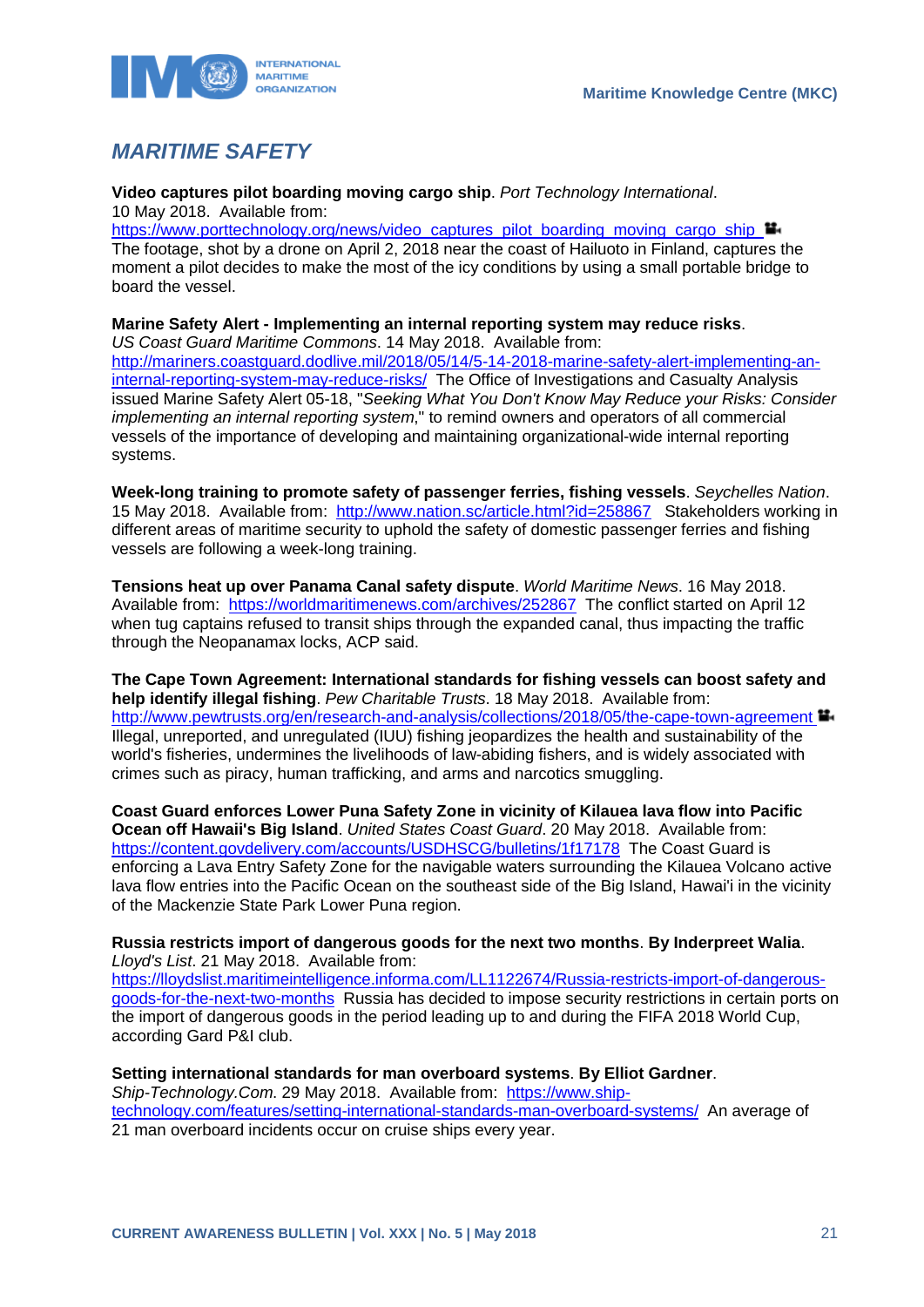## *MARITIME SAFETY*

**Video captures pilot boarding moving cargo ship**. *Port Technology International*. 10 May 2018. Available from: https://www.porttechnology.org/news/video_captures_pilot_boarding_moving_cargo_ship The footage, shot by a drone on April 2, 2018 near the coast of Hailuoto in Finland, captures the moment a pilot decides to make the most of the icy conditions by using a small portable bridge to board the vessel.

**Marine Safety Alert - Implementing an internal reporting system may reduce risks**. *US Coast Guard Maritime Commons*. 14 May 2018. Available from: http://mariners.coastguard.dodlive.mil/2018/05/14/5-14-2018-marine-safety-alert-implementing-an-internal-reporting-system-may-reduce-risks/ The Office of Investigations and Casualty Analysis issued Marine Safety Alert 05-18, "*Seeking What You Don't Know May Reduce your Risks: Consider implementing an internal reporting system*," to remind owners and operators of all commercial vessels of the importance of developing and maintaining organizational-wide internal reporting systems.

**Week-long training to promote safety of passenger ferries, fishing vessels**. *Seychelles Nation*. 15 May 2018. Available from: http://www.nation.sc/article.html?id=258867 Stakeholders working in different areas of maritime security to uphold the safety of domestic passenger ferries and fishing vessels are following a week-long training.

**Tensions heat up over Panama Canal safety dispute**. *World Maritime News*. 16 May 2018. Available from: https://worldmaritimenews.com/archives/252867 The conflict started on April 12 when tug captains refused to transit ships through the expanded canal, thus impacting the traffic through the Neopanamax locks, ACP said.

**The Cape Town Agreement: International standards for fishing vessels can boost safety and help identify illegal fishing**. *Pew Charitable Trusts*. 18 May 2018. Available from: http://www.pewtrusts.org/en/research-and-analysis/collections/2018/05/the-cape-town-agreement Illegal, unreported, and unregulated (IUU) fishing jeopardizes the health and sustainability of the world's fisheries, undermines the livelihoods of law-abiding fishers, and is widely associated with crimes such as piracy, human trafficking, and arms and narcotics smuggling.

**Coast Guard enforces Lower Puna Safety Zone in vicinity of Kilauea lava flow into Pacific Ocean off Hawaii's Big Island**. *United States Coast Guard*. 20 May 2018. Available from: https://content.govdelivery.com/accounts/USDHSCG/bulletins/1f17178 The Coast Guard is enforcing a Lava Entry Safety Zone for the navigable waters surrounding the Kilauea Volcano active lava flow entries into the Pacific Ocean on the southeast side of the Big Island, Hawai'i in the vicinity of the Mackenzie State Park Lower Puna region.

**Russia restricts import of dangerous goods for the next two months**. **By Inderpreet Walia**. *Lloyd's List*. 21 May 2018. Available from: https://lloydslist.maritimeintelligence.informa.com/LL1122674/Russia-restricts-import-of-dangerous-goods-for-the-next-two-months Russia has decided to impose security restrictions in certain ports on the import of dangerous goods in the period leading up to and during the FIFA 2018 World Cup, according Gard P&I club.

**Setting international standards for man overboard systems**. **By Elliot Gardner**. *Ship-Technology.Com*. 29 May 2018. Available from: https://www.ship-technology.com/features/setting-international-standards-man-overboard-systems/ An average of 21 man overboard incidents occur on cruise ships every year.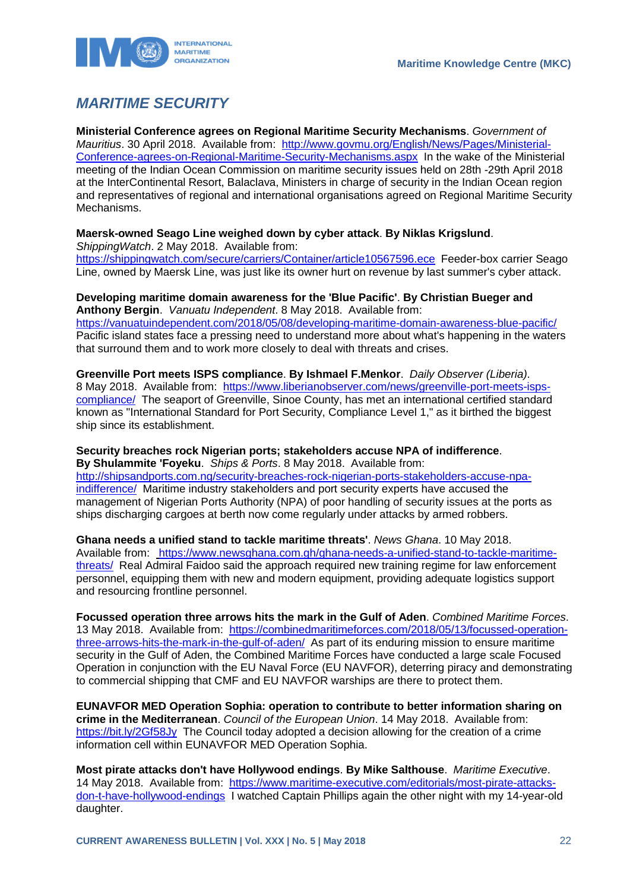# MARITIME SECURITY

**Ministerial Conference agrees on Regional Maritime Security Mechanisms**. *Government of Mauritius*. 30 April 2018. Available from: http://www.govmu.org/English/News/Pages/Ministerial-Conference-agrees-on-Regional-Maritime-Security-Mechanisms.aspx In the wake of the Ministerial meeting of the Indian Ocean Commission on maritime security issues held on 28th -29th April 2018 at the InterContinental Resort, Balaclava, Ministers in charge of security in the Indian Ocean region and representatives of regional and international organisations agreed on Regional Maritime Security Mechanisms.

**Maersk-owned Seago Line weighed down by cyber attack**. **By Niklas Krigslund**. *ShippingWatch*. 2 May 2018. Available from: https://shippingwatch.com/secure/carriers/Container/article10567596.ece Feeder-box carrier Seago Line, owned by Maersk Line, was just like its owner hurt on revenue by last summer's cyber attack.

**Developing maritime domain awareness for the 'Blue Pacific'**. **By Christian Bueger and Anthony Bergin**. *Vanuatu Independent*. 8 May 2018. Available from: https://vanuatuindependent.com/2018/05/08/developing-maritime-domain-awareness-blue-pacific/ Pacific island states face a pressing need to understand more about what's happening in the waters that surround them and to work more closely to deal with threats and crises.

**Greenville Port meets ISPS compliance**. **By Ishmael F.Menkor**. *Daily Observer (Liberia)*. 8 May 2018. Available from: https://www.liberianobserver.com/news/greenville-port-meets-isps-compliance/ The seaport of Greenville, Sinoe County, has met an international certified standard known as "International Standard for Port Security, Compliance Level 1," as it birthed the biggest ship since its establishment.

**Security breaches rock Nigerian ports; stakeholders accuse NPA of indifference**. **By Shulammite 'Foyeku**. *Ships & Ports*. 8 May 2018. Available from: http://shipsandports.com.ng/security-breaches-rock-nigerian-ports-stakeholders-accuse-npa-indifference/ Maritime industry stakeholders and port security experts have accused the management of Nigerian Ports Authority (NPA) of poor handling of security issues at the ports as ships discharging cargoes at berth now come regularly under attacks by armed robbers.

**Ghana needs a unified stand to tackle maritime threats'**. *News Ghana*. 10 May 2018. Available from: https://www.newsghana.com.gh/ghana-needs-a-unified-stand-to-tackle-maritime-threats/ Real Admiral Faidoo said the approach required new training regime for law enforcement personnel, equipping them with new and modern equipment, providing adequate logistics support and resourcing frontline personnel.

**Focussed operation three arrows hits the mark in the Gulf of Aden**. *Combined Maritime Forces*. 13 May 2018. Available from: https://combinedmaritimeforces.com/2018/05/13/focussed-operation-three-arrows-hits-the-mark-in-the-gulf-of-aden/ As part of its enduring mission to ensure maritime security in the Gulf of Aden, the Combined Maritime Forces have conducted a large scale Focused Operation in conjunction with the EU Naval Force (EU NAVFOR), deterring piracy and demonstrating to commercial shipping that CMF and EU NAVFOR warships are there to protect them.

**EUNAVFOR MED Operation Sophia: operation to contribute to better information sharing on crime in the Mediterranean**. *Council of the European Union*. 14 May 2018. Available from: https://bit.ly/2Gf58Jy The Council today adopted a decision allowing for the creation of a crime information cell within EUNAVFOR MED Operation Sophia.

**Most pirate attacks don't have Hollywood endings**. **By Mike Salthouse**. *Maritime Executive*. 14 May 2018. Available from: https://www.maritime-executive.com/editorials/most-pirate-attacks-don-t-have-hollywood-endings I watched Captain Phillips again the other night with my 14-year-old daughter.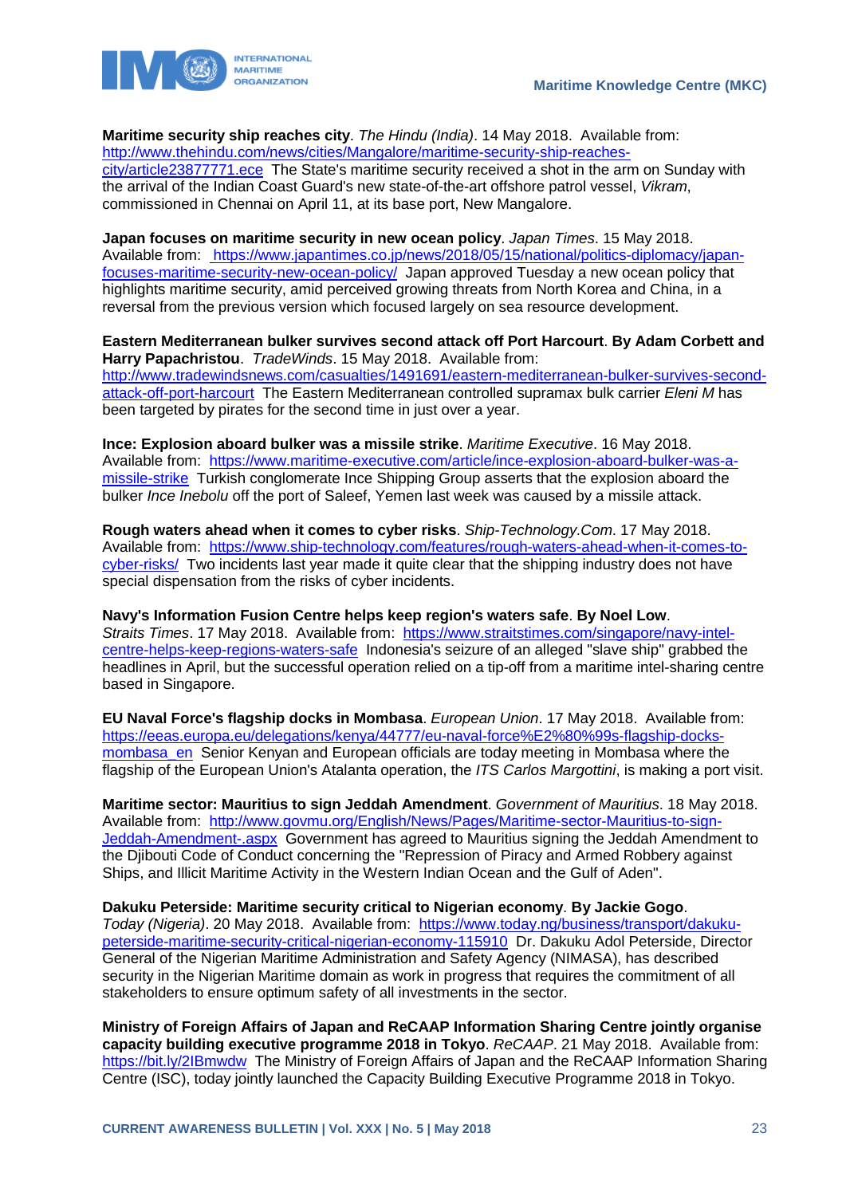**Maritime security ship reaches city**. *The Hindu (India)*. 14 May 2018. Available from: http://www.thehindu.com/news/cities/Mangalore/maritime-security-ship-reaches-city/article23877771.ece The State's maritime security received a shot in the arm on Sunday with the arrival of the Indian Coast Guard's new state-of-the-art offshore patrol vessel, *Vikram*, commissioned in Chennai on April 11, at its base port, New Mangalore.

**Japan focuses on maritime security in new ocean policy**. *Japan Times*. 15 May 2018. Available from: https://www.japantimes.co.jp/news/2018/05/15/national/politics-diplomacy/japan-focuses-maritime-security-new-ocean-policy/ Japan approved Tuesday a new ocean policy that highlights maritime security, amid perceived growing threats from North Korea and China, in a reversal from the previous version which focused largely on sea resource development.

**Eastern Mediterranean bulker survives second attack off Port Harcourt**. **By Adam Corbett and Harry Papachristou**. *TradeWinds*. 15 May 2018. Available from: http://www.tradewindsnews.com/casualties/1491691/eastern-mediterranean-bulker-survives-second-attack-off-port-harcourt The Eastern Mediterranean controlled supramax bulk carrier *Eleni M* has been targeted by pirates for the second time in just over a year.

**Ince: Explosion aboard bulker was a missile strike**. *Maritime Executive*. 16 May 2018. Available from: https://www.maritime-executive.com/article/ince-explosion-aboard-bulker-was-a-missile-strike Turkish conglomerate Ince Shipping Group asserts that the explosion aboard the bulker *Ince Inebolu* off the port of Saleef, Yemen last week was caused by a missile attack.

**Rough waters ahead when it comes to cyber risks**. *Ship-Technology.Com*. 17 May 2018. Available from: https://www.ship-technology.com/features/rough-waters-ahead-when-it-comes-to-cyber-risks/ Two incidents last year made it quite clear that the shipping industry does not have special dispensation from the risks of cyber incidents.

**Navy's Information Fusion Centre helps keep region's waters safe**. **By Noel Low**. *Straits Times*. 17 May 2018. Available from: https://www.straitstimes.com/singapore/navy-intel-centre-helps-keep-regions-waters-safe Indonesia's seizure of an alleged "slave ship" grabbed the headlines in April, but the successful operation relied on a tip-off from a maritime intel-sharing centre based in Singapore.

**EU Naval Force's flagship docks in Mombasa**. *European Union*. 17 May 2018. Available from: https://eeas.europa.eu/delegations/kenya/44777/eu-naval-force%E2%80%99s-flagship-docks-mombasa_en Senior Kenyan and European officials are today meeting in Mombasa where the flagship of the European Union's Atalanta operation, the *ITS Carlos Margottini*, is making a port visit.

**Maritime sector: Mauritius to sign Jeddah Amendment**. *Government of Mauritius*. 18 May 2018. Available from: http://www.govmu.org/English/News/Pages/Maritime-sector-Mauritius-to-sign-Jeddah-Amendment-.aspx Government has agreed to Mauritius signing the Jeddah Amendment to the Djibouti Code of Conduct concerning the "Repression of Piracy and Armed Robbery against Ships, and Illicit Maritime Activity in the Western Indian Ocean and the Gulf of Aden".

**Dakuku Peterside: Maritime security critical to Nigerian economy**. **By Jackie Gogo**. *Today (Nigeria)*. 20 May 2018. Available from: https://www.today.ng/business/transport/dakuku-peterside-maritime-security-critical-nigerian-economy-115910 Dr. Dakuku Adol Peterside, Director General of the Nigerian Maritime Administration and Safety Agency (NIMASA), has described security in the Nigerian Maritime domain as work in progress that requires the commitment of all stakeholders to ensure optimum safety of all investments in the sector.

**Ministry of Foreign Affairs of Japan and ReCAAP Information Sharing Centre jointly organise capacity building executive programme 2018 in Tokyo**. *ReCAAP*. 21 May 2018. Available from: https://bit.ly/2IBmwdw The Ministry of Foreign Affairs of Japan and the ReCAAP Information Sharing Centre (ISC), today jointly launched the Capacity Building Executive Programme 2018 in Tokyo.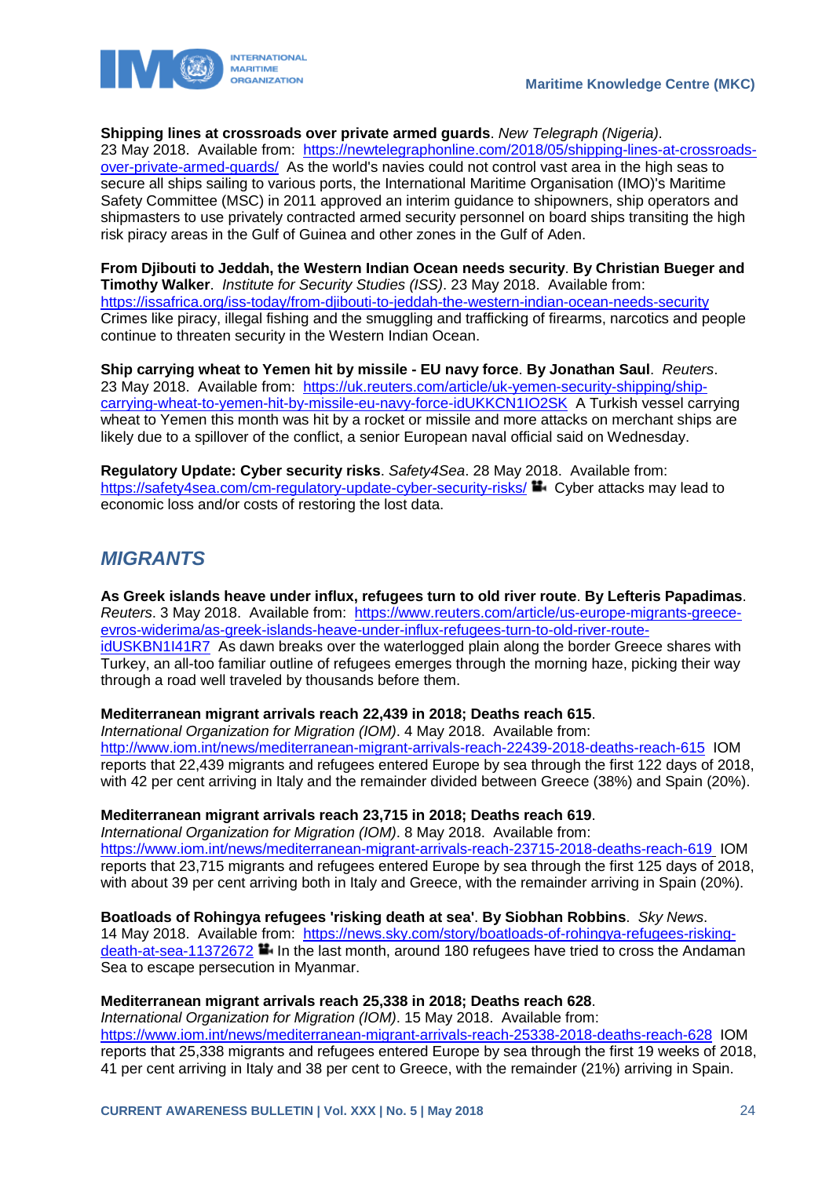**Shipping lines at crossroads over private armed guards**. *New Telegraph (Nigeria)*. 23 May 2018. Available from: https://newtelegraphonline.com/2018/05/shipping-lines-at-crossroads-over-private-armed-guards/ As the world's navies could not control vast area in the high seas to secure all ships sailing to various ports, the International Maritime Organisation (IMO)'s Maritime Safety Committee (MSC) in 2011 approved an interim guidance to shipowners, ship operators and shipmasters to use privately contracted armed security personnel on board ships transiting the high risk piracy areas in the Gulf of Guinea and other zones in the Gulf of Aden.

**From Djibouti to Jeddah, the Western Indian Ocean needs security**. **By Christian Bueger and Timothy Walker**. *Institute for Security Studies (ISS)*. 23 May 2018. Available from: https://issafrica.org/iss-today/from-djibouti-to-jeddah-the-western-indian-ocean-needs-security Crimes like piracy, illegal fishing and the smuggling and trafficking of firearms, narcotics and people continue to threaten security in the Western Indian Ocean.

**Ship carrying wheat to Yemen hit by missile - EU navy force**. **By Jonathan Saul**. *Reuters*. 23 May 2018. Available from: https://uk.reuters.com/article/uk-yemen-security-shipping/ship-carrying-wheat-to-yemen-hit-by-missile-eu-navy-force-idUKKCN1IO2SK A Turkish vessel carrying wheat to Yemen this month was hit by a rocket or missile and more attacks on merchant ships are likely due to a spillover of the conflict, a senior European naval official said on Wednesday.

**Regulatory Update: Cyber security risks**. *Safety4Sea*. 28 May 2018. Available from: https://safety4sea.com/cm-regulatory-update-cyber-security-risks/ Cyber attacks may lead to economic loss and/or costs of restoring the lost data.

## *MIGRANTS*

**As Greek islands heave under influx, refugees turn to old river route**. **By Lefteris Papadimas**. *Reuters*. 3 May 2018. Available from: https://www.reuters.com/article/us-europe-migrants-greece-evros-widerima/as-greek-islands-heave-under-influx-refugees-turn-to-old-river-route-idUSKBN1I41R7 As dawn breaks over the waterlogged plain along the border Greece shares with Turkey, an all-too familiar outline of refugees emerges through the morning haze, picking their way through a road well traveled by thousands before them.

**Mediterranean migrant arrivals reach 22,439 in 2018; Deaths reach 615**. *International Organization for Migration (IOM)*. 4 May 2018. Available from: http://www.iom.int/news/mediterranean-migrant-arrivals-reach-22439-2018-deaths-reach-615 IOM reports that 22,439 migrants and refugees entered Europe by sea through the first 122 days of 2018, with 42 per cent arriving in Italy and the remainder divided between Greece (38%) and Spain (20%).

**Mediterranean migrant arrivals reach 23,715 in 2018; Deaths reach 619**. *International Organization for Migration (IOM)*. 8 May 2018. Available from: https://www.iom.int/news/mediterranean-migrant-arrivals-reach-23715-2018-deaths-reach-619 IOM reports that 23,715 migrants and refugees entered Europe by sea through the first 125 days of 2018, with about 39 per cent arriving both in Italy and Greece, with the remainder arriving in Spain (20%).

**Boatloads of Rohingya refugees 'risking death at sea'**. **By Siobhan Robbins**. *Sky News*. 14 May 2018. Available from: https://news.sky.com/story/boatloads-of-rohingya-refugees-risking-death-at-sea-11372672 In the last month, around 180 refugees have tried to cross the Andaman Sea to escape persecution in Myanmar.

**Mediterranean migrant arrivals reach 25,338 in 2018; Deaths reach 628**. *International Organization for Migration (IOM)*. 15 May 2018. Available from: https://www.iom.int/news/mediterranean-migrant-arrivals-reach-25338-2018-deaths-reach-628 IOM reports that 25,338 migrants and refugees entered Europe by sea through the first 19 weeks of 2018, 41 per cent arriving in Italy and 38 per cent to Greece, with the remainder (21%) arriving in Spain.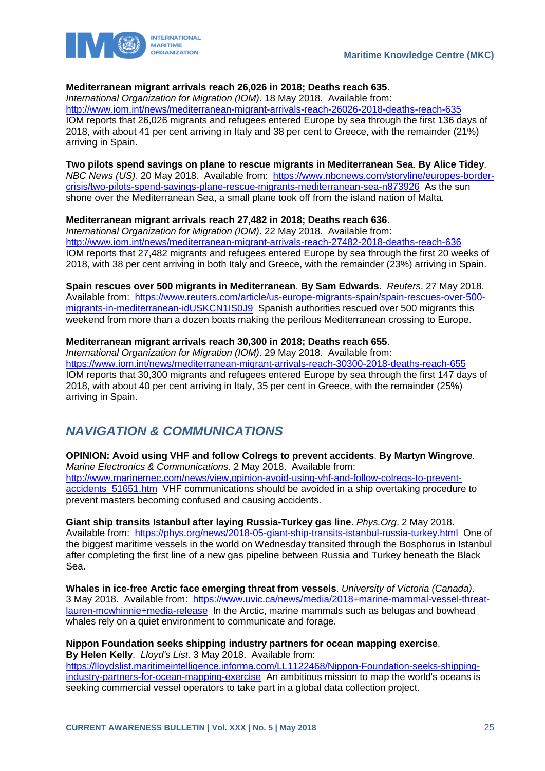**Mediterranean migrant arrivals reach 26,026 in 2018; Deaths reach 635**.
*International Organization for Migration (IOM)*. 18 May 2018. Available from:
http://www.iom.int/news/mediterranean-migrant-arrivals-reach-26026-2018-deaths-reach-635
IOM reports that 26,026 migrants and refugees entered Europe by sea through the first 136 days of 2018, with about 41 per cent arriving in Italy and 38 per cent to Greece, with the remainder (21%) arriving in Spain.

**Two pilots spend savings on plane to rescue migrants in Mediterranean Sea**. **By Alice Tidey**.
*NBC News (US)*. 20 May 2018. Available from: https://www.nbcnews.com/storyline/europes-border-crisis/two-pilots-spend-savings-plane-rescue-migrants-mediterranean-sea-n873926 As the sun shone over the Mediterranean Sea, a small plane took off from the island nation of Malta.

**Mediterranean migrant arrivals reach 27,482 in 2018; Deaths reach 636**.
*International Organization for Migration (IOM)*. 22 May 2018. Available from:
http://www.iom.int/news/mediterranean-migrant-arrivals-reach-27482-2018-deaths-reach-636
IOM reports that 27,482 migrants and refugees entered Europe by sea through the first 20 weeks of 2018, with 38 per cent arriving in both Italy and Greece, with the remainder (23%) arriving in Spain.

**Spain rescues over 500 migrants in Mediterranean**. **By Sam Edwards**. *Reuters*. 27 May 2018.
Available from: https://www.reuters.com/article/us-europe-migrants-spain/spain-rescues-over-500-migrants-in-mediterranean-idUSKCN1IS0J9 Spanish authorities rescued over 500 migrants this weekend from more than a dozen boats making the perilous Mediterranean crossing to Europe.

**Mediterranean migrant arrivals reach 30,300 in 2018; Deaths reach 655**.
*International Organization for Migration (IOM)*. 29 May 2018. Available from:
https://www.iom.int/news/mediterranean-migrant-arrivals-reach-30300-2018-deaths-reach-655
IOM reports that 30,300 migrants and refugees entered Europe by sea through the first 147 days of 2018, with about 40 per cent arriving in Italy, 35 per cent in Greece, with the remainder (25%) arriving in Spain.

## *NAVIGATION & COMMUNICATIONS*

**OPINION: Avoid using VHF and follow Colregs to prevent accidents**. **By Martyn Wingrove**.
*Marine Electronics & Communications*. 2 May 2018. Available from:
http://www.marinemec.com/news/view,opinion-avoid-using-vhf-and-follow-colregs-to-prevent-accidents_51651.htm VHF communications should be avoided in a ship overtaking procedure to prevent masters becoming confused and causing accidents.

**Giant ship transits Istanbul after laying Russia-Turkey gas line**. *Phys.Org*. 2 May 2018.
Available from: https://phys.org/news/2018-05-giant-ship-transits-istanbul-russia-turkey.html One of the biggest maritime vessels in the world on Wednesday transited through the Bosphorus in Istanbul after completing the first line of a new gas pipeline between Russia and Turkey beneath the Black Sea.

**Whales in ice-free Arctic face emerging threat from vessels**. *University of Victoria (Canada)*.
3 May 2018. Available from: https://www.uvic.ca/news/media/2018+marine-mammal-vessel-threat-lauren-mcwhinnie+media-release In the Arctic, marine mammals such as belugas and bowhead whales rely on a quiet environment to communicate and forage.

**Nippon Foundation seeks shipping industry partners for ocean mapping exercise**.
**By Helen Kelly**. *Lloyd's List*. 3 May 2018. Available from:
https://lloydslist.maritimeintelligence.informa.com/LL1122468/Nippon-Foundation-seeks-shipping-industry-partners-for-ocean-mapping-exercise An ambitious mission to map the world's oceans is seeking commercial vessel operators to take part in a global data collection project.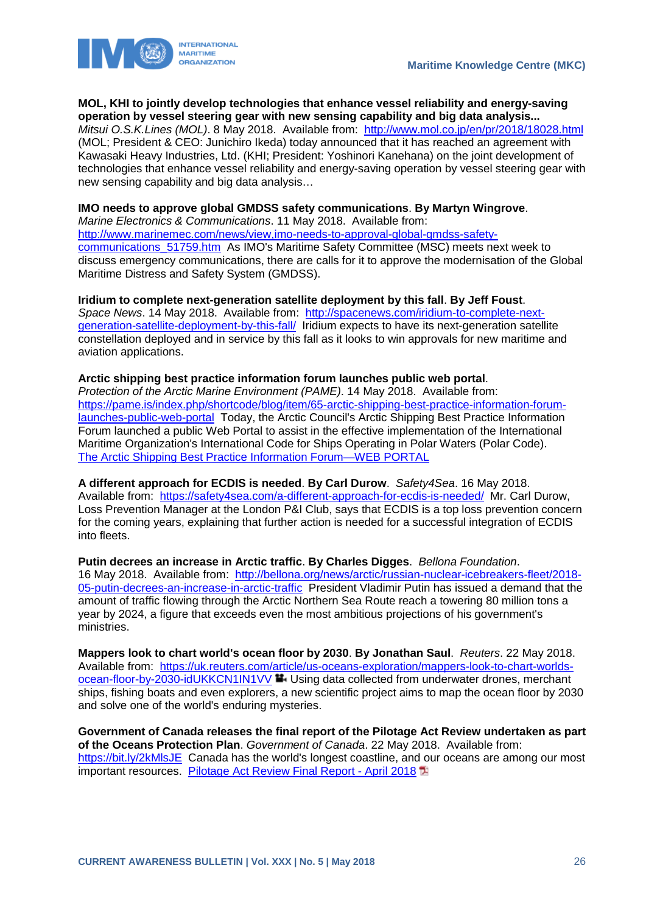**MOL, KHI to jointly develop technologies that enhance vessel reliability and energy-saving operation by vessel steering gear with new sensing capability and big data analysis...**
*Mitsui O.S.K.Lines (MOL)*. 8 May 2018. Available from: http://www.mol.co.jp/en/pr/2018/18028.html (MOL; President & CEO: Junichiro Ikeda) today announced that it has reached an agreement with Kawasaki Heavy Industries, Ltd. (KHI; President: Yoshinori Kanehana) on the joint development of technologies that enhance vessel reliability and energy-saving operation by vessel steering gear with new sensing capability and big data analysis…

**IMO needs to approve global GMDSS safety communications**. **By Martyn Wingrove**.
*Marine Electronics & Communications*. 11 May 2018. Available from: http://www.marinemec.com/news/view,imo-needs-to-approval-global-gmdss-safety-communications_51759.htm As IMO's Maritime Safety Committee (MSC) meets next week to discuss emergency communications, there are calls for it to approve the modernisation of the Global Maritime Distress and Safety System (GMDSS).

**Iridium to complete next-generation satellite deployment by this fall**. **By Jeff Foust**.
*Space News*. 14 May 2018. Available from: http://spacenews.com/iridium-to-complete-next-generation-satellite-deployment-by-this-fall/ Iridium expects to have its next-generation satellite constellation deployed and in service by this fall as it looks to win approvals for new maritime and aviation applications.

**Arctic shipping best practice information forum launches public web portal**.
*Protection of the Arctic Marine Environment (PAME)*. 14 May 2018. Available from: https://pame.is/index.php/shortcode/blog/item/65-arctic-shipping-best-practice-information-forum-launches-public-web-portal Today, the Arctic Council's Arctic Shipping Best Practice Information Forum launched a public Web Portal to assist in the effective implementation of the International Maritime Organization's International Code for Ships Operating in Polar Waters (Polar Code).
The Arctic Shipping Best Practice Information Forum—WEB PORTAL

**A different approach for ECDIS is needed**. **By Carl Durow**. *Safety4Sea*. 16 May 2018.
Available from: https://safety4sea.com/a-different-approach-for-ecdis-is-needed/ Mr. Carl Durow, Loss Prevention Manager at the London P&I Club, says that ECDIS is a top loss prevention concern for the coming years, explaining that further action is needed for a successful integration of ECDIS into fleets.

**Putin decrees an increase in Arctic traffic**. **By Charles Digges**. *Bellona Foundation*.
16 May 2018. Available from: http://bellona.org/news/arctic/russian-nuclear-icebreakers-fleet/2018-05-putin-decrees-an-increase-in-arctic-traffic President Vladimir Putin has issued a demand that the amount of traffic flowing through the Arctic Northern Sea Route reach a towering 80 million tons a year by 2024, a figure that exceeds even the most ambitious projections of his government's ministries.

**Mappers look to chart world's ocean floor by 2030**. **By Jonathan Saul**. *Reuters*. 22 May 2018.
Available from: https://uk.reuters.com/article/us-oceans-exploration/mappers-look-to-chart-worlds-ocean-floor-by-2030-idUKKCN1IN1VV Using data collected from underwater drones, merchant ships, fishing boats and even explorers, a new scientific project aims to map the ocean floor by 2030 and solve one of the world's enduring mysteries.

**Government of Canada releases the final report of the Pilotage Act Review undertaken as part of the Oceans Protection Plan**. *Government of Canada*. 22 May 2018. Available from: https://bit.ly/2kMlsJE Canada has the world's longest coastline, and our oceans are among our most important resources. Pilotage Act Review Final Report - April 2018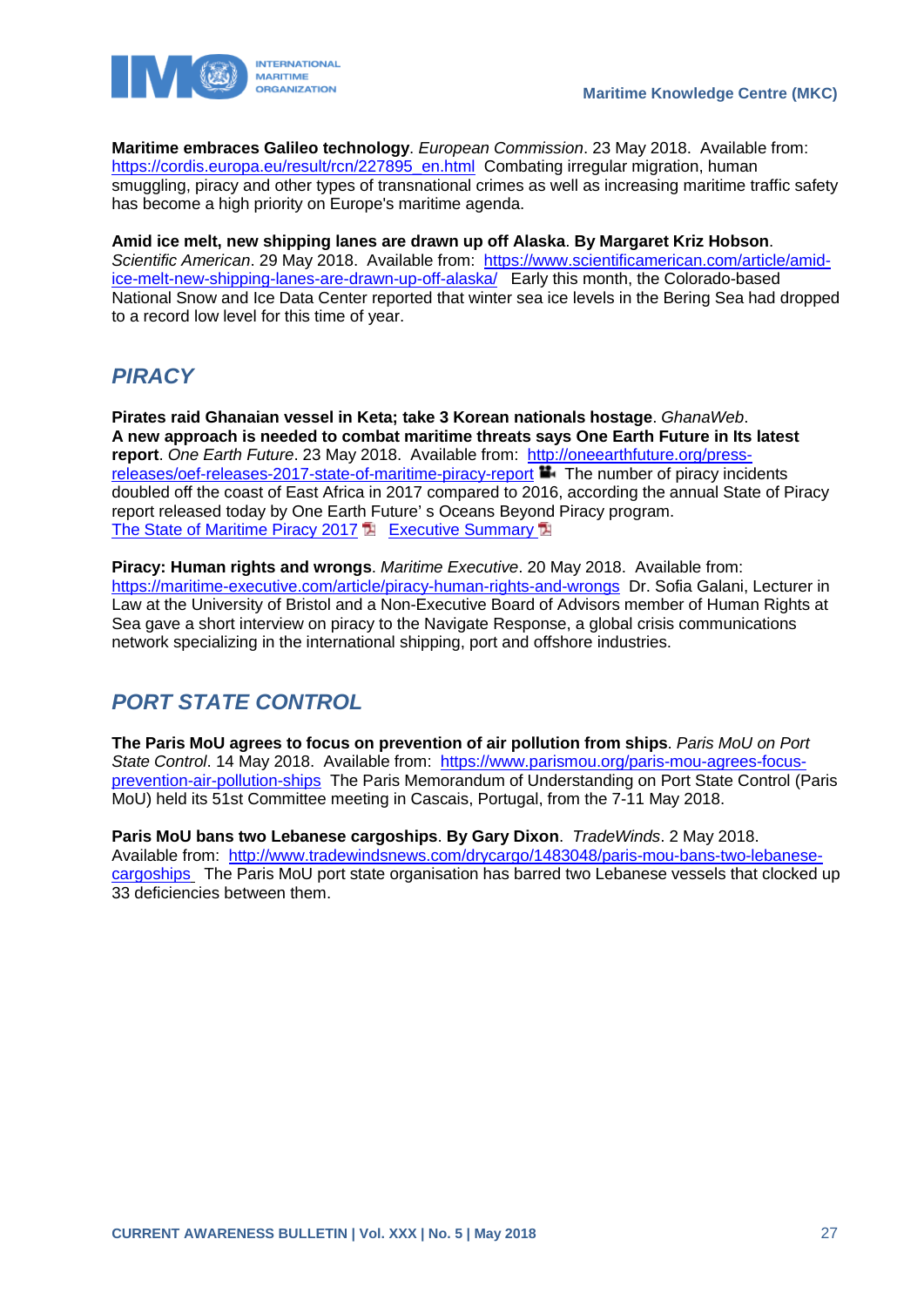**Maritime embraces Galileo technology**. *European Commission*. 23 May 2018. Available from: https://cordis.europa.eu/result/rcn/227895_en.html Combating irregular migration, human smuggling, piracy and other types of transnational crimes as well as increasing maritime traffic safety has become a high priority on Europe's maritime agenda.

**Amid ice melt, new shipping lanes are drawn up off Alaska**. **By Margaret Kriz Hobson**. *Scientific American*. 29 May 2018. Available from: https://www.scientificamerican.com/article/amid-ice-melt-new-shipping-lanes-are-drawn-up-off-alaska/ Early this month, the Colorado-based National Snow and Ice Data Center reported that winter sea ice levels in the Bering Sea had dropped to a record low level for this time of year.

## *PIRACY*

**Pirates raid Ghanaian vessel in Keta; take 3 Korean nationals hostage**. *GhanaWeb*.
**A new approach is needed to combat maritime threats says One Earth Future in Its latest report**. *One Earth Future*. 23 May 2018. Available from: http://oneearthfuture.org/press-releases/oef-releases-2017-state-of-maritime-piracy-report The number of piracy incidents doubled off the coast of East Africa in 2017 compared to 2016, according the annual State of Piracy report released today by One Earth Future' s Oceans Beyond Piracy program.
The State of Maritime Piracy 2017 Executive Summary

**Piracy: Human rights and wrongs**. *Maritime Executive*. 20 May 2018. Available from: https://maritime-executive.com/article/piracy-human-rights-and-wrongs Dr. Sofia Galani, Lecturer in Law at the University of Bristol and a Non-Executive Board of Advisors member of Human Rights at Sea gave a short interview on piracy to the Navigate Response, a global crisis communications network specializing in the international shipping, port and offshore industries.

## *PORT STATE CONTROL*

**The Paris MoU agrees to focus on prevention of air pollution from ships**. *Paris MoU on Port State Control*. 14 May 2018. Available from: https://www.parismou.org/paris-mou-agrees-focus-prevention-air-pollution-ships The Paris Memorandum of Understanding on Port State Control (Paris MoU) held its 51st Committee meeting in Cascais, Portugal, from the 7-11 May 2018.

**Paris MoU bans two Lebanese cargoships**. **By Gary Dixon**. *TradeWinds*. 2 May 2018. Available from: http://www.tradewindsnews.com/drycargo/1483048/paris-mou-bans-two-lebanese-cargoships The Paris MoU port state organisation has barred two Lebanese vessels that clocked up 33 deficiencies between them.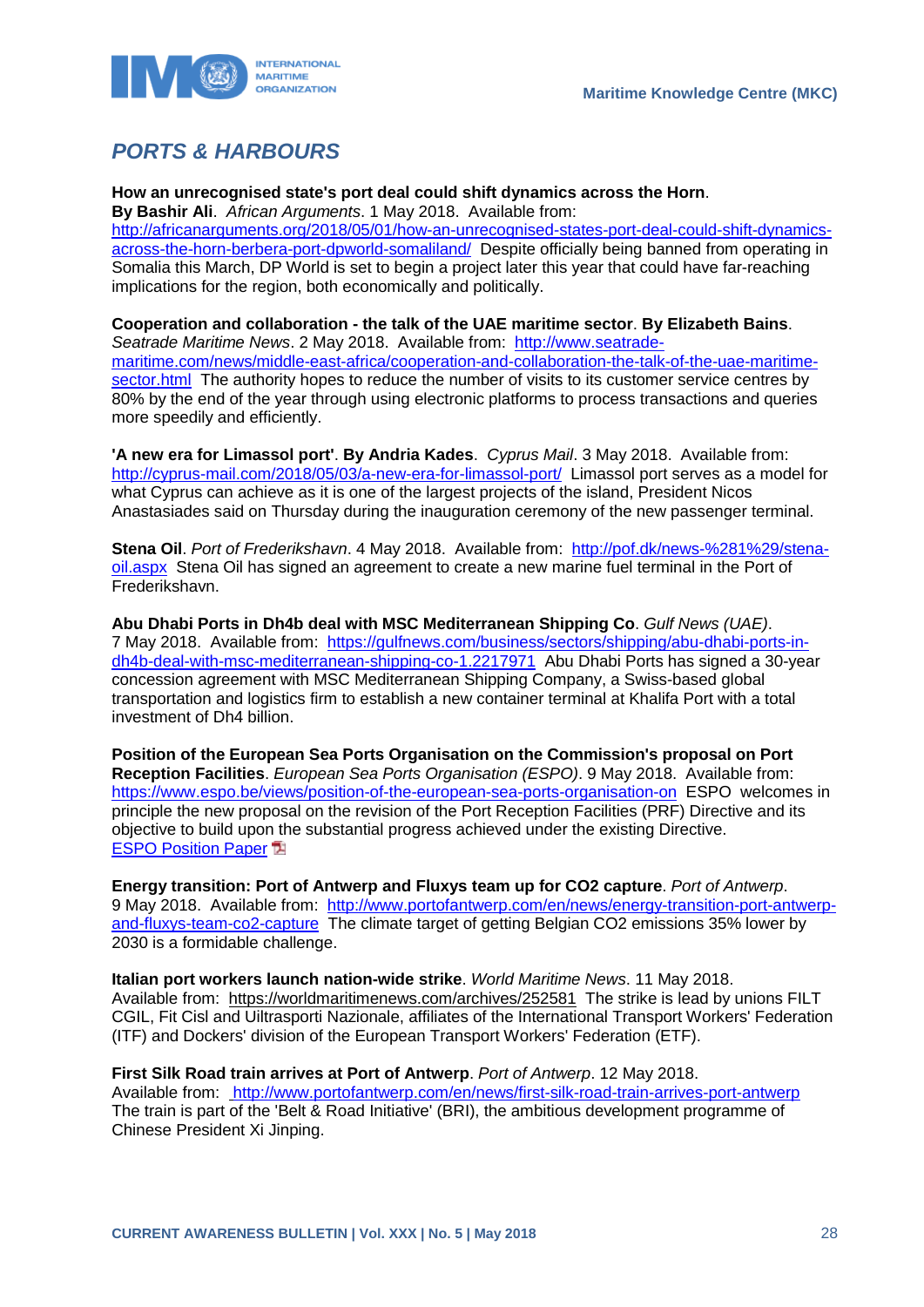## *PORTS & HARBOURS*

**How an unrecognised state's port deal could shift dynamics across the Horn**. **By Bashir Ali**. *African Arguments*. 1 May 2018. Available from: http://africanarguments.org/2018/05/01/how-an-unrecognised-states-port-deal-could-shift-dynamics-across-the-horn-berbera-port-dpworld-somaliland/ Despite officially being banned from operating in Somalia this March, DP World is set to begin a project later this year that could have far-reaching implications for the region, both economically and politically.

**Cooperation and collaboration - the talk of the UAE maritime sector**. **By Elizabeth Bains**. *Seatrade Maritime News*. 2 May 2018. Available from: http://www.seatrade-maritime.com/news/middle-east-africa/cooperation-and-collaboration-the-talk-of-the-uae-maritime-sector.html The authority hopes to reduce the number of visits to its customer service centres by 80% by the end of the year through using electronic platforms to process transactions and queries more speedily and efficiently.

**'A new era for Limassol port'**. **By Andria Kades**. *Cyprus Mail*. 3 May 2018. Available from: http://cyprus-mail.com/2018/05/03/a-new-era-for-limassol-port/ Limassol port serves as a model for what Cyprus can achieve as it is one of the largest projects of the island, President Nicos Anastasiades said on Thursday during the inauguration ceremony of the new passenger terminal.

**Stena Oil**. *Port of Frederikshavn*. 4 May 2018. Available from: http://pof.dk/news-%281%29/stena-oil.aspx Stena Oil has signed an agreement to create a new marine fuel terminal in the Port of Frederikshavn.

**Abu Dhabi Ports in Dh4b deal with MSC Mediterranean Shipping Co**. *Gulf News (UAE)*. 7 May 2018. Available from: https://gulfnews.com/business/sectors/shipping/abu-dhabi-ports-in-dh4b-deal-with-msc-mediterranean-shipping-co-1.2217971 Abu Dhabi Ports has signed a 30-year concession agreement with MSC Mediterranean Shipping Company, a Swiss-based global transportation and logistics firm to establish a new container terminal at Khalifa Port with a total investment of Dh4 billion.

**Position of the European Sea Ports Organisation on the Commission's proposal on Port Reception Facilities**. *European Sea Ports Organisation (ESPO)*. 9 May 2018. Available from: https://www.espo.be/views/position-of-the-european-sea-ports-organisation-on ESPO welcomes in principle the new proposal on the revision of the Port Reception Facilities (PRF) Directive and its objective to build upon the substantial progress achieved under the existing Directive.
ESPO Position Paper

**Energy transition: Port of Antwerp and Fluxys team up for CO2 capture**. *Port of Antwerp*. 9 May 2018. Available from: http://www.portofantwerp.com/en/news/energy-transition-port-antwerp-and-fluxys-team-co2-capture The climate target of getting Belgian $CO_2$ emissions 35% lower by 2030 is a formidable challenge.

**Italian port workers launch nation-wide strike**. *World Maritime News*. 11 May 2018. Available from: https://worldmaritimenews.com/archives/252581 The strike is lead by unions FILT CGIL, Fit Cisl and Uiltrasporti Nazionale, affiliates of the International Transport Workers' Federation (ITF) and Dockers' division of the European Transport Workers' Federation (ETF).

**First Silk Road train arrives at Port of Antwerp**. *Port of Antwerp*. 12 May 2018. Available from: http://www.portofantwerp.com/en/news/first-silk-road-train-arrives-port-antwerp The train is part of the 'Belt & Road Initiative' (BRI), the ambitious development programme of Chinese President Xi Jinping.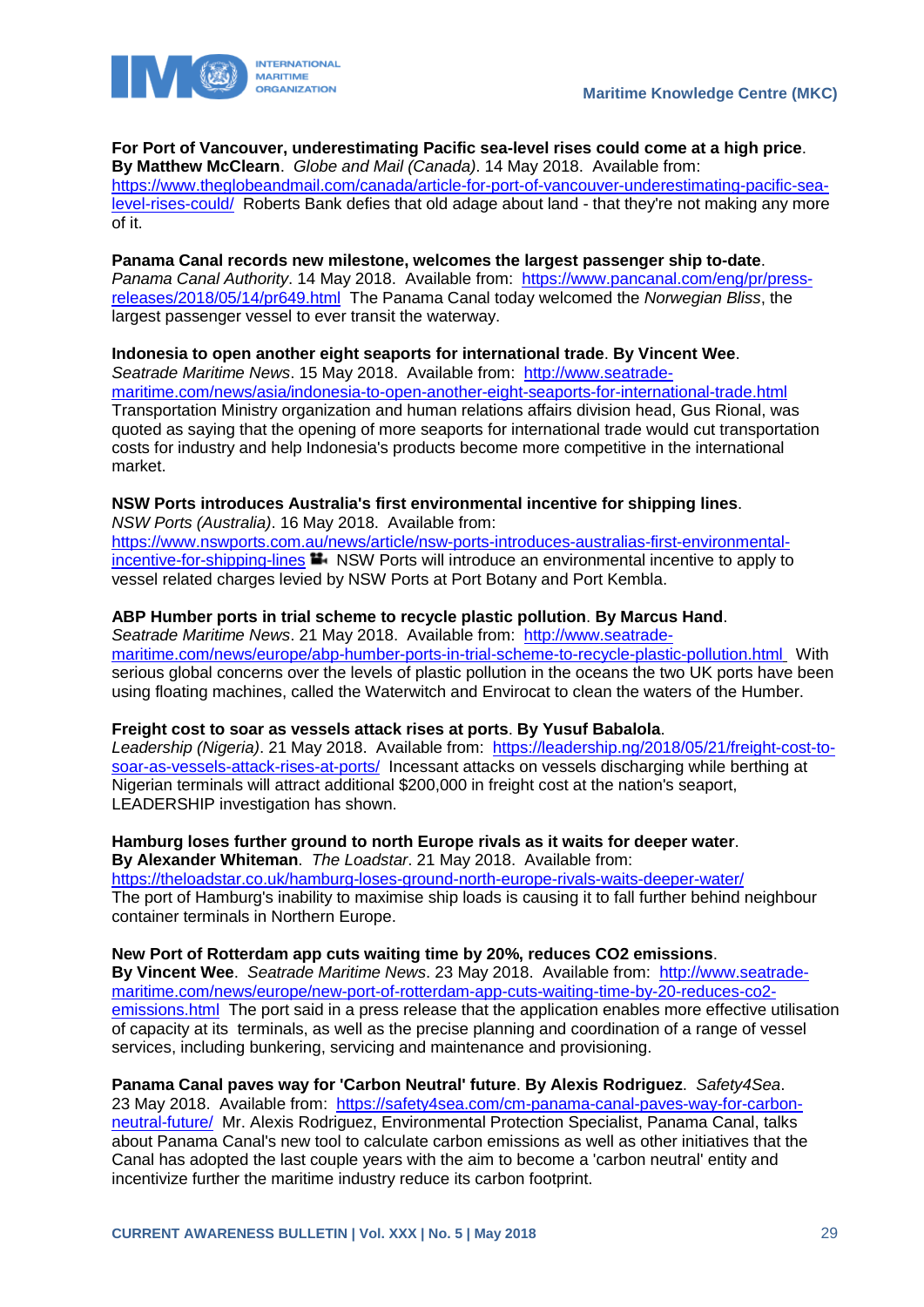**For Port of Vancouver, underestimating Pacific sea-level rises could come at a high price**. **By Matthew McClearn**. *Globe and Mail (Canada)*. 14 May 2018. Available from: https://www.theglobeandmail.com/canada/article-for-port-of-vancouver-underestimating-pacific-sea-level-rises-could/ Roberts Bank defies that old adage about land - that they're not making any more of it.

**Panama Canal records new milestone, welcomes the largest passenger ship to-date**. *Panama Canal Authority*. 14 May 2018. Available from: https://www.pancanal.com/eng/pr/press-releases/2018/05/14/pr649.html The Panama Canal today welcomed the *Norwegian Bliss*, the largest passenger vessel to ever transit the waterway.

**Indonesia to open another eight seaports for international trade**. **By Vincent Wee**. *Seatrade Maritime News*. 15 May 2018. Available from: http://www.seatrade-maritime.com/news/asia/indonesia-to-open-another-eight-seaports-for-international-trade.html Transportation Ministry organization and human relations affairs division head, Gus Rional, was quoted as saying that the opening of more seaports for international trade would cut transportation costs for industry and help Indonesia's products become more competitive in the international market.

**NSW Ports introduces Australia's first environmental incentive for shipping lines**. *NSW Ports (Australia)*. 16 May 2018. Available from: https://www.nswports.com.au/news/article/nsw-ports-introduces-australias-first-environmental-incentive-for-shipping-lines NSW Ports will introduce an environmental incentive to apply to vessel related charges levied by NSW Ports at Port Botany and Port Kembla.

**ABP Humber ports in trial scheme to recycle plastic pollution**. **By Marcus Hand**. *Seatrade Maritime News*. 21 May 2018. Available from: http://www.seatrade-maritime.com/news/europe/abp-humber-ports-in-trial-scheme-to-recycle-plastic-pollution.html With serious global concerns over the levels of plastic pollution in the oceans the two UK ports have been using floating machines, called the Waterwitch and Envirocat to clean the waters of the Humber.

**Freight cost to soar as vessels attack rises at ports**. **By Yusuf Babalola**. *Leadership (Nigeria)*. 21 May 2018. Available from: https://leadership.ng/2018/05/21/freight-cost-to-soar-as-vessels-attack-rises-at-ports/ Incessant attacks on vessels discharging while berthing at Nigerian terminals will attract additional $200,000 in freight cost at the nation's seaport, LEADERSHIP investigation has shown.

**Hamburg loses further ground to north Europe rivals as it waits for deeper water**. **By Alexander Whiteman**. *The Loadstar*. 21 May 2018. Available from: https://theloadstar.co.uk/hamburg-loses-ground-north-europe-rivals-waits-deeper-water/ The port of Hamburg's inability to maximise ship loads is causing it to fall further behind neighbour container terminals in Northern Europe.

**New Port of Rotterdam app cuts waiting time by 20%, reduces CO2 emissions**. **By Vincent Wee**. *Seatrade Maritime News*. 23 May 2018. Available from: http://www.seatrade-maritime.com/news/europe/new-port-of-rotterdam-app-cuts-waiting-time-by-20-reduces-co2-emissions.html The port said in a press release that the application enables more effective utilisation of capacity at its terminals, as well as the precise planning and coordination of a range of vessel services, including bunkering, servicing and maintenance and provisioning.

**Panama Canal paves way for 'Carbon Neutral' future**. **By Alexis Rodriguez**. *Safety4Sea*. 23 May 2018. Available from: https://safety4sea.com/cm-panama-canal-paves-way-for-carbon-neutral-future/ Mr. Alexis Rodriguez, Environmental Protection Specialist, Panama Canal, talks about Panama Canal's new tool to calculate carbon emissions as well as other initiatives that the Canal has adopted the last couple years with the aim to become a 'carbon neutral' entity and incentivize further the maritime industry reduce its carbon footprint.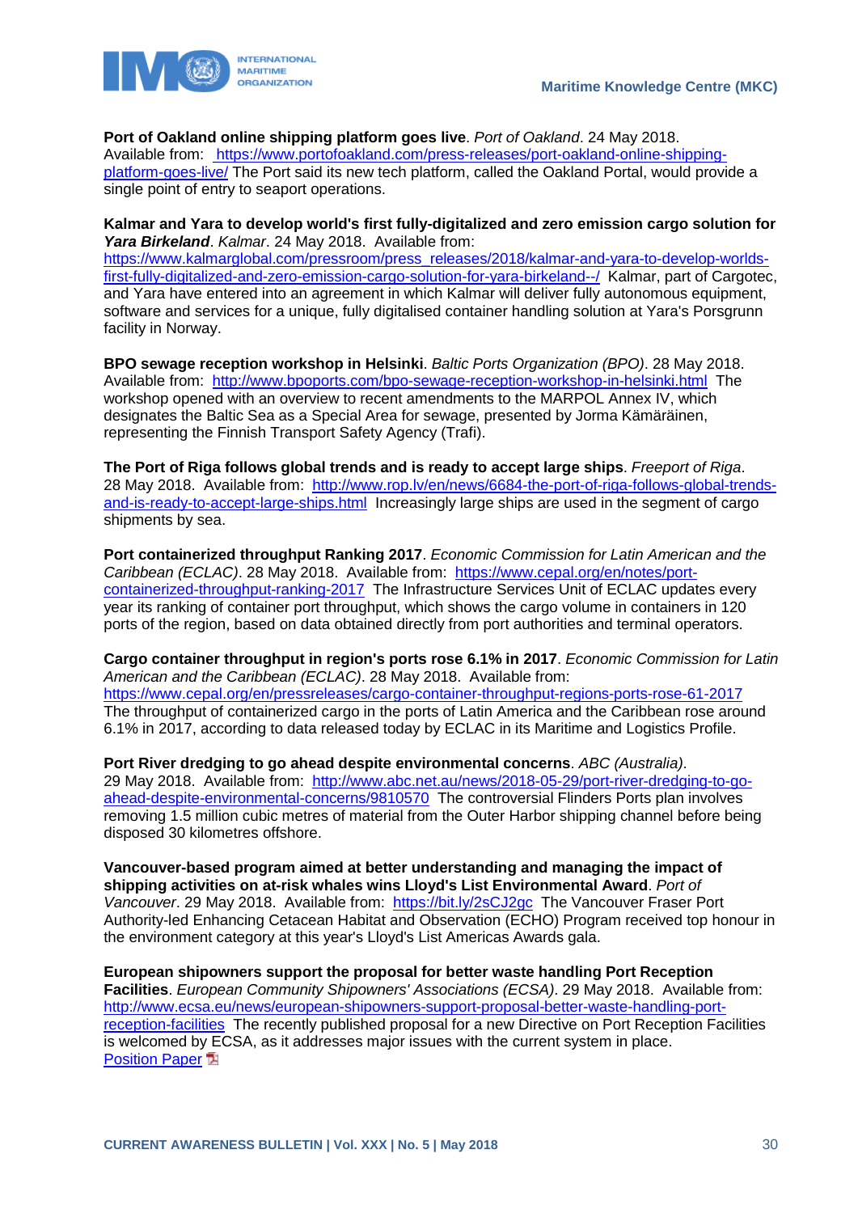**Port of Oakland online shipping platform goes live**. *Port of Oakland*. 24 May 2018. Available from: https://www.portofoakland.com/press-releases/port-oakland-online-shipping-platform-goes-live/ The Port said its new tech platform, called the Oakland Portal, would provide a single point of entry to seaport operations.

**Kalmar and Yara to develop world's first fully-digitalized and zero emission cargo solution for *Yara Birkeland***. *Kalmar*. 24 May 2018. Available from: https://www.kalmarglobal.com/pressroom/press_releases/2018/kalmar-and-yara-to-develop-worlds-first-fully-digitalized-and-zero-emission-cargo-solution-for-yara-birkeland--/ Kalmar, part of Cargotec, and Yara have entered into an agreement in which Kalmar will deliver fully autonomous equipment, software and services for a unique, fully digitalised container handling solution at Yara's Porsgrunn facility in Norway.

**BPO sewage reception workshop in Helsinki**. *Baltic Ports Organization (BPO)*. 28 May 2018. Available from: http://www.bpoports.com/bpo-sewage-reception-workshop-in-helsinki.html The workshop opened with an overview to recent amendments to the MARPOL Annex IV, which designates the Baltic Sea as a Special Area for sewage, presented by Jorma Kämäräinen, representing the Finnish Transport Safety Agency (Trafi).

**The Port of Riga follows global trends and is ready to accept large ships**. *Freeport of Riga*. 28 May 2018. Available from: http://www.rop.lv/en/news/6684-the-port-of-riga-follows-global-trends-and-is-ready-to-accept-large-ships.html Increasingly large ships are used in the segment of cargo shipments by sea.

**Port containerized throughput Ranking 2017**. *Economic Commission for Latin American and the Caribbean (ECLAC)*. 28 May 2018. Available from: https://www.cepal.org/en/notes/port-containerized-throughput-ranking-2017 The Infrastructure Services Unit of ECLAC updates every year its ranking of container port throughput, which shows the cargo volume in containers in 120 ports of the region, based on data obtained directly from port authorities and terminal operators.

**Cargo container throughput in region's ports rose 6.1% in 2017**. *Economic Commission for Latin American and the Caribbean (ECLAC)*. 28 May 2018. Available from: https://www.cepal.org/en/pressreleases/cargo-container-throughput-regions-ports-rose-61-2017 The throughput of containerized cargo in the ports of Latin America and the Caribbean rose around 6.1% in 2017, according to data released today by ECLAC in its Maritime and Logistics Profile.

**Port River dredging to go ahead despite environmental concerns**. *ABC (Australia)*. 29 May 2018. Available from: http://www.abc.net.au/news/2018-05-29/port-river-dredging-to-go-ahead-despite-environmental-concerns/9810570 The controversial Flinders Ports plan involves removing 1.5 million cubic metres of material from the Outer Harbor shipping channel before being disposed 30 kilometres offshore.

**Vancouver-based program aimed at better understanding and managing the impact of shipping activities on at-risk whales wins Lloyd's List Environmental Award**. *Port of Vancouver*. 29 May 2018. Available from: https://bit.ly/2sCJ2gc The Vancouver Fraser Port Authority-led Enhancing Cetacean Habitat and Observation (ECHO) Program received top honour in the environment category at this year's Lloyd's List Americas Awards gala.

**European shipowners support the proposal for better waste handling Port Reception Facilities**. *European Community Shipowners' Associations (ECSA)*. 29 May 2018. Available from: http://www.ecsa.eu/news/european-shipowners-support-proposal-better-waste-handling-port-reception-facilities The recently published proposal for a new Directive on Port Reception Facilities is welcomed by ECSA, as it addresses major issues with the current system in place.
Position Paper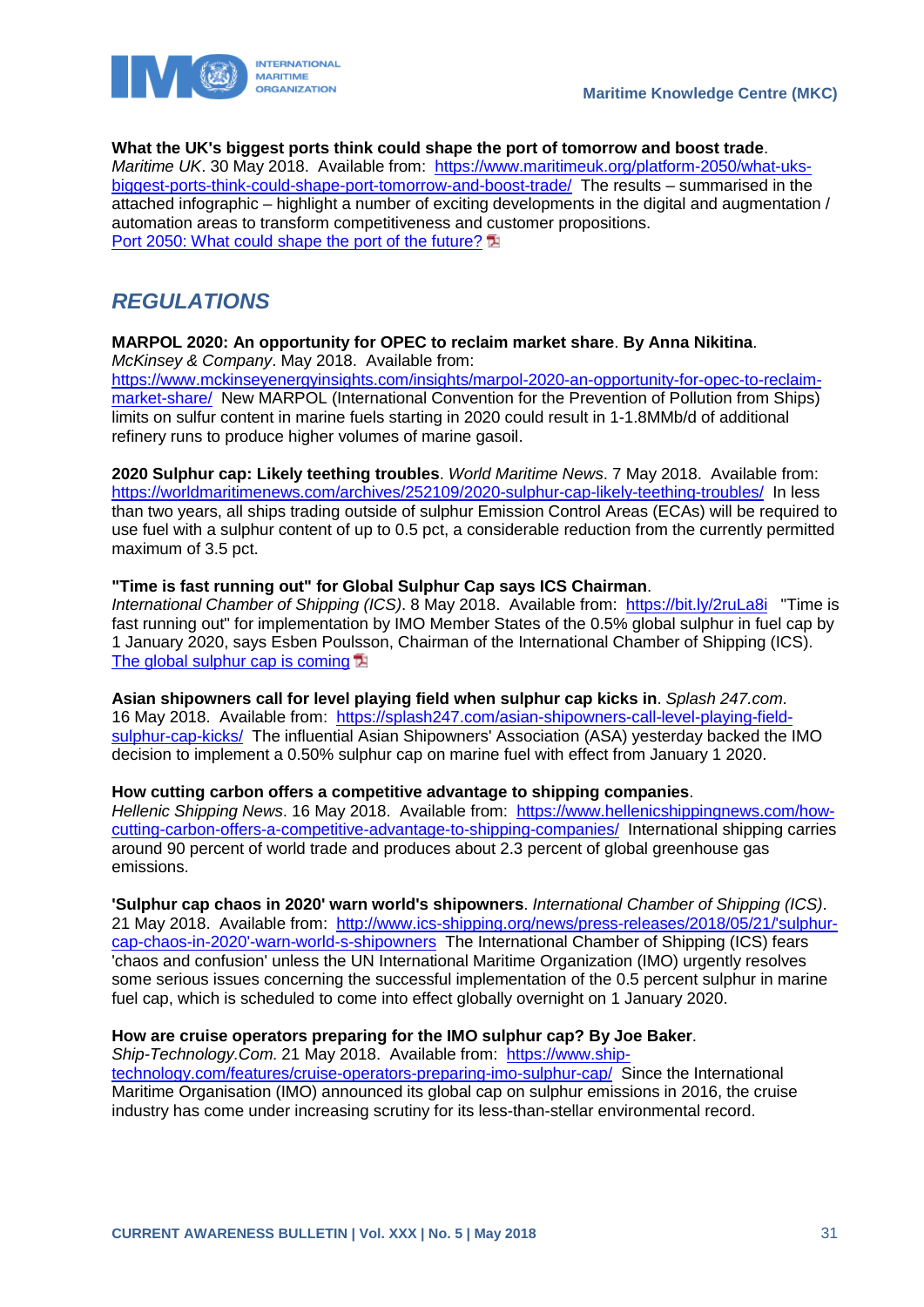**What the UK's biggest ports think could shape the port of tomorrow and boost trade**. *Maritime UK*. 30 May 2018. Available from: https://www.maritimeuk.org/platform-2050/what-uks-biggest-ports-think-could-shape-port-tomorrow-and-boost-trade/ The results – summarised in the attached infographic – highlight a number of exciting developments in the digital and augmentation / automation areas to transform competitiveness and customer propositions.
Port 2050: What could shape the port of the future?

## *REGULATIONS*

**MARPOL 2020: An opportunity for OPEC to reclaim market share**. **By Anna Nikitina**. *McKinsey & Company*. May 2018. Available from: https://www.mckinseyenergyinsights.com/insights/marpol-2020-an-opportunity-for-opec-to-reclaim-market-share/ New MARPOL (International Convention for the Prevention of Pollution from Ships) limits on sulfur content in marine fuels starting in 2020 could result in 1-1.8MMb/d of additional refinery runs to produce higher volumes of marine gasoil.

**2020 Sulphur cap: Likely teething troubles**. *World Maritime News*. 7 May 2018. Available from: https://worldmaritimenews.com/archives/252109/2020-sulphur-cap-likely-teething-troubles/ In less than two years, all ships trading outside of sulphur Emission Control Areas (ECAs) will be required to use fuel with a sulphur content of up to 0.5 pct, a considerable reduction from the currently permitted maximum of 3.5 pct.

**"Time is fast running out" for Global Sulphur Cap says ICS Chairman**. *International Chamber of Shipping (ICS)*. 8 May 2018. Available from: https://bit.ly/2ruLa8i "Time is fast running out" for implementation by IMO Member States of the 0.5% global sulphur in fuel cap by 1 January 2020, says Esben Poulsson, Chairman of the International Chamber of Shipping (ICS).
The global sulphur cap is coming

**Asian shipowners call for level playing field when sulphur cap kicks in**. *Splash 247.com*. 16 May 2018. Available from: https://splash247.com/asian-shipowners-call-level-playing-field-sulphur-cap-kicks/ The influential Asian Shipowners' Association (ASA) yesterday backed the IMO decision to implement a 0.50% sulphur cap on marine fuel with effect from January 1 2020.

**How cutting carbon offers a competitive advantage to shipping companies**. *Hellenic Shipping News*. 16 May 2018. Available from: https://www.hellenicshippingnews.com/how-cutting-carbon-offers-a-competitive-advantage-to-shipping-companies/ International shipping carries around 90 percent of world trade and produces about 2.3 percent of global greenhouse gas emissions.

**'Sulphur cap chaos in 2020' warn world's shipowners**. *International Chamber of Shipping (ICS)*. 21 May 2018. Available from: http://www.ics-shipping.org/news/press-releases/2018/05/21/'sulphur-cap-chaos-in-2020'-warn-world-s-shipowners The International Chamber of Shipping (ICS) fears 'chaos and confusion' unless the UN International Maritime Organization (IMO) urgently resolves some serious issues concerning the successful implementation of the 0.5 percent sulphur in marine fuel cap, which is scheduled to come into effect globally overnight on 1 January 2020.

**How are cruise operators preparing for the IMO sulphur cap? By Joe Baker**. *Ship-Technology.Com.* 21 May 2018. Available from: https://www.ship-technology.com/features/cruise-operators-preparing-imo-sulphur-cap/ Since the International Maritime Organisation (IMO) announced its global cap on sulphur emissions in 2016, the cruise industry has come under increasing scrutiny for its less-than-stellar environmental record.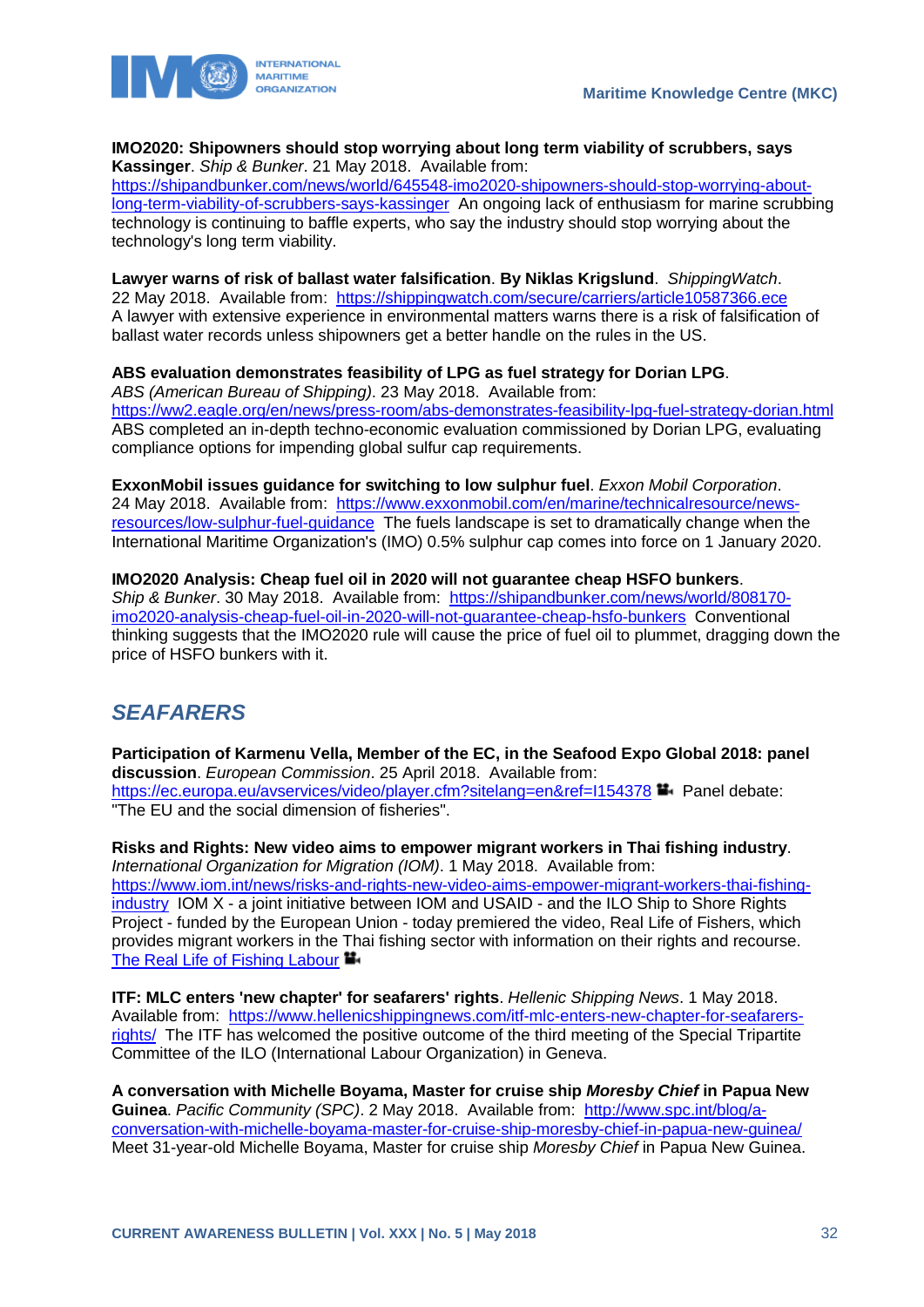**IMO2020: Shipowners should stop worrying about long term viability of scrubbers, says Kassinger**. *Ship & Bunker*. 21 May 2018. Available from: https://shipandbunker.com/news/world/645548-imo2020-shipowners-should-stop-worrying-about-long-term-viability-of-scrubbers-says-kassinger An ongoing lack of enthusiasm for marine scrubbing technology is continuing to baffle experts, who say the industry should stop worrying about the technology's long term viability.

**Lawyer warns of risk of ballast water falsification**. **By Niklas Krigslund**. *ShippingWatch*. 22 May 2018. Available from: https://shippingwatch.com/secure/carriers/article10587366.ece A lawyer with extensive experience in environmental matters warns there is a risk of falsification of ballast water records unless shipowners get a better handle on the rules in the US.

**ABS evaluation demonstrates feasibility of LPG as fuel strategy for Dorian LPG**. *ABS (American Bureau of Shipping)*. 23 May 2018. Available from: https://ww2.eagle.org/en/news/press-room/abs-demonstrates-feasibility-lpg-fuel-strategy-dorian.html ABS completed an in-depth techno-economic evaluation commissioned by Dorian LPG, evaluating compliance options for impending global sulfur cap requirements.

**ExxonMobil issues guidance for switching to low sulphur fuel**. *Exxon Mobil Corporation*. 24 May 2018. Available from: https://www.exxonmobil.com/en/marine/technicalresource/news-resources/low-sulphur-fuel-guidance The fuels landscape is set to dramatically change when the International Maritime Organization's (IMO) 0.5% sulphur cap comes into force on 1 January 2020.

**IMO2020 Analysis: Cheap fuel oil in 2020 will not guarantee cheap HSFO bunkers**. *Ship & Bunker*. 30 May 2018. Available from: https://shipandbunker.com/news/world/808170-imo2020-analysis-cheap-fuel-oil-in-2020-will-not-guarantee-cheap-hsfo-bunkers Conventional thinking suggests that the IMO2020 rule will cause the price of fuel oil to plummet, dragging down the price of HSFO bunkers with it.

## *SEAFARERS*

**Participation of Karmenu Vella, Member of the EC, in the Seafood Expo Global 2018: panel discussion**. *European Commission*. 25 April 2018. Available from: https://ec.europa.eu/avservices/video/player.cfm?sitelang=en&ref=I154378 Panel debate: "The EU and the social dimension of fisheries".

**Risks and Rights: New video aims to empower migrant workers in Thai fishing industry**. *International Organization for Migration (IOM)*. 1 May 2018. Available from: https://www.iom.int/news/risks-and-rights-new-video-aims-empower-migrant-workers-thai-fishing-industry IOM X - a joint initiative between IOM and USAID - and the ILO Ship to Shore Rights Project - funded by the European Union - today premiered the video, Real Life of Fishers, which provides migrant workers in the Thai fishing sector with information on their rights and recourse. The Real Life of Fishing Labour

**ITF: MLC enters 'new chapter' for seafarers' rights**. *Hellenic Shipping News*. 1 May 2018. Available from: https://www.hellenicshippingnews.com/itf-mlc-enters-new-chapter-for-seafarers-rights/ The ITF has welcomed the positive outcome of the third meeting of the Special Tripartite Committee of the ILO (International Labour Organization) in Geneva.

**A conversation with Michelle Boyama, Master for cruise ship *Moresby Chief* in Papua New Guinea**. *Pacific Community (SPC)*. 2 May 2018. Available from: http://www.spc.int/blog/a-conversation-with-michelle-boyama-master-for-cruise-ship-moresby-chief-in-papua-new-guinea/ Meet 31-year-old Michelle Boyama, Master for cruise ship *Moresby Chief* in Papua New Guinea.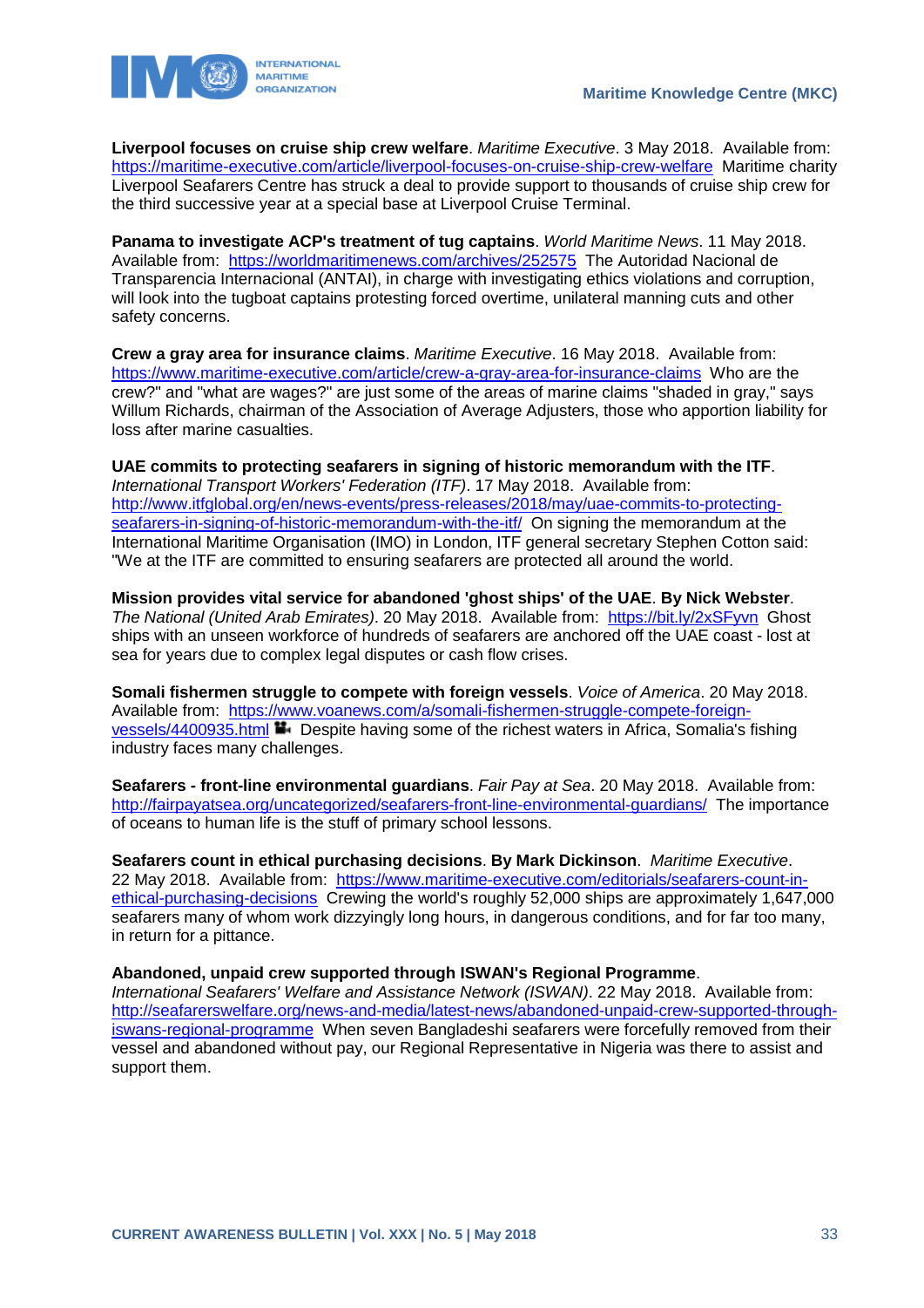**Liverpool focuses on cruise ship crew welfare**. *Maritime Executive*. 3 May 2018. Available from: https://maritime-executive.com/article/liverpool-focuses-on-cruise-ship-crew-welfare Maritime charity Liverpool Seafarers Centre has struck a deal to provide support to thousands of cruise ship crew for the third successive year at a special base at Liverpool Cruise Terminal.

**Panama to investigate ACP's treatment of tug captains**. *World Maritime News*. 11 May 2018. Available from: https://worldmaritimenews.com/archives/252575 The Autoridad Nacional de Transparencia Internacional (ANTAI), in charge with investigating ethics violations and corruption, will look into the tugboat captains protesting forced overtime, unilateral manning cuts and other safety concerns.

**Crew a gray area for insurance claims**. *Maritime Executive*. 16 May 2018. Available from: https://www.maritime-executive.com/article/crew-a-gray-area-for-insurance-claims Who are the crew?" and "what are wages?" are just some of the areas of marine claims "shaded in gray," says Willum Richards, chairman of the Association of Average Adjusters, those who apportion liability for loss after marine casualties.

**UAE commits to protecting seafarers in signing of historic memorandum with the ITF**. *International Transport Workers' Federation (ITF)*. 17 May 2018. Available from: http://www.itfglobal.org/en/news-events/press-releases/2018/may/uae-commits-to-protecting-seafarers-in-signing-of-historic-memorandum-with-the-itf/ On signing the memorandum at the International Maritime Organisation (IMO) in London, ITF general secretary Stephen Cotton said: "We at the ITF are committed to ensuring seafarers are protected all around the world.

**Mission provides vital service for abandoned 'ghost ships' of the UAE**. **By Nick Webster**. *The National (United Arab Emirates)*. 20 May 2018. Available from: https://bit.ly/2xSFyvn Ghost ships with an unseen workforce of hundreds of seafarers are anchored off the UAE coast - lost at sea for years due to complex legal disputes or cash flow crises.

**Somali fishermen struggle to compete with foreign vessels**. *Voice of America*. 20 May 2018. Available from: https://www.voanews.com/a/somali-fishermen-struggle-compete-foreign-vessels/4400935.html Despite having some of the richest waters in Africa, Somalia's fishing industry faces many challenges.

**Seafarers - front-line environmental guardians**. *Fair Pay at Sea*. 20 May 2018. Available from: http://fairpayatsea.org/uncategorized/seafarers-front-line-environmental-guardians/ The importance of oceans to human life is the stuff of primary school lessons.

**Seafarers count in ethical purchasing decisions**. **By Mark Dickinson**. *Maritime Executive*. 22 May 2018. Available from: https://www.maritime-executive.com/editorials/seafarers-count-in-ethical-purchasing-decisions Crewing the world's roughly 52,000 ships are approximately 1,647,000 seafarers many of whom work dizzyingly long hours, in dangerous conditions, and for far too many, in return for a pittance.

**Abandoned, unpaid crew supported through ISWAN's Regional Programme**. *International Seafarers' Welfare and Assistance Network (ISWAN)*. 22 May 2018. Available from: http://seafarerswelfare.org/news-and-media/latest-news/abandoned-unpaid-crew-supported-through-iswans-regional-programme When seven Bangladeshi seafarers were forcefully removed from their vessel and abandoned without pay, our Regional Representative in Nigeria was there to assist and support them.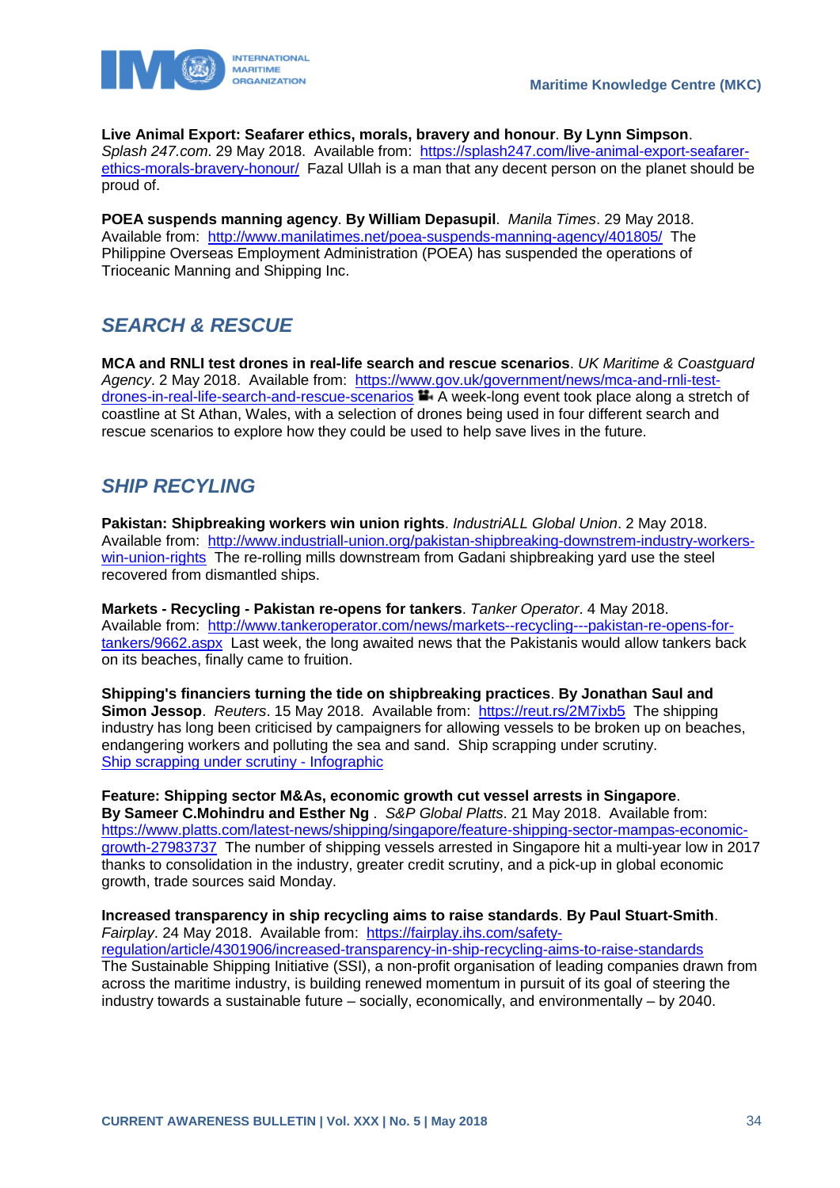**Live Animal Export: Seafarer ethics, morals, bravery and honour**. **By Lynn Simpson**. *Splash 247.com*. 29 May 2018. Available from: [https://splash247.com/live-animal-export-seafarer-ethics-morals-bravery-honour/](https://splash247.com/live-animal-export-seafarer-ethics-morals-bravery-honour/) Fazal Ullah is a man that any decent person on the planet should be proud of.

**POEA suspends manning agency**. **By William Depasupil**. *Manila Times*. 29 May 2018. Available from: [http://www.manilatimes.net/poea-suspends-manning-agency/401805/](http://www.manilatimes.net/poea-suspends-manning-agency/401805/) The Philippine Overseas Employment Administration (POEA) has suspended the operations of Trioceanic Manning and Shipping Inc.

## *SEARCH & RESCUE*

**MCA and RNLI test drones in real-life search and rescue scenarios**. *UK Maritime & Coastguard Agency*. 2 May 2018. Available from: [https://www.gov.uk/government/news/mca-and-rnli-test-drones-in-real-life-search-and-rescue-scenarios](https://www.gov.uk/government/news/mca-and-rnli-test-drones-in-real-life-search-and-rescue-scenarios) A week-long event took place along a stretch of coastline at St Athan, Wales, with a selection of drones being used in four different search and rescue scenarios to explore how they could be used to help save lives in the future.

## *SHIP RECYLING*

**Pakistan: Shipbreaking workers win union rights**. *IndustriALL Global Union*. 2 May 2018. Available from: [http://www.industriall-union.org/pakistan-shipbreaking-downstrem-industry-workers-win-union-rights](http://www.industriall-union.org/pakistan-shipbreaking-downstrem-industry-workers-win-union-rights) The re-rolling mills downstream from Gadani shipbreaking yard use the steel recovered from dismantled ships.

**Markets - Recycling - Pakistan re-opens for tankers**. *Tanker Operator*. 4 May 2018. Available from: [http://www.tankeroperator.com/news/markets--recycling---pakistan-re-opens-for-tankers/9662.aspx](http://www.tankeroperator.com/news/markets--recycling---pakistan-re-opens-for-tankers/9662.aspx) Last week, the long awaited news that the Pakistanis would allow tankers back on its beaches, finally came to fruition.

**Shipping's financiers turning the tide on shipbreaking practices**. **By Jonathan Saul and Simon Jessop**. *Reuters*. 15 May 2018. Available from: [https://reut.rs/2M7ixb5](https://reut.rs/2M7ixb5) The shipping industry has long been criticised by campaigners for allowing vessels to be broken up on beaches, endangering workers and polluting the sea and sand. Ship scrapping under scrutiny. [Ship scrapping under scrutiny - Infographic]()

**Feature: Shipping sector M&As, economic growth cut vessel arrests in Singapore**. **By Sameer C.Mohindru and Esther Ng** . *S&P Global Platts*. 21 May 2018. Available from: [https://www.platts.com/latest-news/shipping/singapore/feature-shipping-sector-mampas-economic-growth-27983737](https://www.platts.com/latest-news/shipping/singapore/feature-shipping-sector-mampas-economic-growth-27983737) The number of shipping vessels arrested in Singapore hit a multi-year low in 2017 thanks to consolidation in the industry, greater credit scrutiny, and a pick-up in global economic growth, trade sources said Monday.

**Increased transparency in ship recycling aims to raise standards**. **By Paul Stuart-Smith**. *Fairplay*. 24 May 2018. Available from: [https://fairplay.ihs.com/safety-regulation/article/4301906/increased-transparency-in-ship-recycling-aims-to-raise-standards](https://fairplay.ihs.com/safety-regulation/article/4301906/increased-transparency-in-ship-recycling-aims-to-raise-standards)
The Sustainable Shipping Initiative (SSI), a non-profit organisation of leading companies drawn from across the maritime industry, is building renewed momentum in pursuit of its goal of steering the industry towards a sustainable future – socially, economically, and environmentally – by 2040.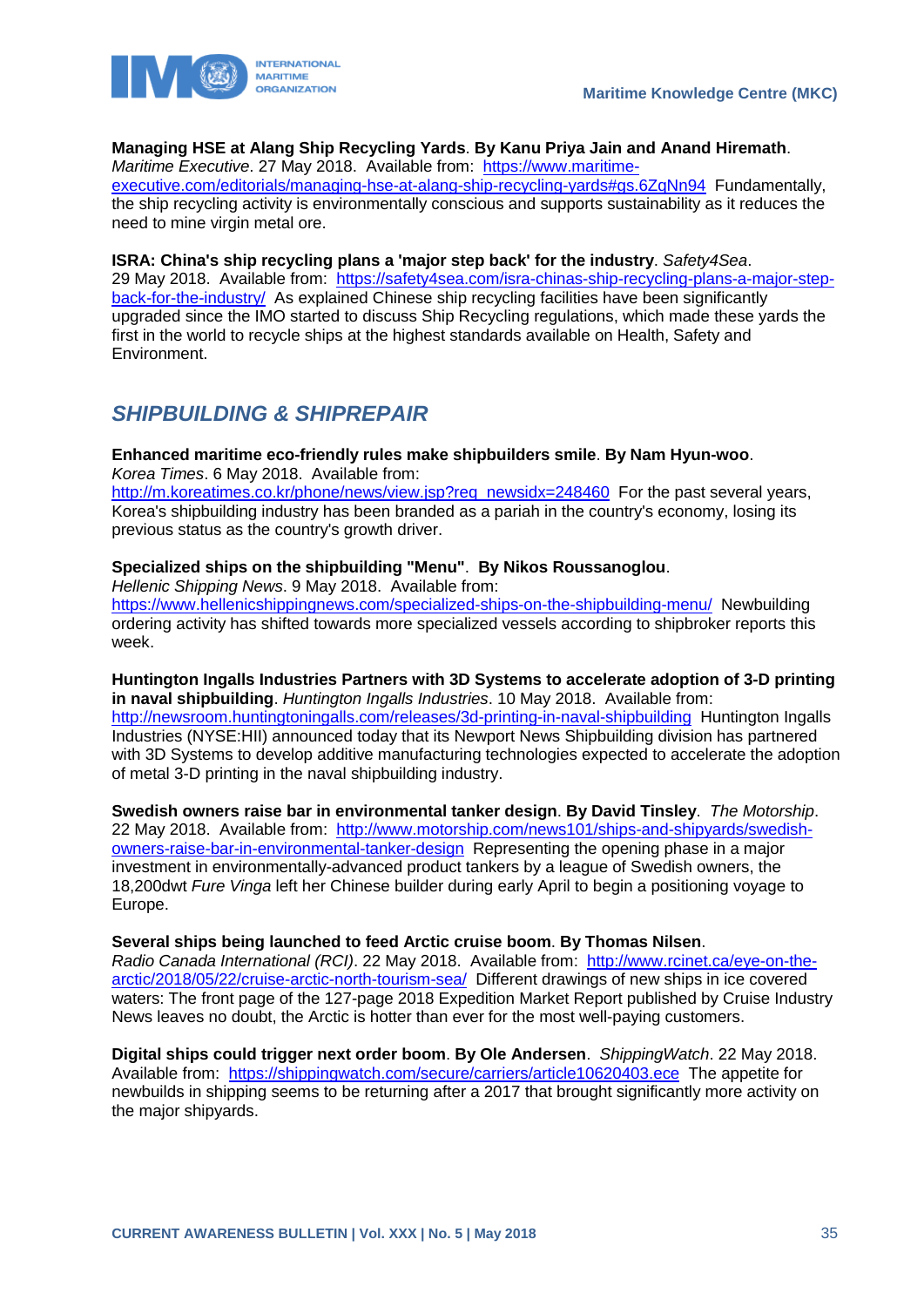**Managing HSE at Alang Ship Recycling Yards**. **By Kanu Priya Jain and Anand Hiremath**. *Maritime Executive*. 27 May 2018. Available from: https://www.maritime-executive.com/editorials/managing-hse-at-alang-ship-recycling-yards#gs.6ZqNn94 Fundamentally, the ship recycling activity is environmentally conscious and supports sustainability as it reduces the need to mine virgin metal ore.

**ISRA: China's ship recycling plans a 'major step back' for the industry**. *Safety4Sea*. 29 May 2018. Available from: https://safety4sea.com/isra-chinas-ship-recycling-plans-a-major-step-back-for-the-industry/ As explained Chinese ship recycling facilities have been significantly upgraded since the IMO started to discuss Ship Recycling regulations, which made these yards the first in the world to recycle ships at the highest standards available on Health, Safety and Environment.

## *SHIPBUILDING & SHIPREPAIR*

**Enhanced maritime eco-friendly rules make shipbuilders smile**. **By Nam Hyun-woo**. *Korea Times*. 6 May 2018. Available from: http://m.koreatimes.co.kr/phone/news/view.jsp?req_newsidx=248460 For the past several years, Korea's shipbuilding industry has been branded as a pariah in the country's economy, losing its previous status as the country's growth driver.

**Specialized ships on the shipbuilding "Menu"**. **By Nikos Roussanoglou**. *Hellenic Shipping News*. 9 May 2018. Available from: https://www.hellenicshippingnews.com/specialized-ships-on-the-shipbuilding-menu/ Newbuilding ordering activity has shifted towards more specialized vessels according to shipbroker reports this week.

**Huntington Ingalls Industries Partners with 3D Systems to accelerate adoption of 3-D printing in naval shipbuilding**. *Huntington Ingalls Industries*. 10 May 2018. Available from: http://newsroom.huntingtoningalls.com/releases/3d-printing-in-naval-shipbuilding Huntington Ingalls Industries (NYSE:HII) announced today that its Newport News Shipbuilding division has partnered with 3D Systems to develop additive manufacturing technologies expected to accelerate the adoption of metal 3-D printing in the naval shipbuilding industry.

**Swedish owners raise bar in environmental tanker design**. **By David Tinsley**. *The Motorship*. 22 May 2018. Available from: http://www.motorship.com/news101/ships-and-shipyards/swedish-owners-raise-bar-in-environmental-tanker-design Representing the opening phase in a major investment in environmentally-advanced product tankers by a league of Swedish owners, the 18,200dwt *Fure Vinga* left her Chinese builder during early April to begin a positioning voyage to Europe.

**Several ships being launched to feed Arctic cruise boom**. **By Thomas Nilsen**. *Radio Canada International (RCI)*. 22 May 2018. Available from: http://www.rcinet.ca/eye-on-the-arctic/2018/05/22/cruise-arctic-north-tourism-sea/ Different drawings of new ships in ice covered waters: The front page of the 127-page 2018 Expedition Market Report published by Cruise Industry News leaves no doubt, the Arctic is hotter than ever for the most well-paying customers.

**Digital ships could trigger next order boom**. **By Ole Andersen**. *ShippingWatch*. 22 May 2018. Available from: https://shippingwatch.com/secure/carriers/article10620403.ece The appetite for newbuilds in shipping seems to be returning after a 2017 that brought significantly more activity on the major shipyards.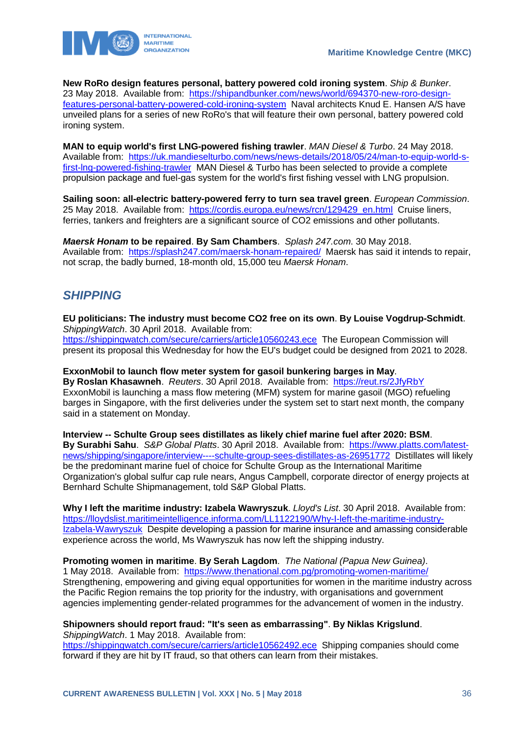**New RoRo design features personal, battery powered cold ironing system**. *Ship & Bunker*. 23 May 2018. Available from: https://shipandbunker.com/news/world/694370-new-roro-design-features-personal-battery-powered-cold-ironing-system Naval architects Knud E. Hansen A/S have unveiled plans for a series of new RoRo's that will feature their own personal, battery powered cold ironing system.

**MAN to equip world's first LNG-powered fishing trawler**. *MAN Diesel & Turbo*. 24 May 2018. Available from: https://uk.mandieselturbo.com/news/news-details/2018/05/24/man-to-equip-world-s-first-lng-powered-fishing-trawler MAN Diesel & Turbo has been selected to provide a complete propulsion package and fuel-gas system for the world's first fishing vessel with LNG propulsion.

**Sailing soon: all-electric battery-powered ferry to turn sea travel green**. *European Commission*. 25 May 2018. Available from: https://cordis.europa.eu/news/rcn/129429_en.html Cruise liners, ferries, tankers and freighters are a significant source of CO2 emissions and other pollutants.

***Maersk Honam* to be repaired**. **By Sam Chambers**. *Splash 247.com*. 30 May 2018. Available from: https://splash247.com/maersk-honam-repaired/ Maersk has said it intends to repair, not scrap, the badly burned, 18-month old, 15,000 teu *Maersk Honam*.

## SHIPPING

**EU politicians: The industry must become CO2 free on its own**. **By Louise Vogdrup-Schmidt**. *ShippingWatch*. 30 April 2018. Available from: https://shippingwatch.com/secure/carriers/article10560243.ece The European Commission will present its proposal this Wednesday for how the EU's budget could be designed from 2021 to 2028.

**ExxonMobil to launch flow meter system for gasoil bunkering barges in May**. **By Roslan Khasawneh**. *Reuters*. 30 April 2018. Available from: https://reut.rs/2JfyRbY ExxonMobil is launching a mass flow metering (MFM) system for marine gasoil (MGO) refueling barges in Singapore, with the first deliveries under the system set to start next month, the company said in a statement on Monday.

**Interview -- Schulte Group sees distillates as likely chief marine fuel after 2020: BSM**. **By Surabhi Sahu**. *S&P Global Platts*. 30 April 2018. Available from: https://www.platts.com/latest-news/shipping/singapore/interview----schulte-group-sees-distillates-as-26951772 Distillates will likely be the predominant marine fuel of choice for Schulte Group as the International Maritime Organization's global sulfur cap rule nears, Angus Campbell, corporate director of energy projects at Bernhard Schulte Shipmanagement, told S&P Global Platts.

**Why I left the maritime industry: Izabela Wawryszuk**. *Lloyd's List*. 30 April 2018. Available from: https://lloydslist.maritimeintelligence.informa.com/LL1122190/Why-I-left-the-maritime-industry-Izabela-Wawryszuk Despite developing a passion for marine insurance and amassing considerable experience across the world, Ms Wawryszuk has now left the shipping industry.

**Promoting women in maritime**. **By Serah Lagdom**. *The National (Papua New Guinea)*. 1 May 2018. Available from: https://www.thenational.com.pg/promoting-women-maritime/ Strengthening, empowering and giving equal opportunities for women in the maritime industry across the Pacific Region remains the top priority for the industry, with organisations and government agencies implementing gender-related programmes for the advancement of women in the industry.

**Shipowners should report fraud: "It's seen as embarrassing"**. **By Niklas Krigslund**. *ShippingWatch*. 1 May 2018. Available from: https://shippingwatch.com/secure/carriers/article10562492.ece Shipping companies should come forward if they are hit by IT fraud, so that others can learn from their mistakes.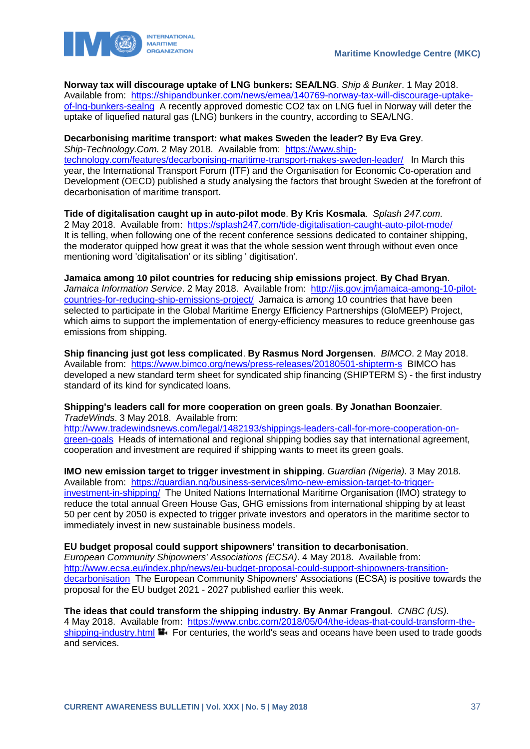**Norway tax will discourage uptake of LNG bunkers: SEA/LNG**. *Ship & Bunker*. 1 May 2018. Available from: https://shipandbunker.com/news/emea/140769-norway-tax-will-discourage-uptake-of-lng-bunkers-sealng A recently approved domestic CO2 tax on LNG fuel in Norway will deter the uptake of liquefied natural gas (LNG) bunkers in the country, according to SEA/LNG.

**Decarbonising maritime transport: what makes Sweden the leader? By Eva Grey**. *Ship-Technology.Com*. 2 May 2018. Available from: https://www.ship-technology.com/features/decarbonising-maritime-transport-makes-sweden-leader/ In March this year, the International Transport Forum (ITF) and the Organisation for Economic Co-operation and Development (OECD) published a study analysing the factors that brought Sweden at the forefront of decarbonisation of maritime transport.

**Tide of digitalisation caught up in auto-pilot mode**. **By Kris Kosmala**. *Splash 247.com*. 2 May 2018. Available from: https://splash247.com/tide-digitalisation-caught-auto-pilot-mode/ It is telling, when following one of the recent conference sessions dedicated to container shipping, the moderator quipped how great it was that the whole session went through without even once mentioning word 'digitalisation' or its sibling ' digitisation'.

**Jamaica among 10 pilot countries for reducing ship emissions project**. **By Chad Bryan**. *Jamaica Information Service*. 2 May 2018. Available from: http://jis.gov.jm/jamaica-among-10-pilot-countries-for-reducing-ship-emissions-project/ Jamaica is among 10 countries that have been selected to participate in the Global Maritime Energy Efficiency Partnerships (GloMEEP) Project, which aims to support the implementation of energy-efficiency measures to reduce greenhouse gas emissions from shipping.

**Ship financing just got less complicated**. **By Rasmus Nord Jorgensen**. *BIMCO*. 2 May 2018. Available from: https://www.bimco.org/news/press-releases/20180501-shipterm-s BIMCO has developed a new standard term sheet for syndicated ship financing (SHIPTERM S) - the first industry standard of its kind for syndicated loans.

**Shipping's leaders call for more cooperation on green goals**. **By Jonathan Boonzaier**. *TradeWinds*. 3 May 2018. Available from: http://www.tradewindsnews.com/legal/1482193/shippings-leaders-call-for-more-cooperation-on-green-goals Heads of international and regional shipping bodies say that international agreement, cooperation and investment are required if shipping wants to meet its green goals.

**IMO new emission target to trigger investment in shipping**. *Guardian (Nigeria)*. 3 May 2018. Available from: https://guardian.ng/business-services/imo-new-emission-target-to-trigger-investment-in-shipping/ The United Nations International Maritime Organisation (IMO) strategy to reduce the total annual Green House Gas, GHG emissions from international shipping by at least 50 per cent by 2050 is expected to trigger private investors and operators in the maritime sector to immediately invest in new sustainable business models.

**EU budget proposal could support shipowners' transition to decarbonisation**. *European Community Shipowners' Associations (ECSA)*. 4 May 2018. Available from: http://www.ecsa.eu/index.php/news/eu-budget-proposal-could-support-shipowners-transition-decarbonisation The European Community Shipowners' Associations (ECSA) is positive towards the proposal for the EU budget 2021 - 2027 published earlier this week.

**The ideas that could transform the shipping industry**. **By Anmar Frangoul**. *CNBC (US)*. 4 May 2018. Available from: https://www.cnbc.com/2018/05/04/the-ideas-that-could-transform-the-shipping-industry.html For centuries, the world's seas and oceans have been used to trade goods and services.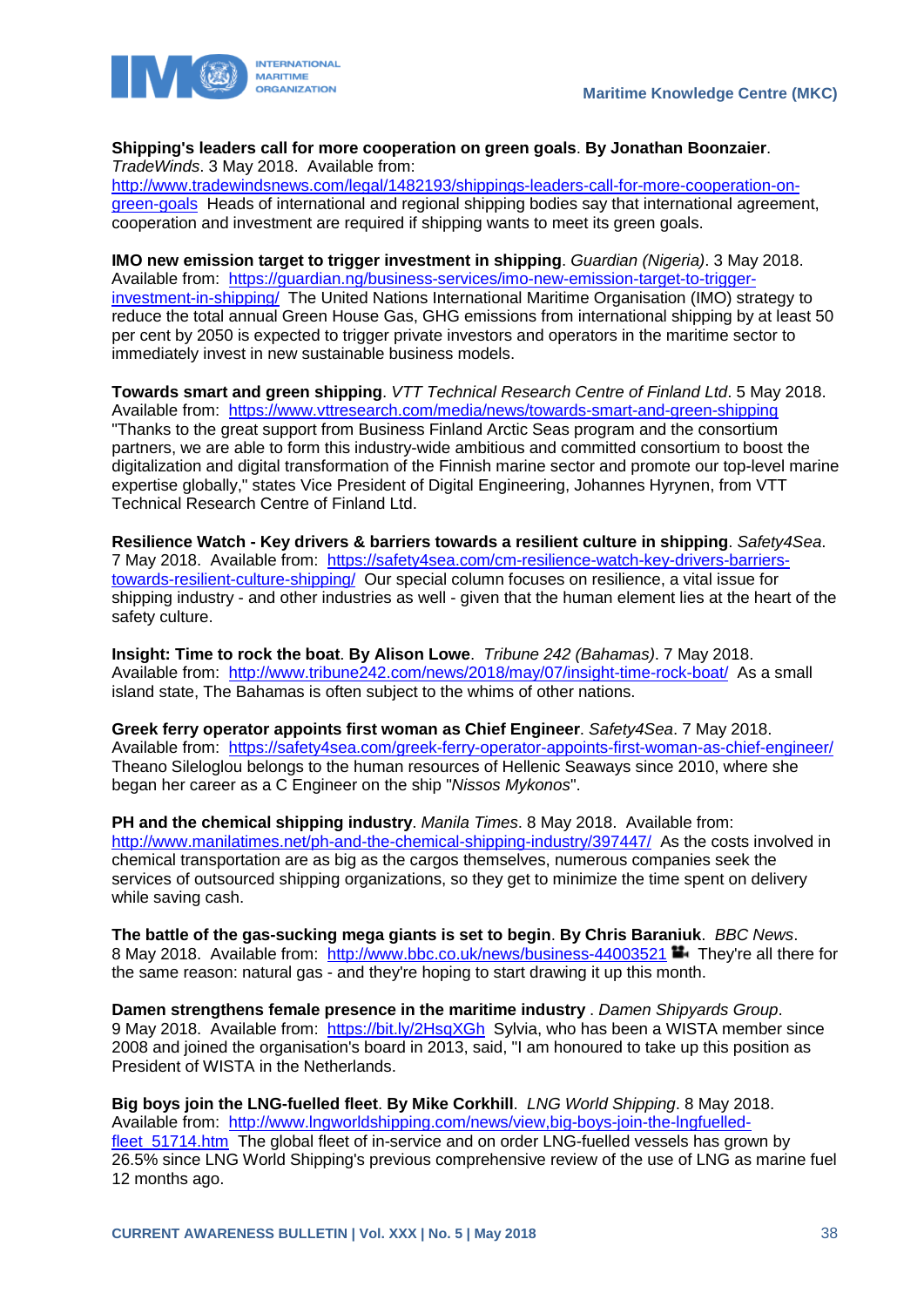**Shipping's leaders call for more cooperation on green goals**. **By Jonathan Boonzaier**. *TradeWinds*. 3 May 2018. Available from: http://www.tradewindsnews.com/legal/1482193/shippings-leaders-call-for-more-cooperation-on-green-goals Heads of international and regional shipping bodies say that international agreement, cooperation and investment are required if shipping wants to meet its green goals.

**IMO new emission target to trigger investment in shipping**. *Guardian (Nigeria)*. 3 May 2018. Available from: https://guardian.ng/business-services/imo-new-emission-target-to-trigger-investment-in-shipping/ The United Nations International Maritime Organisation (IMO) strategy to reduce the total annual Green House Gas, GHG emissions from international shipping by at least 50 per cent by 2050 is expected to trigger private investors and operators in the maritime sector to immediately invest in new sustainable business models.

**Towards smart and green shipping**. *VTT Technical Research Centre of Finland Ltd*. 5 May 2018. Available from: https://www.vttresearch.com/media/news/towards-smart-and-green-shipping "Thanks to the great support from Business Finland Arctic Seas program and the consortium partners, we are able to form this industry-wide ambitious and committed consortium to boost the digitalization and digital transformation of the Finnish marine sector and promote our top-level marine expertise globally," states Vice President of Digital Engineering, Johannes Hyrynen, from VTT Technical Research Centre of Finland Ltd.

**Resilience Watch - Key drivers & barriers towards a resilient culture in shipping**. *Safety4Sea*. 7 May 2018. Available from: https://safety4sea.com/cm-resilience-watch-key-drivers-barriers-towards-resilient-culture-shipping/ Our special column focuses on resilience, a vital issue for shipping industry - and other industries as well - given that the human element lies at the heart of the safety culture.

**Insight: Time to rock the boat**. **By Alison Lowe**. *Tribune 242 (Bahamas)*. 7 May 2018. Available from: http://www.tribune242.com/news/2018/may/07/insight-time-rock-boat/ As a small island state, The Bahamas is often subject to the whims of other nations.

**Greek ferry operator appoints first woman as Chief Engineer**. *Safety4Sea*. 7 May 2018. Available from: https://safety4sea.com/greek-ferry-operator-appoints-first-woman-as-chief-engineer/ Theano Sileloglou belongs to the human resources of Hellenic Seaways since 2010, where she began her career as a C Engineer on the ship "*Nissos Mykonos*".

**PH and the chemical shipping industry**. *Manila Times*. 8 May 2018. Available from: http://www.manilatimes.net/ph-and-the-chemical-shipping-industry/397447/ As the costs involved in chemical transportation are as big as the cargos themselves, numerous companies seek the services of outsourced shipping organizations, so they get to minimize the time spent on delivery while saving cash.

**The battle of the gas-sucking mega giants is set to begin**. **By Chris Baraniuk**. *BBC News*. 8 May 2018. Available from: http://www.bbc.co.uk/news/business-44003521 They're all there for the same reason: natural gas - and they're hoping to start drawing it up this month.

**Damen strengthens female presence in the maritime industry** . *Damen Shipyards Group*. 9 May 2018. Available from: https://bit.ly/2HsqXGh Sylvia, who has been a WISTA member since 2008 and joined the organisation's board in 2013, said, "I am honoured to take up this position as President of WISTA in the Netherlands.

**Big boys join the LNG-fuelled fleet**. **By Mike Corkhill**. *LNG World Shipping*. 8 May 2018. Available from: http://www.lngworldshipping.com/news/view,big-boys-join-the-lngfuelled-fleet_51714.htm The global fleet of in-service and on order LNG-fuelled vessels has grown by 26.5% since LNG World Shipping's previous comprehensive review of the use of LNG as marine fuel 12 months ago.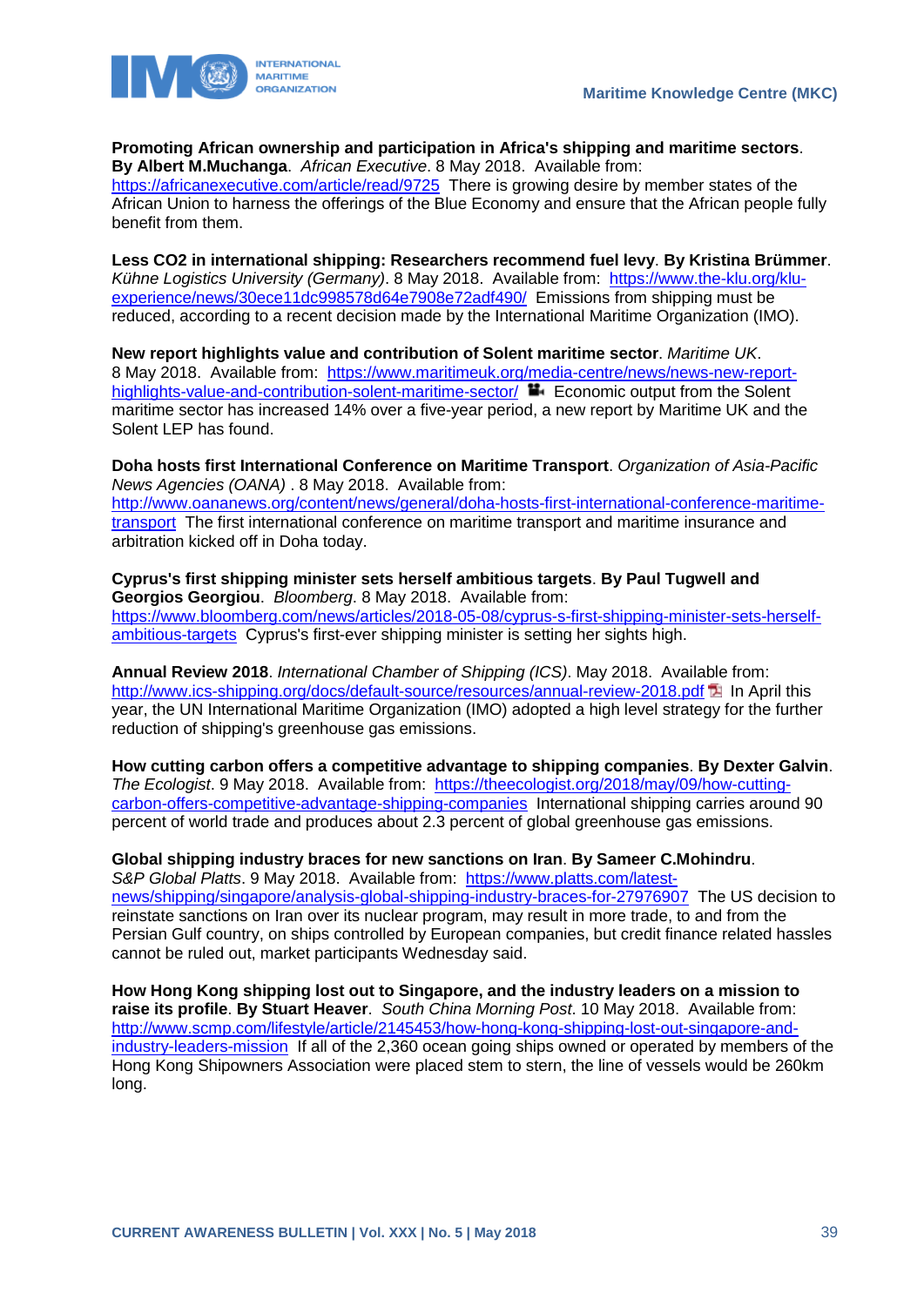**Promoting African ownership and participation in Africa's shipping and maritime sectors**. **By Albert M.Muchanga**. *African Executive*. 8 May 2018. Available from: https://africanexecutive.com/article/read/9725 There is growing desire by member states of the African Union to harness the offerings of the Blue Economy and ensure that the African people fully benefit from them.

**Less CO2 in international shipping: Researchers recommend fuel levy**. **By Kristina Brümmer**. *Kühne Logistics University (Germany)*. 8 May 2018. Available from: https://www.the-klu.org/klu-experience/news/30ece11dc998578d64e7908e72adf490/ Emissions from shipping must be reduced, according to a recent decision made by the International Maritime Organization (IMO).

**New report highlights value and contribution of Solent maritime sector**. *Maritime UK*. 8 May 2018. Available from: https://www.maritimeuk.org/media-centre/news/news-new-report-highlights-value-and-contribution-solent-maritime-sector/ Economic output from the Solent maritime sector has increased 14% over a five-year period, a new report by Maritime UK and the Solent LEP has found.

**Doha hosts first International Conference on Maritime Transport**. *Organization of Asia-Pacific News Agencies (OANA)* . 8 May 2018. Available from: http://www.oananews.org/content/news/general/doha-hosts-first-international-conference-maritime-transport The first international conference on maritime transport and maritime insurance and arbitration kicked off in Doha today.

**Cyprus's first shipping minister sets herself ambitious targets**. **By Paul Tugwell and Georgios Georgiou**. *Bloomberg*. 8 May 2018. Available from: https://www.bloomberg.com/news/articles/2018-05-08/cyprus-s-first-shipping-minister-sets-herself-ambitious-targets Cyprus's first-ever shipping minister is setting her sights high.

**Annual Review 2018**. *International Chamber of Shipping (ICS)*. May 2018. Available from: http://www.ics-shipping.org/docs/default-source/resources/annual-review-2018.pdf In April this year, the UN International Maritime Organization (IMO) adopted a high level strategy for the further reduction of shipping's greenhouse gas emissions.

**How cutting carbon offers a competitive advantage to shipping companies**. **By Dexter Galvin**. *The Ecologist*. 9 May 2018. Available from: https://theecologist.org/2018/may/09/how-cutting-carbon-offers-competitive-advantage-shipping-companies International shipping carries around 90 percent of world trade and produces about 2.3 percent of global greenhouse gas emissions.

**Global shipping industry braces for new sanctions on Iran**. **By Sameer C.Mohindru**. *S&P Global Platts*. 9 May 2018. Available from: https://www.platts.com/latest-news/shipping/singapore/analysis-global-shipping-industry-braces-for-27976907 The US decision to reinstate sanctions on Iran over its nuclear program, may result in more trade, to and from the Persian Gulf country, on ships controlled by European companies, but credit finance related hassles cannot be ruled out, market participants Wednesday said.

**How Hong Kong shipping lost out to Singapore, and the industry leaders on a mission to raise its profile**. **By Stuart Heaver**. *South China Morning Post*. 10 May 2018. Available from: http://www.scmp.com/lifestyle/article/2145453/how-hong-kong-shipping-lost-out-singapore-and-industry-leaders-mission If all of the 2,360 ocean going ships owned or operated by members of the Hong Kong Shipowners Association were placed stem to stern, the line of vessels would be 260km long.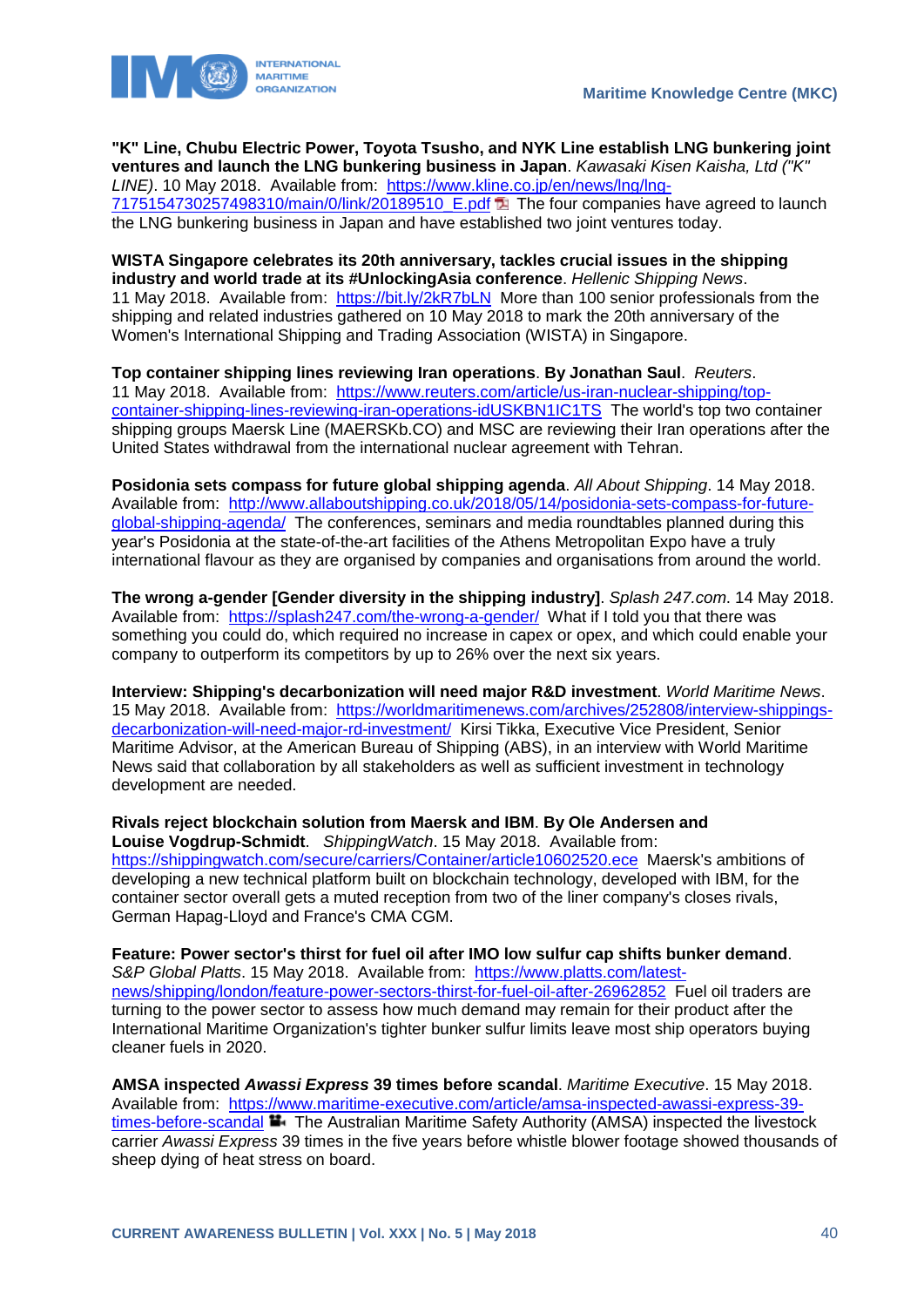**"K" Line, Chubu Electric Power, Toyota Tsusho, and NYK Line establish LNG bunkering joint ventures and launch the LNG bunkering business in Japan**. *Kawasaki Kisen Kaisha, Ltd ("K" LINE)*. 10 May 2018. Available from: [https://www.kline.co.jp/en/news/lng/lng-7175154730257498310/main/0/link/20189510_E.pdf](https://www.kline.co.jp/en/news/lng/lng-7175154730257498310/main/0/link/20189510_E.pdf) The four companies have agreed to launch the LNG bunkering business in Japan and have established two joint ventures today.

**WISTA Singapore celebrates its 20th anniversary, tackles crucial issues in the shipping industry and world trade at its #UnlockingAsia conference**. *Hellenic Shipping News*. 11 May 2018. Available from: [https://bit.ly/2kR7bLN](https://bit.ly/2kR7bLN) More than 100 senior professionals from the shipping and related industries gathered on 10 May 2018 to mark the 20th anniversary of the Women's International Shipping and Trading Association (WISTA) in Singapore.

**Top container shipping lines reviewing Iran operations**. **By Jonathan Saul**. *Reuters*. 11 May 2018. Available from: [https://www.reuters.com/article/us-iran-nuclear-shipping/top-container-shipping-lines-reviewing-iran-operations-idUSKBN1IC1TS](https://www.reuters.com/article/us-iran-nuclear-shipping/top-container-shipping-lines-reviewing-iran-operations-idUSKBN1IC1TS) The world's top two container shipping groups Maersk Line (MAERSKb.CO) and MSC are reviewing their Iran operations after the United States withdrawal from the international nuclear agreement with Tehran.

**Posidonia sets compass for future global shipping agenda**. *All About Shipping*. 14 May 2018. Available from: [http://www.allaboutshipping.co.uk/2018/05/14/posidonia-sets-compass-for-future-global-shipping-agenda/](http://www.allaboutshipping.co.uk/2018/05/14/posidonia-sets-compass-for-future-global-shipping-agenda/) The conferences, seminars and media roundtables planned during this year's Posidonia at the state-of-the-art facilities of the Athens Metropolitan Expo have a truly international flavour as they are organised by companies and organisations from around the world.

**The wrong a-gender [Gender diversity in the shipping industry]**. *Splash 247.com*. 14 May 2018. Available from: [https://splash247.com/the-wrong-a-gender/](https://splash247.com/the-wrong-a-gender/) What if I told you that there was something you could do, which required no increase in capex or opex, and which could enable your company to outperform its competitors by up to 26% over the next six years.

**Interview: Shipping's decarbonization will need major R&D investment**. *World Maritime News*. 15 May 2018. Available from: [https://worldmaritimenews.com/archives/252808/interview-shippings-decarbonization-will-need-major-rd-investment/](https://worldmaritimenews.com/archives/252808/interview-shippings-decarbonization-will-need-major-rd-investment/) Kirsi Tikka, Executive Vice President, Senior Maritime Advisor, at the American Bureau of Shipping (ABS), in an interview with World Maritime News said that collaboration by all stakeholders as well as sufficient investment in technology development are needed.

**Rivals reject blockchain solution from Maersk and IBM**. **By Ole Andersen and Louise Vogdrup-Schmidt**. *ShippingWatch*. 15 May 2018. Available from: [https://shippingwatch.com/secure/carriers/Container/article10602520.ece](https://shippingwatch.com/secure/carriers/Container/article10602520.ece) Maersk's ambitions of developing a new technical platform built on blockchain technology, developed with IBM, for the container sector overall gets a muted reception from two of the liner company's closes rivals, German Hapag-Lloyd and France's CMA CGM.

**Feature: Power sector's thirst for fuel oil after IMO low sulfur cap shifts bunker demand**. *S&P Global Platts*. 15 May 2018. Available from: [https://www.platts.com/latest-news/shipping/london/feature-power-sectors-thirst-for-fuel-oil-after-26962852](https://www.platts.com/latest-news/shipping/london/feature-power-sectors-thirst-for-fuel-oil-after-26962852) Fuel oil traders are turning to the power sector to assess how much demand may remain for their product after the International Maritime Organization's tighter bunker sulfur limits leave most ship operators buying cleaner fuels in 2020.

**AMSA inspected *Awassi Express* 39 times before scandal**. *Maritime Executive*. 15 May 2018. Available from: [https://www.maritime-executive.com/article/amsa-inspected-awassi-express-39-times-before-scandal](https://www.maritime-executive.com/article/amsa-inspected-awassi-express-39-times-before-scandal) The Australian Maritime Safety Authority (AMSA) inspected the livestock carrier *Awassi Express* 39 times in the five years before whistle blower footage showed thousands of sheep dying of heat stress on board.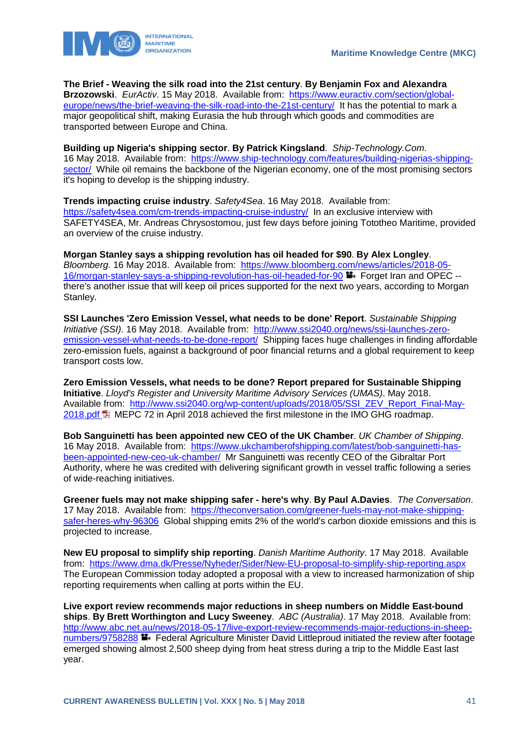**The Brief - Weaving the silk road into the 21st century**. **By Benjamin Fox and Alexandra Brzozowski**. *EurActiv*. 15 May 2018. Available from: https://www.euractiv.com/section/global-europe/news/the-brief-weaving-the-silk-road-into-the-21st-century/ It has the potential to mark a major geopolitical shift, making Eurasia the hub through which goods and commodities are transported between Europe and China.

**Building up Nigeria's shipping sector**. **By Patrick Kingsland**. *Ship-Technology.Com*. 16 May 2018. Available from: https://www.ship-technology.com/features/building-nigerias-shipping-sector/ While oil remains the backbone of the Nigerian economy, one of the most promising sectors it's hoping to develop is the shipping industry.

**Trends impacting cruise industry**. *Safety4Sea*. 16 May 2018. Available from: https://safety4sea.com/cm-trends-impacting-cruise-industry/ In an exclusive interview with SAFETY4SEA, Mr. Andreas Chrysostomou, just few days before joining Tototheo Maritime, provided an overview of the cruise industry.

**Morgan Stanley says a shipping revolution has oil headed for $90**. **By Alex Longley**. *Bloomberg*. 16 May 2018. Available from: https://www.bloomberg.com/news/articles/2018-05-16/morgan-stanley-says-a-shipping-revolution-has-oil-headed-for-90 Forget Iran and OPEC -- there's another issue that will keep oil prices supported for the next two years, according to Morgan Stanley.

**SSI Launches 'Zero Emission Vessel, what needs to be done' Report**. *Sustainable Shipping Initiative (SSI)*. 16 May 2018. Available from: http://www.ssi2040.org/news/ssi-launches-zero-emission-vessel-what-needs-to-be-done-report/ Shipping faces huge challenges in finding affordable zero-emission fuels, against a background of poor financial returns and a global requirement to keep transport costs low.

**Zero Emission Vessels, what needs to be done? Report prepared for Sustainable Shipping Initiative**. *Lloyd's Register and University Maritime Advisory Services (UMAS)*. May 2018. Available from: http://www.ssi2040.org/wp-content/uploads/2018/05/SSI_ZEV_Report_Final-May-2018.pdf MEPC 72 in April 2018 achieved the first milestone in the IMO GHG roadmap.

**Bob Sanguinetti has been appointed new CEO of the UK Chamber**. *UK Chamber of Shipping*. 16 May 2018. Available from: https://www.ukchamberofshipping.com/latest/bob-sanguinetti-has-been-appointed-new-ceo-uk-chamber/ Mr Sanguinetti was recently CEO of the Gibraltar Port Authority, where he was credited with delivering significant growth in vessel traffic following a series of wide-reaching initiatives.

**Greener fuels may not make shipping safer - here's why**. **By Paul A.Davies**. *The Conversation*. 17 May 2018. Available from: https://theconversation.com/greener-fuels-may-not-make-shipping-safer-heres-why-96306 Global shipping emits 2% of the world's carbon dioxide emissions and this is projected to increase.

**New EU proposal to simplify ship reporting**. *Danish Maritime Authority*. 17 May 2018. Available from: https://www.dma.dk/Presse/Nyheder/Sider/New-EU-proposal-to-simplify-ship-reporting.aspx The European Commission today adopted a proposal with a view to increased harmonization of ship reporting requirements when calling at ports within the EU.

**Live export review recommends major reductions in sheep numbers on Middle East-bound ships**. **By Brett Worthington and Lucy Sweeney**. *ABC (Australia)*. 17 May 2018. Available from: http://www.abc.net.au/news/2018-05-17/live-export-review-recommends-major-reductions-in-sheep-numbers/9758288 Federal Agriculture Minister David Littleproud initiated the review after footage emerged showing almost 2,500 sheep dying from heat stress during a trip to the Middle East last year.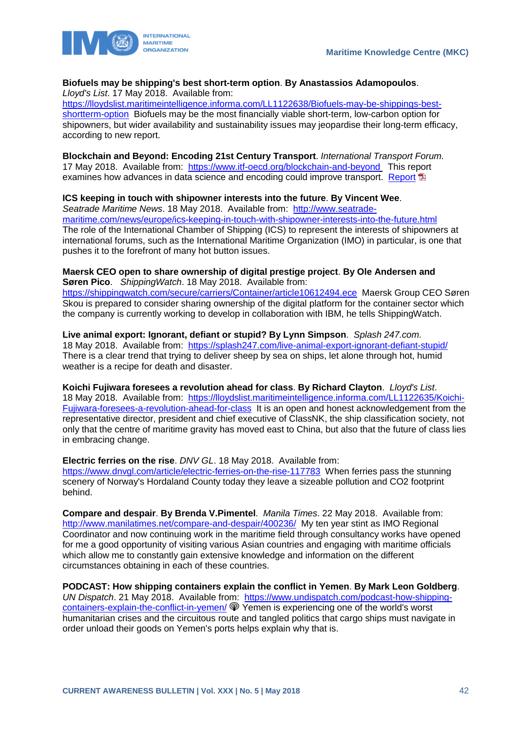**Biofuels may be shipping's best short-term option**. **By Anastassios Adamopoulos**. *Lloyd's List*. 17 May 2018. Available from: https://lloydslist.maritimeintelligence.informa.com/LL1122638/Biofuels-may-be-shippings-best-shortterm-option Biofuels may be the most financially viable short-term, low-carbon option for shipowners, but wider availability and sustainability issues may jeopardise their long-term efficacy, according to new report.

**Blockchain and Beyond: Encoding 21st Century Transport**. *International Transport Forum*. 17 May 2018. Available from: https://www.itf-oecd.org/blockchain-and-beyond This report examines how advances in data science and encoding could improve transport. Report

**ICS keeping in touch with shipowner interests into the future**. **By Vincent Wee**. *Seatrade Maritime News*. 18 May 2018. Available from: http://www.seatrade-maritime.com/news/europe/ics-keeping-in-touch-with-shipowner-interests-into-the-future.html The role of the International Chamber of Shipping (ICS) to represent the interests of shipowners at international forums, such as the International Maritime Organization (IMO) in particular, is one that pushes it to the forefront of many hot button issues.

**Maersk CEO open to share ownership of digital prestige project**. **By Ole Andersen and Søren Pico**. *ShippingWatch*. 18 May 2018. Available from: https://shippingwatch.com/secure/carriers/Container/article10612494.ece Maersk Group CEO Søren Skou is prepared to consider sharing ownership of the digital platform for the container sector which the company is currently working to develop in collaboration with IBM, he tells ShippingWatch.

**Live animal export: Ignorant, defiant or stupid? By Lynn Simpson**. *Splash 247.com*. 18 May 2018. Available from: https://splash247.com/live-animal-export-ignorant-defiant-stupid/ There is a clear trend that trying to deliver sheep by sea on ships, let alone through hot, humid weather is a recipe for death and disaster.

**Koichi Fujiwara foresees a revolution ahead for class**. **By Richard Clayton**. *Lloyd's List*. 18 May 2018. Available from: https://lloydslist.maritimeintelligence.informa.com/LL1122635/Koichi-Fujiwara-foresees-a-revolution-ahead-for-class It is an open and honest acknowledgement from the representative director, president and chief executive of ClassNK, the ship classification society, not only that the centre of maritime gravity has moved east to China, but also that the future of class lies in embracing change.

**Electric ferries on the rise**. *DNV GL*. 18 May 2018. Available from: https://www.dnvgl.com/article/electric-ferries-on-the-rise-117783 When ferries pass the stunning scenery of Norway's Hordaland County today they leave a sizeable pollution and CO2 footprint behind.

**Compare and despair**. **By Brenda V.Pimentel**. *Manila Times*. 22 May 2018. Available from: http://www.manilatimes.net/compare-and-despair/400236/ My ten year stint as IMO Regional Coordinator and now continuing work in the maritime field through consultancy works have opened for me a good opportunity of visiting various Asian countries and engaging with maritime officials which allow me to constantly gain extensive knowledge and information on the different circumstances obtaining in each of these countries.

**PODCAST: How shipping containers explain the conflict in Yemen**. **By Mark Leon Goldberg**. *UN Dispatch*. 21 May 2018. Available from: https://www.undispatch.com/podcast-how-shipping-containers-explain-the-conflict-in-yemen/ Yemen is experiencing one of the world's worst humanitarian crises and the circuitous route and tangled politics that cargo ships must navigate in order unload their goods on Yemen's ports helps explain why that is.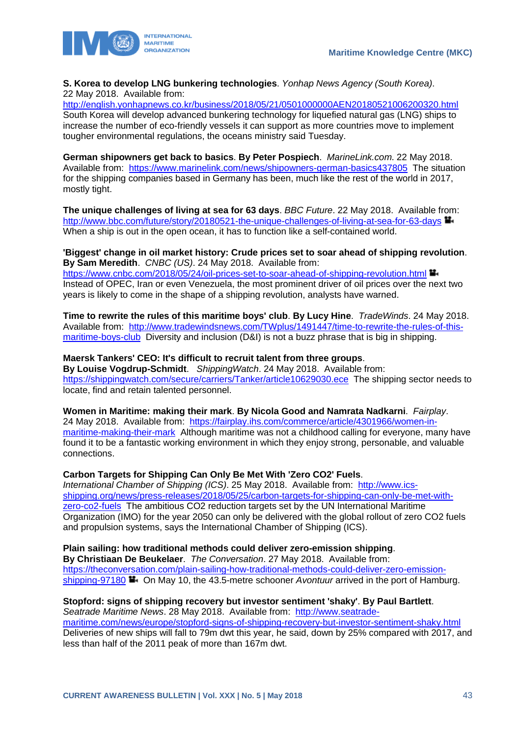**S. Korea to develop LNG bunkering technologies**. *Yonhap News Agency (South Korea)*. 22 May 2018. Available from: http://english.yonhapnews.co.kr/business/2018/05/21/0501000000AEN20180521006200320.html South Korea will develop advanced bunkering technology for liquefied natural gas (LNG) ships to increase the number of eco-friendly vessels it can support as more countries move to implement tougher environmental regulations, the oceans ministry said Tuesday.

**German shipowners get back to basics**. **By Peter Pospiech**. *MarineLink.com*. 22 May 2018. Available from: https://www.marinelink.com/news/shipowners-german-basics437805 The situation for the shipping companies based in Germany has been, much like the rest of the world in 2017, mostly tight.

**The unique challenges of living at sea for 63 days**. *BBC Future*. 22 May 2018. Available from: http://www.bbc.com/future/story/20180521-the-unique-challenges-of-living-at-sea-for-63-days When a ship is out in the open ocean, it has to function like a self-contained world.

**'Biggest' change in oil market history: Crude prices set to soar ahead of shipping revolution**. **By Sam Meredith**. *CNBC (US)*. 24 May 2018. Available from: https://www.cnbc.com/2018/05/24/oil-prices-set-to-soar-ahead-of-shipping-revolution.html Instead of OPEC, Iran or even Venezuela, the most prominent driver of oil prices over the next two years is likely to come in the shape of a shipping revolution, analysts have warned.

**Time to rewrite the rules of this maritime boys' club**. **By Lucy Hine**. *TradeWinds*. 24 May 2018. Available from: http://www.tradewindsnews.com/TWplus/1491447/time-to-rewrite-the-rules-of-this-maritime-boys-club Diversity and inclusion (D&I) is not a buzz phrase that is big in shipping.

**Maersk Tankers' CEO: It's difficult to recruit talent from three groups**. **By Louise Vogdrup-Schmidt**. *ShippingWatch*. 24 May 2018. Available from: https://shippingwatch.com/secure/carriers/Tanker/article10629030.ece The shipping sector needs to locate, find and retain talented personnel.

**Women in Maritime: making their mark**. **By Nicola Good and Namrata Nadkarni**. *Fairplay*. 24 May 2018. Available from: https://fairplay.ihs.com/commerce/article/4301966/women-in-maritime-making-their-mark Although maritime was not a childhood calling for everyone, many have found it to be a fantastic working environment in which they enjoy strong, personable, and valuable connections.

**Carbon Targets for Shipping Can Only Be Met With 'Zero CO2' Fuels**. *International Chamber of Shipping (ICS)*. 25 May 2018. Available from: http://www.ics-shipping.org/news/press-releases/2018/05/25/carbon-targets-for-shipping-can-only-be-met-with-zero-co2-fuels The ambitious CO2 reduction targets set by the UN International Maritime Organization (IMO) for the year 2050 can only be delivered with the global rollout of zero CO2 fuels and propulsion systems, says the International Chamber of Shipping (ICS).

**Plain sailing: how traditional methods could deliver zero-emission shipping**. **By Christiaan De Beukelaer**. *The Conversation*. 27 May 2018. Available from: https://theconversation.com/plain-sailing-how-traditional-methods-could-deliver-zero-emission-shipping-97180 On May 10, the 43.5-metre schooner *Avontuur* arrived in the port of Hamburg.

**Stopford: signs of shipping recovery but investor sentiment 'shaky'**. **By Paul Bartlett**. *Seatrade Maritime News*. 28 May 2018. Available from: http://www.seatrade-maritime.com/news/europe/stopford-signs-of-shipping-recovery-but-investor-sentiment-shaky.html Deliveries of new ships will fall to 79m dwt this year, he said, down by 25% compared with 2017, and less than half of the 2011 peak of more than 167m dwt.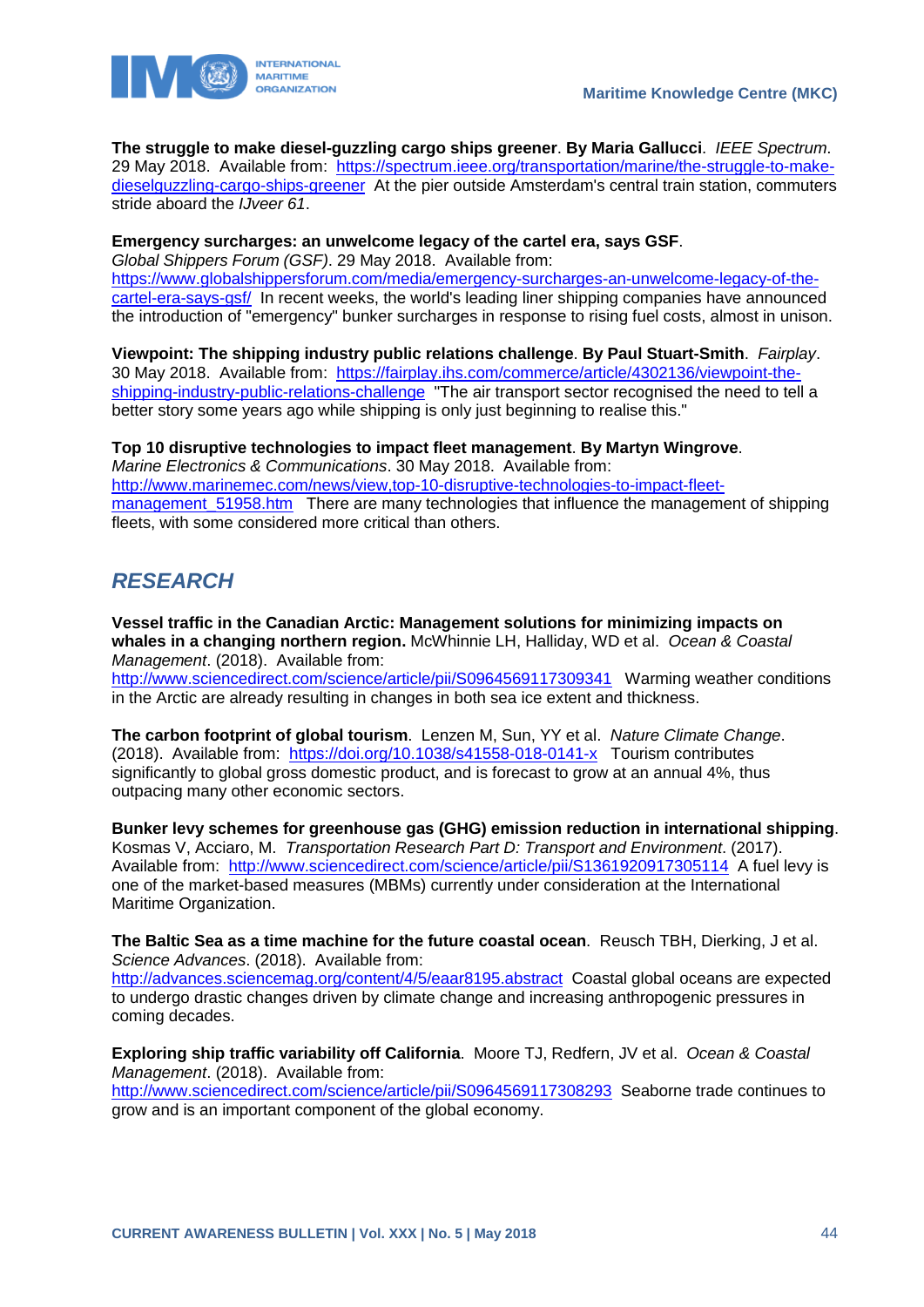**The struggle to make diesel-guzzling cargo ships greener**. **By Maria Gallucci**. *IEEE Spectrum*. 29 May 2018. Available from: https://spectrum.ieee.org/transportation/marine/the-struggle-to-make-dieselguzzling-cargo-ships-greener At the pier outside Amsterdam's central train station, commuters stride aboard the *IJveer 61*.

**Emergency surcharges: an unwelcome legacy of the cartel era, says GSF**. *Global Shippers Forum (GSF)*. 29 May 2018. Available from: https://www.globalshippersforum.com/media/emergency-surcharges-an-unwelcome-legacy-of-the-cartel-era-says-gsf/ In recent weeks, the world's leading liner shipping companies have announced the introduction of "emergency" bunker surcharges in response to rising fuel costs, almost in unison.

**Viewpoint: The shipping industry public relations challenge**. **By Paul Stuart-Smith**. *Fairplay*. 30 May 2018. Available from: https://fairplay.ihs.com/commerce/article/4302136/viewpoint-the-shipping-industry-public-relations-challenge "The air transport sector recognised the need to tell a better story some years ago while shipping is only just beginning to realise this."

**Top 10 disruptive technologies to impact fleet management**. **By Martyn Wingrove**. *Marine Electronics & Communications*. 30 May 2018. Available from: http://www.marinemec.com/news/view,top-10-disruptive-technologies-to-impact-fleet-management_51958.htm There are many technologies that influence the management of shipping fleets, with some considered more critical than others.

## RESEARCH

**Vessel traffic in the Canadian Arctic: Management solutions for minimizing impacts on whales in a changing northern region.** McWhinnie LH, Halliday, WD et al. *Ocean & Coastal Management*. (2018). Available from: http://www.sciencedirect.com/science/article/pii/S0964569117309341 Warming weather conditions in the Arctic are already resulting in changes in both sea ice extent and thickness.

**The carbon footprint of global tourism**. Lenzen M, Sun, YY et al. *Nature Climate Change*. (2018). Available from: https://doi.org/10.1038/s41558-018-0141-x Tourism contributes significantly to global gross domestic product, and is forecast to grow at an annual 4%, thus outpacing many other economic sectors.

**Bunker levy schemes for greenhouse gas (GHG) emission reduction in international shipping**. Kosmas V, Acciaro, M. *Transportation Research Part D: Transport and Environment*. (2017). Available from: http://www.sciencedirect.com/science/article/pii/S1361920917305114 A fuel levy is one of the market-based measures (MBMs) currently under consideration at the International Maritime Organization.

**The Baltic Sea as a time machine for the future coastal ocean**. Reusch TBH, Dierking, J et al. *Science Advances*. (2018). Available from: http://advances.sciencemag.org/content/4/5/eaar8195.abstract Coastal global oceans are expected to undergo drastic changes driven by climate change and increasing anthropogenic pressures in coming decades.

**Exploring ship traffic variability off California**. Moore TJ, Redfern, JV et al. *Ocean & Coastal Management*. (2018). Available from: http://www.sciencedirect.com/science/article/pii/S0964569117308293 Seaborne trade continues to grow and is an important component of the global economy.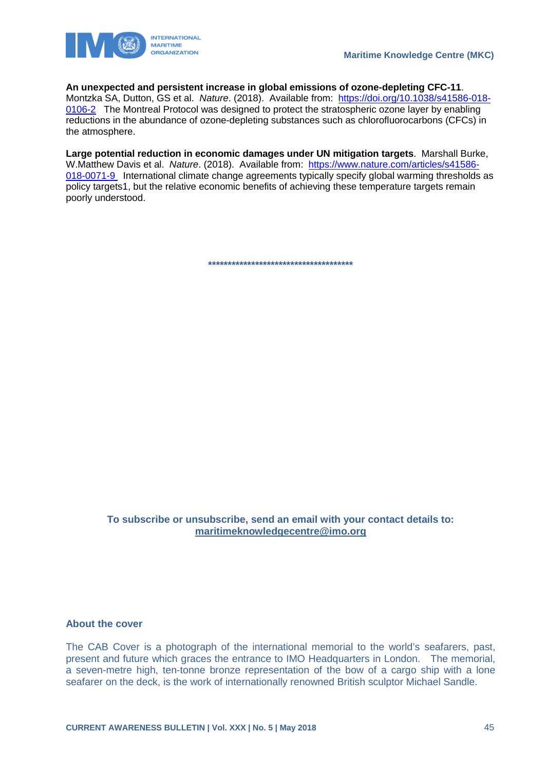**An unexpected and persistent increase in global emissions of ozone-depleting CFC-11**. Montzka SA, Dutton, GS et al. *Nature*. (2018). Available from: https://doi.org/10.1038/s41586-018-0106-2 The Montreal Protocol was designed to protect the stratospheric ozone layer by enabling reductions in the abundance of ozone-depleting substances such as chlorofluorocarbons (CFCs) in the atmosphere.

**Large potential reduction in economic damages under UN mitigation targets**. Marshall Burke, W.Matthew Davis et al. *Nature*. (2018). Available from: https://www.nature.com/articles/s41586-018-0071-9 International climate change agreements typically specify global warming thresholds as policy targets1, but the relative economic benefits of achieving these temperature targets remain poorly understood.

****************************************

**To subscribe or unsubscribe, send an email with your contact details to: maritimeknowledgecentre@imo.org**

### About the cover

The CAB Cover is a photograph of the international memorial to the world's seafarers, past, present and future which graces the entrance to IMO Headquarters in London. The memorial, a seven-metre high, ten-tonne bronze representation of the bow of a cargo ship with a lone seafarer on the deck, is the work of internationally renowned British sculptor Michael Sandle.